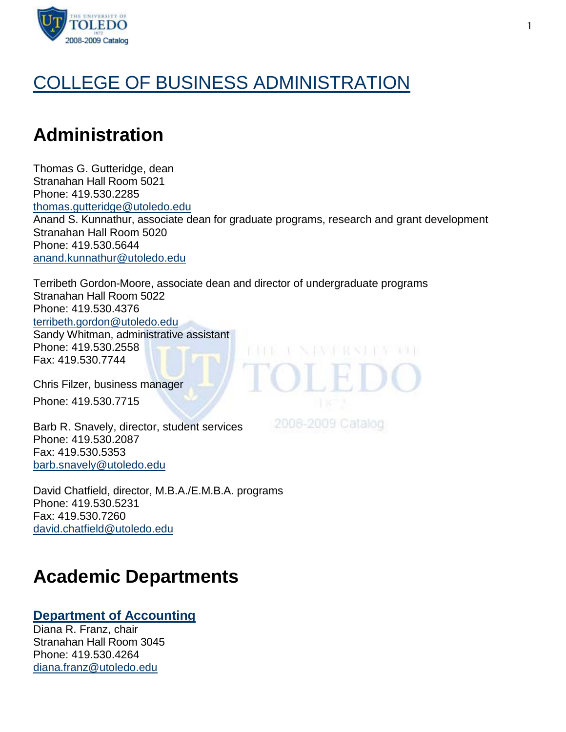# COLLEGE OF BUSINESS ADMINISTRATION

## Administration

Thomas G. Gutteridge, dean
Stranahan Hall Room 5021
Phone: 419.530.2285
thomas.gutteridge@utoledo.edu
Anand S. Kunnathur, associate dean for graduate programs, research and grant development
Stranahan Hall Room 5020
Phone: 419.530.5644
anand.kunnathur@utoledo.edu

Terribeth Gordon-Moore, associate dean and director of undergraduate programs
Stranahan Hall Room 5022
Phone: 419.530.4376
terribeth.gordon@utoledo.edu
Sandy Whitman, administrative assistant
Phone: 419.530.2558
Fax: 419.530.7744

Chris Filzer, business manager
Phone: 419.530.7715

Barb R. Snavely, director, student services
Phone: 419.530.2087
Fax: 419.530.5353
barb.snavely@utoledo.edu

David Chatfield, director, M.B.A./E.M.B.A. programs
Phone: 419.530.5231
Fax: 419.530.7260
david.chatfield@utoledo.edu

## Academic Departments

### Department of Accounting

Diana R. Franz, chair
Stranahan Hall Room 3045
Phone: 419.530.4264
diana.franz@utoledo.edu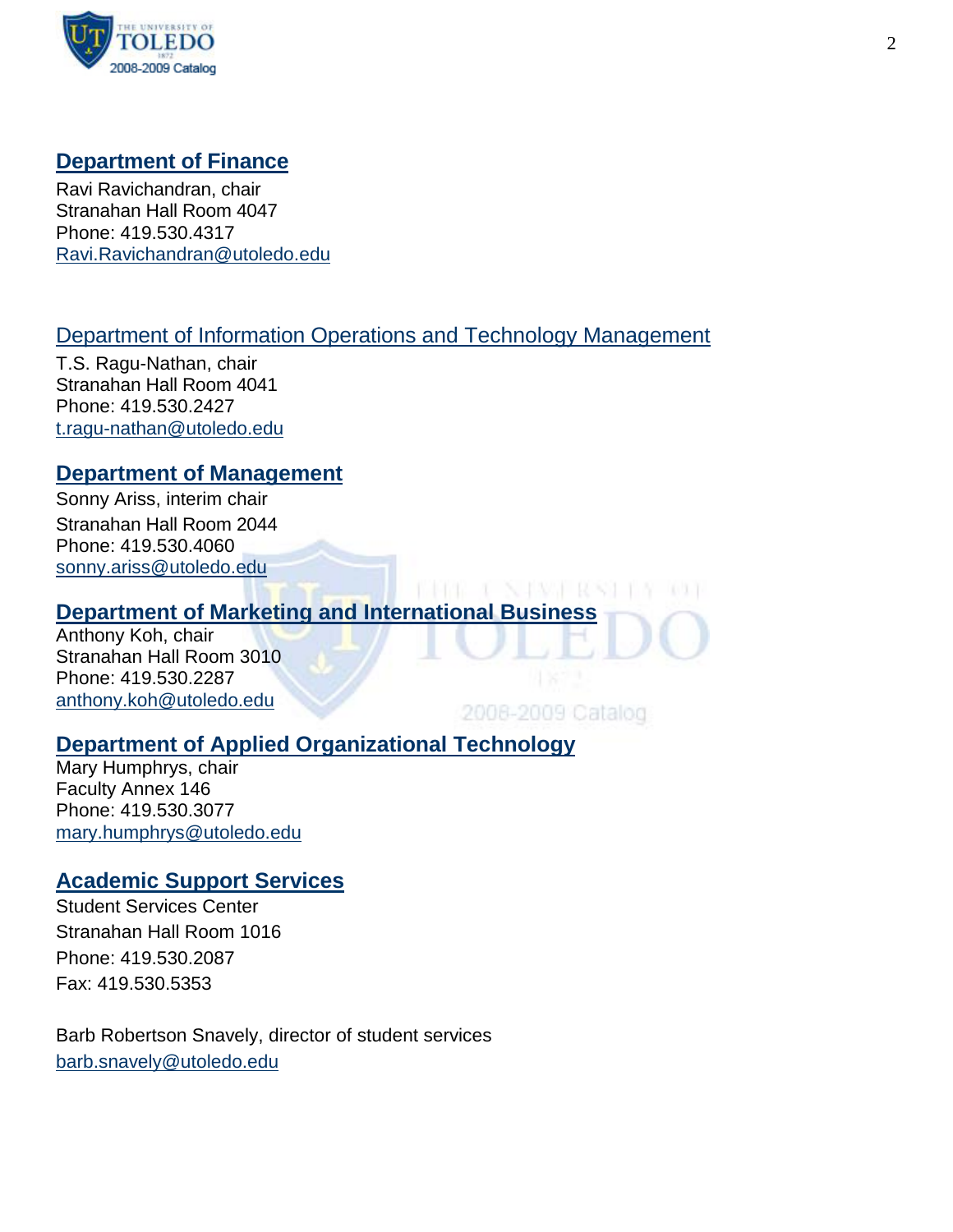## Department of Finance

Ravi Ravichandran, chair
Stranahan Hall Room 4047
Phone: 419.530.4317
Ravi.Ravichandran@utoledo.edu

## Department of Information Operations and Technology Management

T.S. Ragu-Nathan, chair
Stranahan Hall Room 4041
Phone: 419.530.2427
t.ragu-nathan@utoledo.edu

## Department of Management

Sonny Ariss, interim chair
Stranahan Hall Room 2044
Phone: 419.530.4060
sonny.ariss@utoledo.edu

## Department of Marketing and International Business

Anthony Koh, chair
Stranahan Hall Room 3010
Phone: 419.530.2287
anthony.koh@utoledo.edu

## Department of Applied Organizational Technology

Mary Humphrys, chair
Faculty Annex 146
Phone: 419.530.3077
mary.humphrys@utoledo.edu

## Academic Support Services

Student Services Center
Stranahan Hall Room 1016
Phone: 419.530.2087
Fax: 419.530.5353

Barb Robertson Snavely, director of student services
barb.snavely@utoledo.edu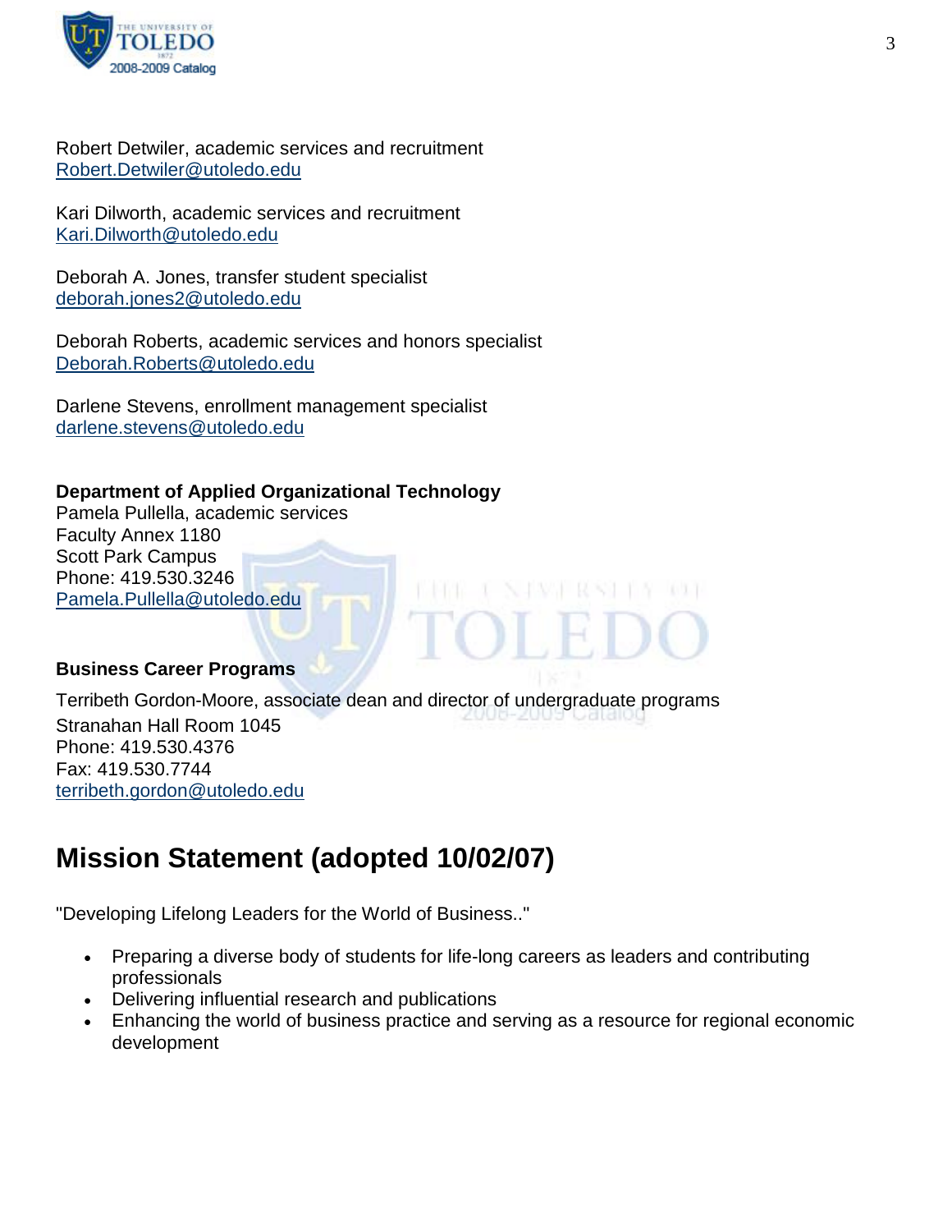Robert Detwiler, academic services and recruitment
Robert.Detwiler@utoledo.edu

Kari Dilworth, academic services and recruitment
Kari.Dilworth@utoledo.edu

Deborah A. Jones, transfer student specialist
deborah.jones2@utoledo.edu

Deborah Roberts, academic services and honors specialist
Deborah.Roberts@utoledo.edu

Darlene Stevens, enrollment management specialist
darlene.stevens@utoledo.edu

**Department of Applied Organizational Technology**
Pamela Pullella, academic services
Faculty Annex 1180
Scott Park Campus
Phone: 419.530.3246
Pamela.Pullella@utoledo.edu

**Business Career Programs**
Terribeth Gordon-Moore, associate dean and director of undergraduate programs
Stranahan Hall Room 1045
Phone: 419.530.4376
Fax: 419.530.7744
terribeth.gordon@utoledo.edu

# Mission Statement (adopted 10/02/07)

"Developing Lifelong Leaders for the World of Business.."

- Preparing a diverse body of students for life-long careers as leaders and contributing professionals
- Delivering influential research and publications
- Enhancing the world of business practice and serving as a resource for regional economic development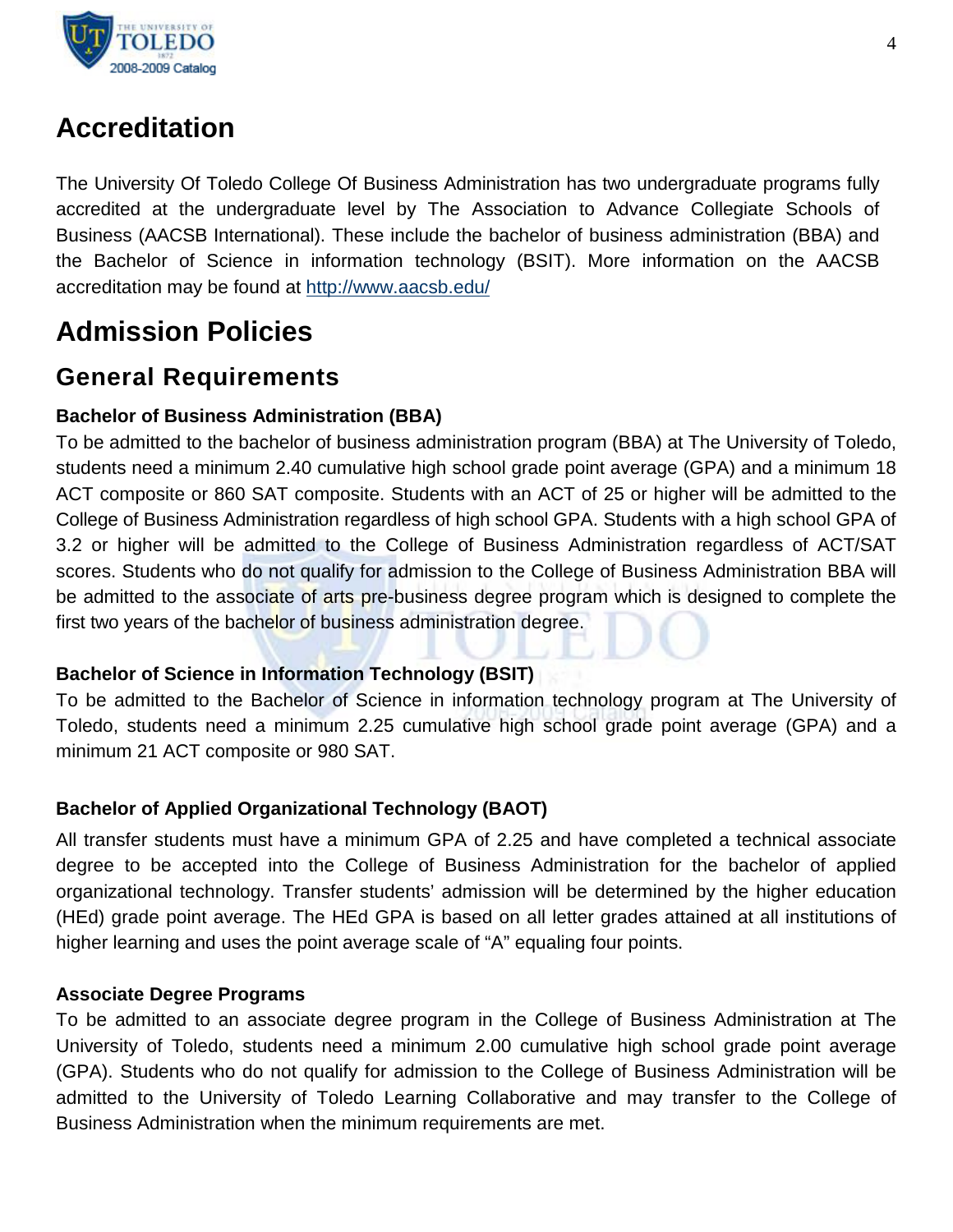# Accreditation

The University Of Toledo College Of Business Administration has two undergraduate programs fully accredited at the undergraduate level by The Association to Advance Collegiate Schools of Business (AACSB International). These include the bachelor of business administration (BBA) and the Bachelor of Science in information technology (BSIT). More information on the AACSB accreditation may be found at http://www.aacsb.edu/

# Admission Policies

## General Requirements

**Bachelor of Business Administration (BBA)**

To be admitted to the bachelor of business administration program (BBA) at The University of Toledo, students need a minimum 2.40 cumulative high school grade point average (GPA) and a minimum 18 ACT composite or 860 SAT composite. Students with an ACT of 25 or higher will be admitted to the College of Business Administration regardless of high school GPA. Students with a high school GPA of 3.2 or higher will be admitted to the College of Business Administration regardless of ACT/SAT scores. Students who do not qualify for admission to the College of Business Administration BBA will be admitted to the associate of arts pre-business degree program which is designed to complete the first two years of the bachelor of business administration degree.

**Bachelor of Science in Information Technology (BSIT)**

To be admitted to the Bachelor of Science in information technology program at The University of Toledo, students need a minimum 2.25 cumulative high school grade point average (GPA) and a minimum 21 ACT composite or 980 SAT.

**Bachelor of Applied Organizational Technology (BAOT)**

All transfer students must have a minimum GPA of 2.25 and have completed a technical associate degree to be accepted into the College of Business Administration for the bachelor of applied organizational technology. Transfer students' admission will be determined by the higher education (HEd) grade point average. The HEd GPA is based on all letter grades attained at all institutions of higher learning and uses the point average scale of "A" equaling four points.

**Associate Degree Programs**

To be admitted to an associate degree program in the College of Business Administration at The University of Toledo, students need a minimum 2.00 cumulative high school grade point average (GPA). Students who do not qualify for admission to the College of Business Administration will be admitted to the University of Toledo Learning Collaborative and may transfer to the College of Business Administration when the minimum requirements are met.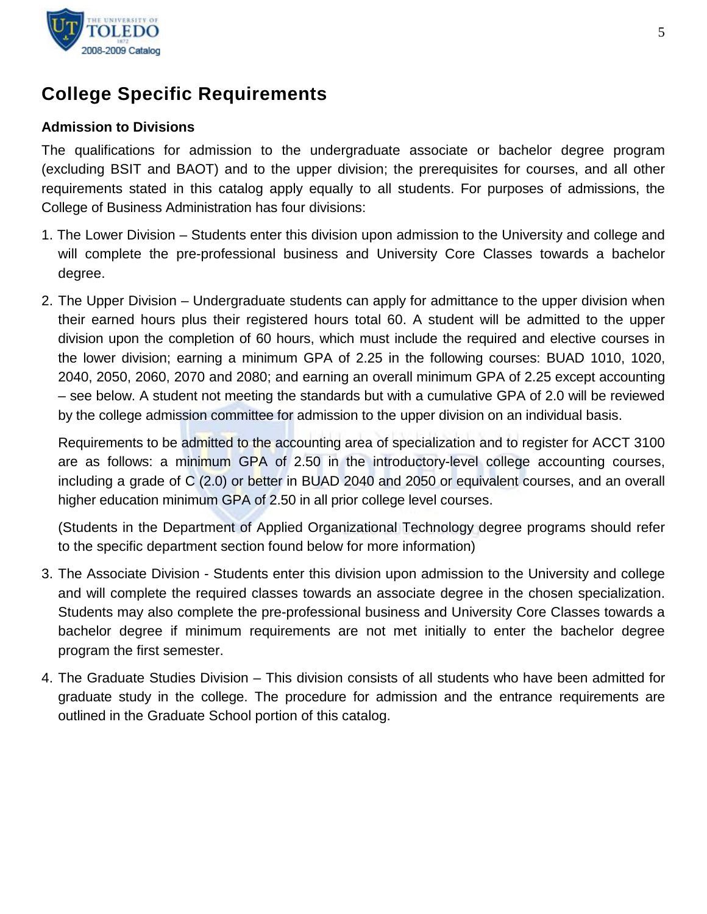## College Specific Requirements

### Admission to Divisions

The qualifications for admission to the undergraduate associate or bachelor degree program (excluding BSIT and BAOT) and to the upper division; the prerequisites for courses, and all other requirements stated in this catalog apply equally to all students. For purposes of admissions, the College of Business Administration has four divisions:

1. The Lower Division – Students enter this division upon admission to the University and college and will complete the pre-professional business and University Core Classes towards a bachelor degree.

2. The Upper Division – Undergraduate students can apply for admittance to the upper division when their earned hours plus their registered hours total 60. A student will be admitted to the upper division upon the completion of 60 hours, which must include the required and elective courses in the lower division; earning a minimum GPA of 2.25 in the following courses: BUAD 1010, 1020, 2040, 2050, 2060, 2070 and 2080; and earning an overall minimum GPA of 2.25 except accounting – see below. A student not meeting the standards but with a cumulative GPA of 2.0 will be reviewed by the college admission committee for admission to the upper division on an individual basis.

   Requirements to be admitted to the accounting area of specialization and to register for ACCT 3100 are as follows: a minimum GPA of 2.50 in the introductory-level college accounting courses, including a grade of C (2.0) or better in BUAD 2040 and 2050 or equivalent courses, and an overall higher education minimum GPA of 2.50 in all prior college level courses.

   (Students in the Department of Applied Organizational Technology degree programs should refer to the specific department section found below for more information)

3. The Associate Division - Students enter this division upon admission to the University and college and will complete the required classes towards an associate degree in the chosen specialization. Students may also complete the pre-professional business and University Core Classes towards a bachelor degree if minimum requirements are not met initially to enter the bachelor degree program the first semester.

4. The Graduate Studies Division – This division consists of all students who have been admitted for graduate study in the college. The procedure for admission and the entrance requirements are outlined in the Graduate School portion of this catalog.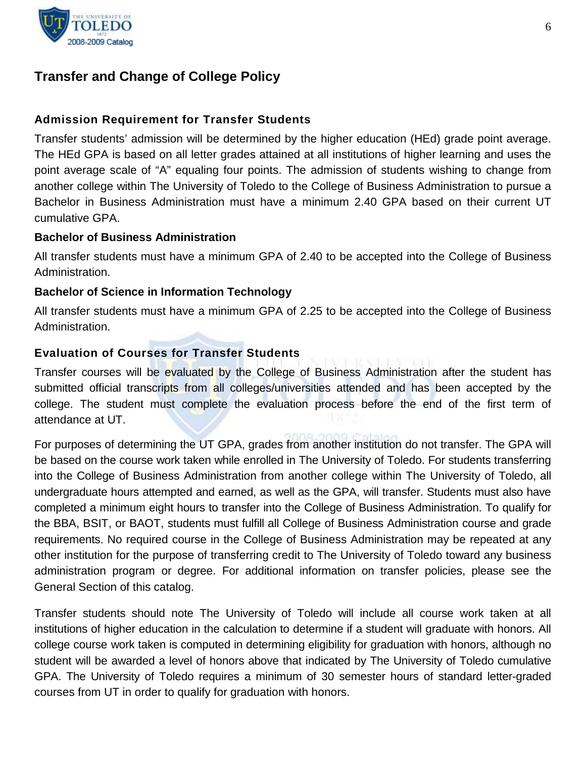## Transfer and Change of College Policy

### Admission Requirement for Transfer Students

Transfer students' admission will be determined by the higher education (HEd) grade point average. The HEd GPA is based on all letter grades attained at all institutions of higher learning and uses the point average scale of "A" equaling four points. The admission of students wishing to change from another college within The University of Toledo to the College of Business Administration to pursue a Bachelor in Business Administration must have a minimum 2.40 GPA based on their current UT cumulative GPA.

#### Bachelor of Business Administration

All transfer students must have a minimum GPA of 2.40 to be accepted into the College of Business Administration.

#### Bachelor of Science in Information Technology

All transfer students must have a minimum GPA of 2.25 to be accepted into the College of Business Administration.

### Evaluation of Courses for Transfer Students

Transfer courses will be evaluated by the College of Business Administration after the student has submitted official transcripts from all colleges/universities attended and has been accepted by the college. The student must complete the evaluation process before the end of the first term of attendance at UT.

For purposes of determining the UT GPA, grades from another institution do not transfer. The GPA will be based on the course work taken while enrolled in The University of Toledo. For students transferring into the College of Business Administration from another college within The University of Toledo, all undergraduate hours attempted and earned, as well as the GPA, will transfer. Students must also have completed a minimum eight hours to transfer into the College of Business Administration. To qualify for the BBA, BSIT, or BAOT, students must fulfill all College of Business Administration course and grade requirements. No required course in the College of Business Administration may be repeated at any other institution for the purpose of transferring credit to The University of Toledo toward any business administration program or degree. For additional information on transfer policies, please see the General Section of this catalog.

Transfer students should note The University of Toledo will include all course work taken at all institutions of higher education in the calculation to determine if a student will graduate with honors. All college course work taken is computed in determining eligibility for graduation with honors, although no student will be awarded a level of honors above that indicated by The University of Toledo cumulative GPA. The University of Toledo requires a minimum of 30 semester hours of standard letter-graded courses from UT in order to qualify for graduation with honors.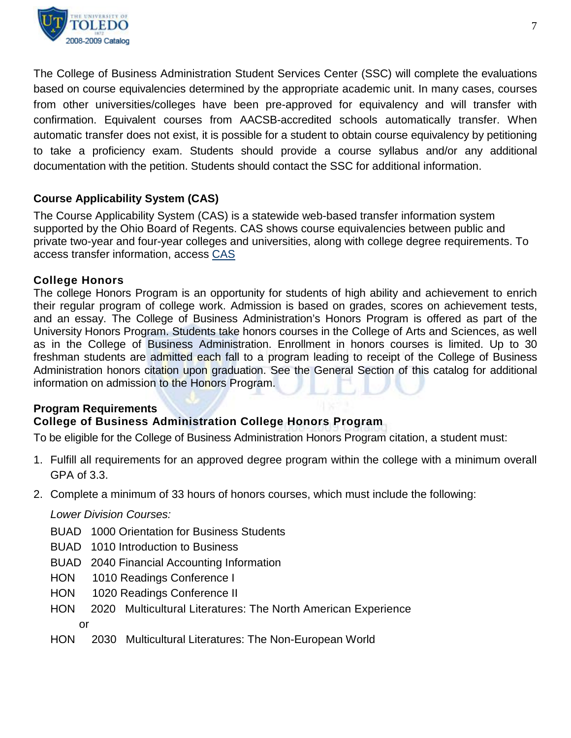The College of Business Administration Student Services Center (SSC) will complete the evaluations based on course equivalencies determined by the appropriate academic unit. In many cases, courses from other universities/colleges have been pre-approved for equivalency and will transfer with confirmation. Equivalent courses from AACSB-accredited schools automatically transfer. When automatic transfer does not exist, it is possible for a student to obtain course equivalency by petitioning to take a proficiency exam. Students should provide a course syllabus and/or any additional documentation with the petition. Students should contact the SSC for additional information.

### Course Applicability System (CAS)

The Course Applicability System (CAS) is a statewide web-based transfer information system supported by the Ohio Board of Regents. CAS shows course equivalencies between public and private two-year and four-year colleges and universities, along with college degree requirements. To access transfer information, access CAS

### College Honors

The college Honors Program is an opportunity for students of high ability and achievement to enrich their regular program of college work. Admission is based on grades, scores on achievement tests, and an essay. The College of Business Administration's Honors Program is offered as part of the University Honors Program. Students take honors courses in the College of Arts and Sciences, as well as in the College of Business Administration. Enrollment in honors courses is limited. Up to 30 freshman students are admitted each fall to a program leading to receipt of the College of Business Administration honors citation upon graduation. See the General Section of this catalog for additional information on admission to the Honors Program.

### Program Requirements

### College of Business Administration College Honors Program

To be eligible for the College of Business Administration Honors Program citation, a student must:

1. Fulfill all requirements for an approved degree program within the college with a minimum overall GPA of 3.3.
2. Complete a minimum of 33 hours of honors courses, which must include the following:

   *Lower Division Courses:*

   BUAD 1000 Orientation for Business Students
   BUAD 1010 Introduction to Business
   BUAD 2040 Financial Accounting Information
   HON 1010 Readings Conference I
   HON 1020 Readings Conference II
   HON 2020 Multicultural Literatures: The North American Experience
   or
   HON 2030 Multicultural Literatures: The Non-European World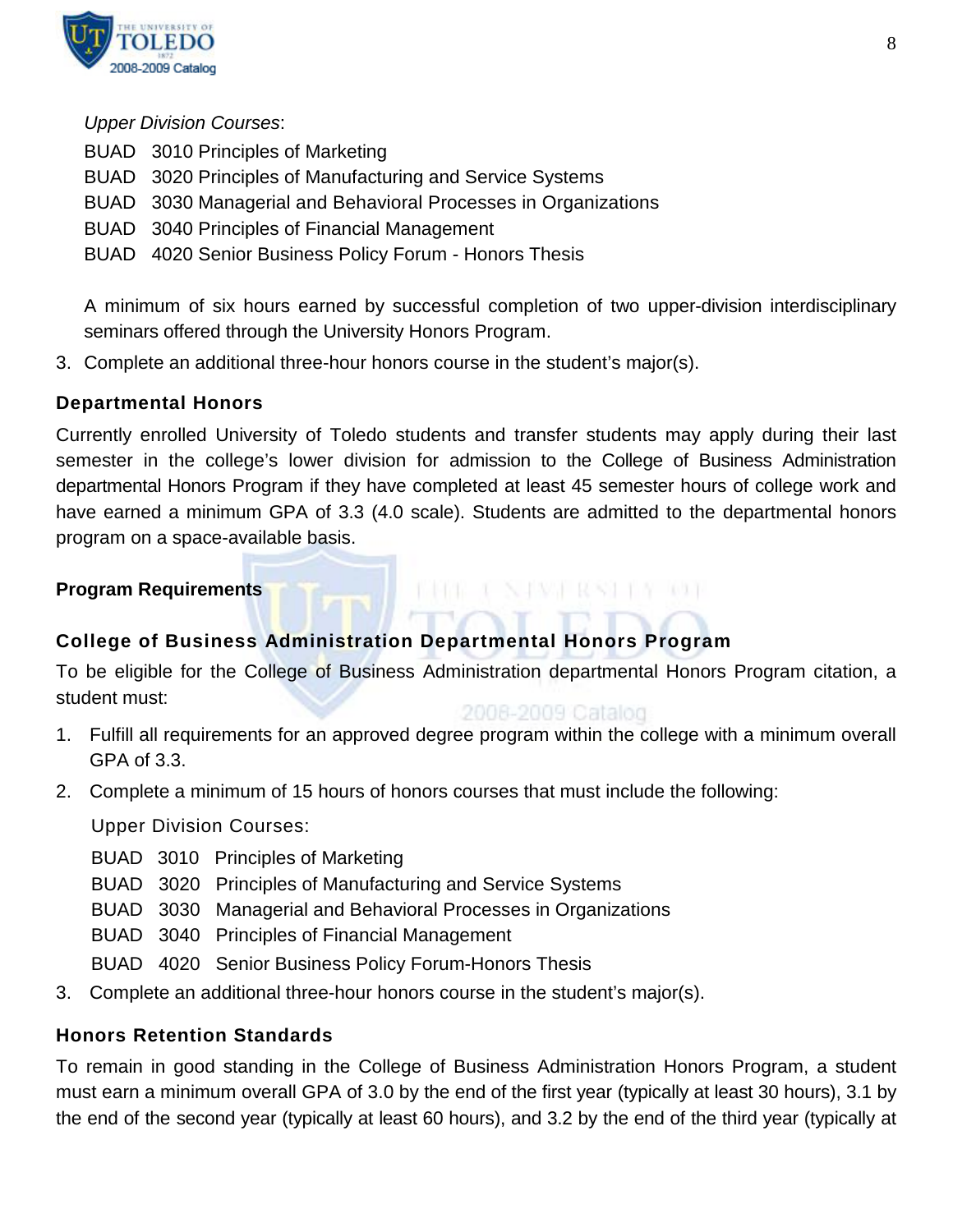*Upper Division Courses*:

BUAD 3010 Principles of Marketing
BUAD 3020 Principles of Manufacturing and Service Systems
BUAD 3030 Managerial and Behavioral Processes in Organizations
BUAD 3040 Principles of Financial Management
BUAD 4020 Senior Business Policy Forum - Honors Thesis

A minimum of six hours earned by successful completion of two upper-division interdisciplinary seminars offered through the University Honors Program.

3. Complete an additional three-hour honors course in the student's major(s).

### Departmental Honors

Currently enrolled University of Toledo students and transfer students may apply during their last semester in the college's lower division for admission to the College of Business Administration departmental Honors Program if they have completed at least 45 semester hours of college work and have earned a minimum GPA of 3.3 (4.0 scale). Students are admitted to the departmental honors program on a space-available basis.

**Program Requirements**

### College of Business Administration Departmental Honors Program

To be eligible for the College of Business Administration departmental Honors Program citation, a student must:

1. Fulfill all requirements for an approved degree program within the college with a minimum overall GPA of 3.3.
2. Complete a minimum of 15 hours of honors courses that must include the following:

   Upper Division Courses:

   BUAD 3010 Principles of Marketing
   BUAD 3020 Principles of Manufacturing and Service Systems
   BUAD 3030 Managerial and Behavioral Processes in Organizations
   BUAD 3040 Principles of Financial Management
   BUAD 4020 Senior Business Policy Forum-Honors Thesis
3. Complete an additional three-hour honors course in the student's major(s).

### Honors Retention Standards

To remain in good standing in the College of Business Administration Honors Program, a student must earn a minimum overall GPA of 3.0 by the end of the first year (typically at least 30 hours), 3.1 by the end of the second year (typically at least 60 hours), and 3.2 by the end of the third year (typically at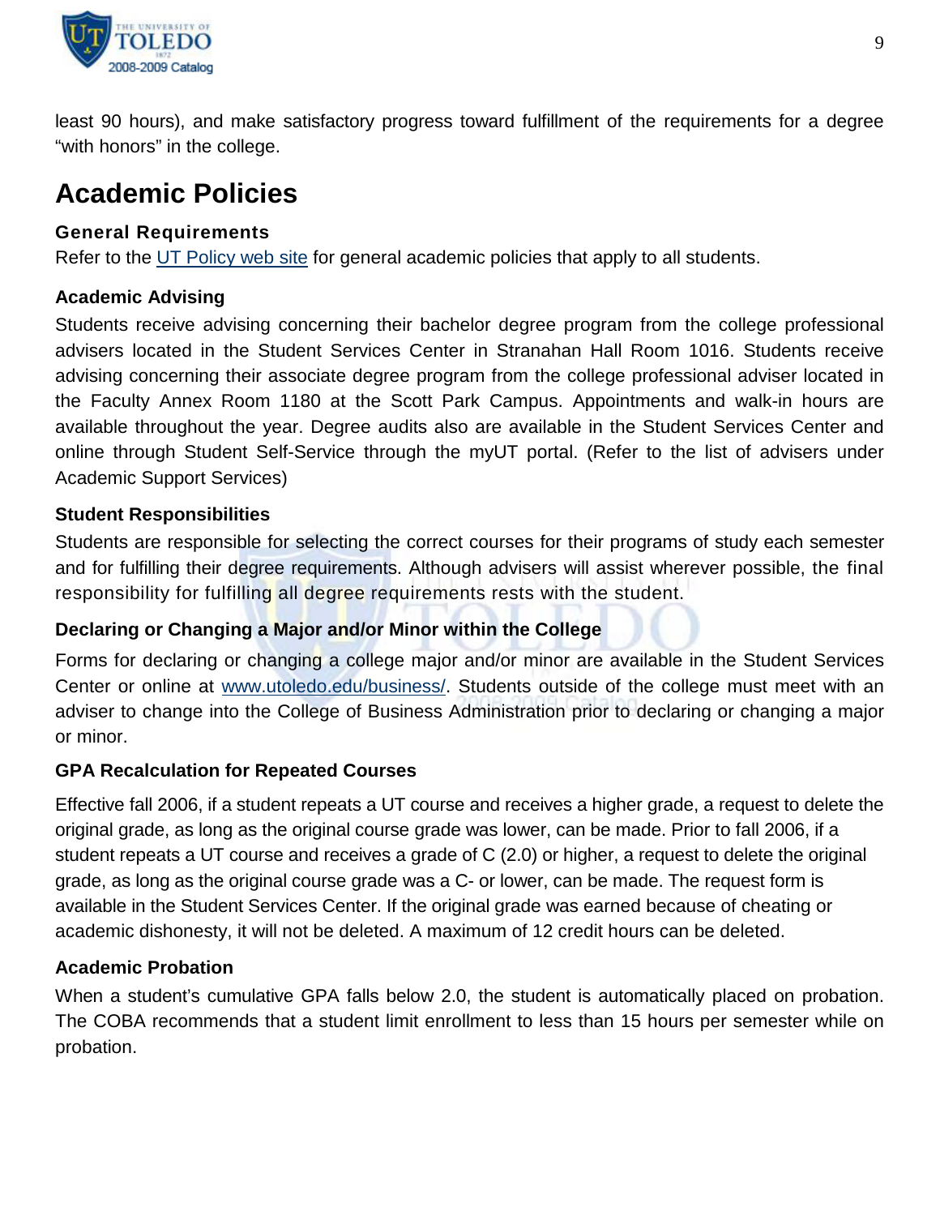least 90 hours), and make satisfactory progress toward fulfillment of the requirements for a degree “with honors” in the college.

# Academic Policies

### General Requirements

Refer to the UT Policy web site for general academic policies that apply to all students.

### Academic Advising

Students receive advising concerning their bachelor degree program from the college professional advisers located in the Student Services Center in Stranahan Hall Room 1016. Students receive advising concerning their associate degree program from the college professional adviser located in the Faculty Annex Room 1180 at the Scott Park Campus. Appointments and walk-in hours are available throughout the year. Degree audits also are available in the Student Services Center and online through Student Self-Service through the myUT portal. (Refer to the list of advisers under Academic Support Services)

### Student Responsibilities

Students are responsible for selecting the correct courses for their programs of study each semester and for fulfilling their degree requirements. Although advisers will assist wherever possible, the final responsibility for fulfilling all degree requirements rests with the student.

### Declaring or Changing a Major and/or Minor within the College

Forms for declaring or changing a college major and/or minor are available in the Student Services Center or online at www.utoledo.edu/business/. Students outside of the college must meet with an adviser to change into the College of Business Administration prior to declaring or changing a major or minor.

### GPA Recalculation for Repeated Courses

Effective fall 2006, if a student repeats a UT course and receives a higher grade, a request to delete the original grade, as long as the original course grade was lower, can be made. Prior to fall 2006, if a student repeats a UT course and receives a grade of C (2.0) or higher, a request to delete the original grade, as long as the original course grade was a C- or lower, can be made. The request form is available in the Student Services Center. If the original grade was earned because of cheating or academic dishonesty, it will not be deleted. A maximum of 12 credit hours can be deleted.

### Academic Probation

When a student’s cumulative GPA falls below 2.0, the student is automatically placed on probation. The COBA recommends that a student limit enrollment to less than 15 hours per semester while on probation.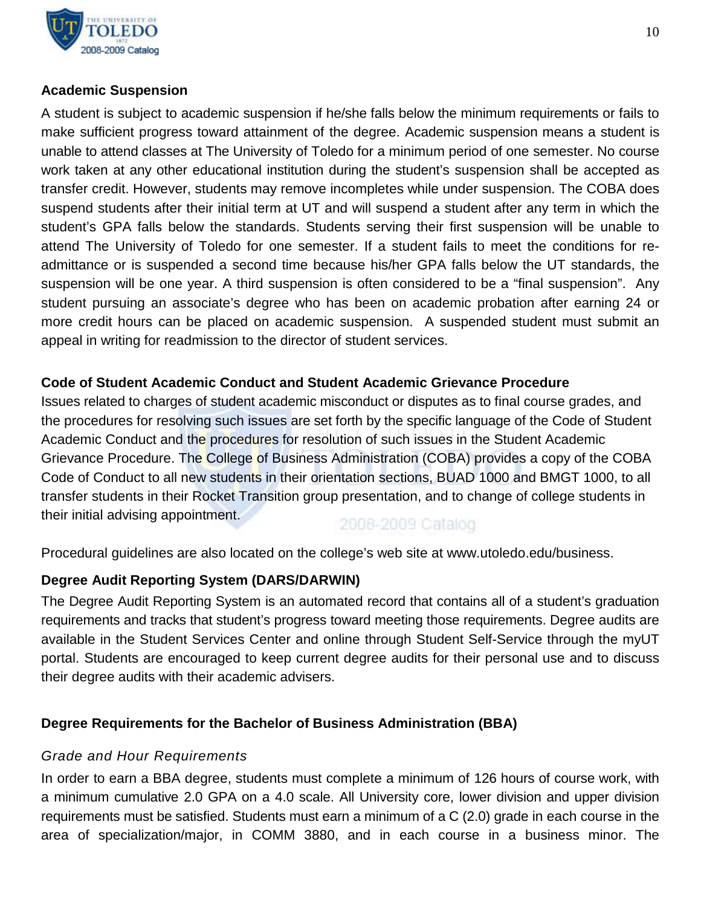### Academic Suspension

A student is subject to academic suspension if he/she falls below the minimum requirements or fails to make sufficient progress toward attainment of the degree. Academic suspension means a student is unable to attend classes at The University of Toledo for a minimum period of one semester. No course work taken at any other educational institution during the student's suspension shall be accepted as transfer credit. However, students may remove incompletes while under suspension. The COBA does suspend students after their initial term at UT and will suspend a student after any term in which the student's GPA falls below the standards. Students serving their first suspension will be unable to attend The University of Toledo for one semester. If a student fails to meet the conditions for re-admittance or is suspended a second time because his/her GPA falls below the UT standards, the suspension will be one year. A third suspension is often considered to be a "final suspension". Any student pursuing an associate's degree who has been on academic probation after earning 24 or more credit hours can be placed on academic suspension. A suspended student must submit an appeal in writing for readmission to the director of student services.

### Code of Student Academic Conduct and Student Academic Grievance Procedure

Issues related to charges of student academic misconduct or disputes as to final course grades, and the procedures for resolving such issues are set forth by the specific language of the Code of Student Academic Conduct and the procedures for resolution of such issues in the Student Academic Grievance Procedure. The College of Business Administration (COBA) provides a copy of the COBA Code of Conduct to all new students in their orientation sections, BUAD 1000 and BMGT 1000, to all transfer students in their Rocket Transition group presentation, and to change of college students in their initial advising appointment.

Procedural guidelines are also located on the college's web site at www.utoledo.edu/business.

### Degree Audit Reporting System (DARS/DARWIN)

The Degree Audit Reporting System is an automated record that contains all of a student's graduation requirements and tracks that student's progress toward meeting those requirements. Degree audits are available in the Student Services Center and online through Student Self-Service through the myUT portal. Students are encouraged to keep current degree audits for their personal use and to discuss their degree audits with their academic advisers.

### Degree Requirements for the Bachelor of Business Administration (BBA)

*Grade and Hour Requirements*

In order to earn a BBA degree, students must complete a minimum of 126 hours of course work, with a minimum cumulative 2.0 GPA on a 4.0 scale. All University core, lower division and upper division requirements must be satisfied. Students must earn a minimum of a C (2.0) grade in each course in the area of specialization/major, in COMM 3880, and in each course in a business minor. The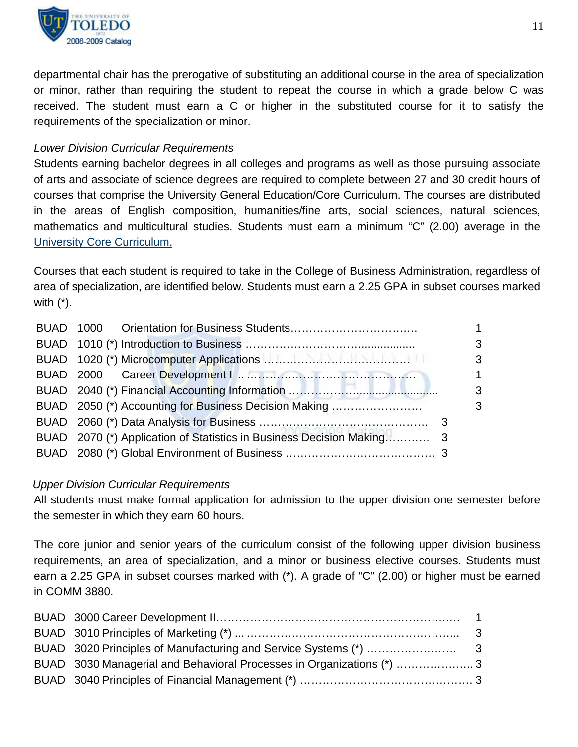departmental chair has the prerogative of substituting an additional course in the area of specialization or minor, rather than requiring the student to repeat the course in which a grade below C was received. The student must earn a C or higher in the substituted course for it to satisfy the requirements of the specialization or minor.

*Lower Division Curricular Requirements*

Students earning bachelor degrees in all colleges and programs as well as those pursuing associate of arts and associate of science degrees are required to complete between 27 and 30 credit hours of courses that comprise the University General Education/Core Curriculum. The courses are distributed in the areas of English composition, humanities/fine arts, social sciences, natural sciences, mathematics and multicultural studies. Students must earn a minimum "C" (2.00) average in the University Core Curriculum.

Courses that each student is required to take in the College of Business Administration, regardless of area of specialization, are identified below. Students must earn a 2.25 GPA in subset courses marked with (*).

| | | | |
|---|---|---|---|
| BUAD | 1000 | Orientation for Business Students | 1 |
| BUAD | 1010 | (*) Introduction to Business | 3 |
| BUAD | 1020 | (*) Microcomputer Applications | 3 |
| BUAD | 2000 | Career Development I | 1 |
| BUAD | 2040 | (*) Financial Accounting Information | 3 |
| BUAD | 2050 | (*) Accounting for Business Decision Making | 3 |
| BUAD | 2060 | (*) Data Analysis for Business | 3 |
| BUAD | 2070 | (*) Application of Statistics in Business Decision Making | 3 |
| BUAD | 2080 | (*) Global Environment of Business | 3 |

*Upper Division Curricular Requirements*

All students must make formal application for admission to the upper division one semester before the semester in which they earn 60 hours.

The core junior and senior years of the curriculum consist of the following upper division business requirements, an area of specialization, and a minor or business elective courses. Students must earn a 2.25 GPA in subset courses marked with (*). A grade of "C" (2.00) or higher must be earned in COMM 3880.

| | | | |
|---|---|---|---|
| BUAD | 3000 | Career Development II | 1 |
| BUAD | 3010 | Principles of Marketing (*) | 3 |
| BUAD | 3020 | Principles of Manufacturing and Service Systems (*) | 3 |
| BUAD | 3030 | Managerial and Behavioral Processes in Organizations (*) | 3 |
| BUAD | 3040 | Principles of Financial Management (*) | 3 |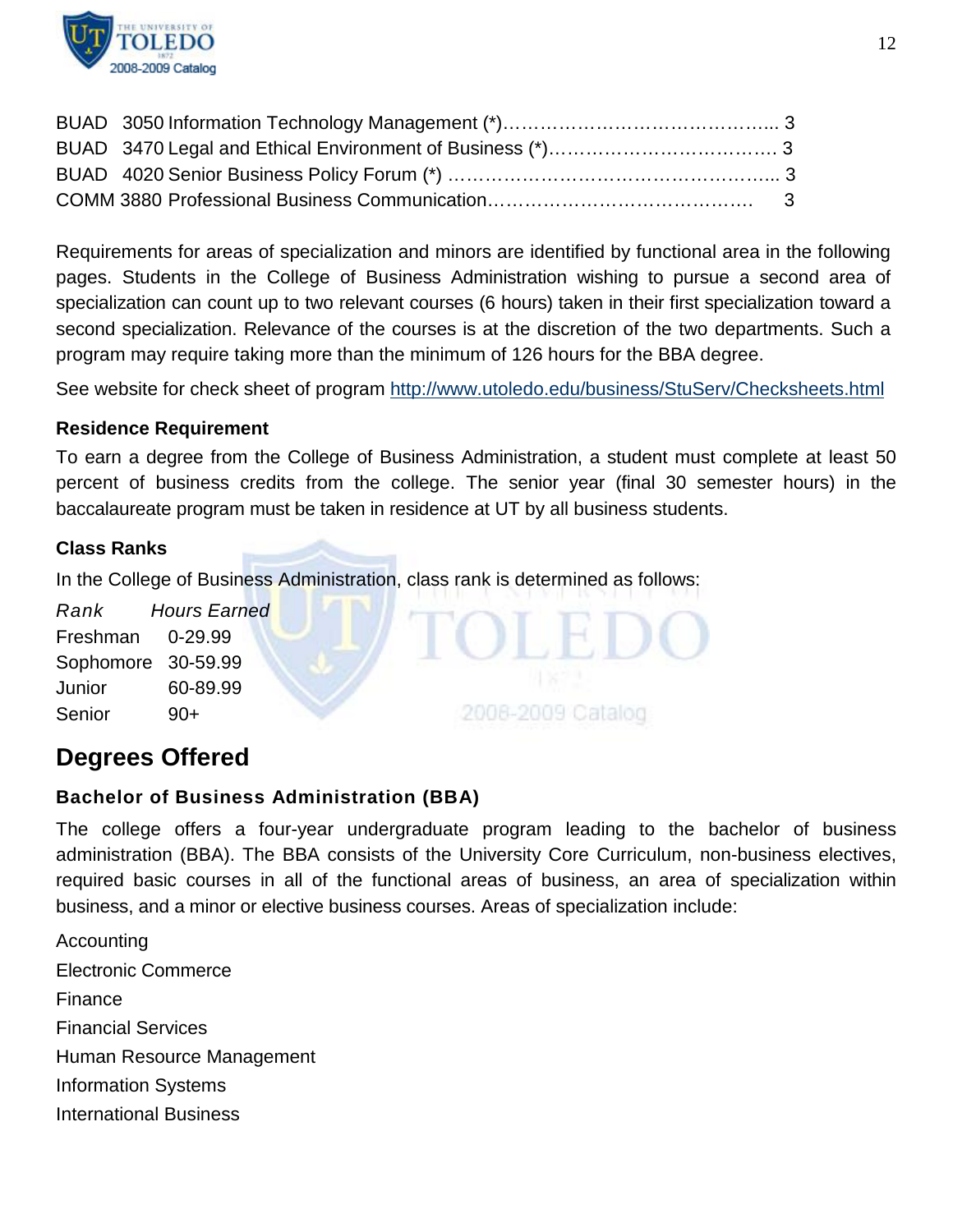BUAD 3050 Information Technology Management (*)……………………………………... 3
BUAD 3470 Legal and Ethical Environment of Business (*)………………………………. 3
BUAD 4020 Senior Business Policy Forum (*) ……………………………………………... 3
COMM 3880 Professional Business Communication……………………………………. 3

Requirements for areas of specialization and minors are identified by functional area in the following pages. Students in the College of Business Administration wishing to pursue a second area of specialization can count up to two relevant courses (6 hours) taken in their first specialization toward a second specialization. Relevance of the courses is at the discretion of the two departments. Such a program may require taking more than the minimum of 126 hours for the BBA degree.

See website for check sheet of program http://www.utoledo.edu/business/StuServ/Checksheets.html

**Residence Requirement**

To earn a degree from the College of Business Administration, a student must complete at least 50 percent of business credits from the college. The senior year (final 30 semester hours) in the baccalaureate program must be taken in residence at UT by all business students.

**Class Ranks**

In the College of Business Administration, class rank is determined as follows:

| *Rank* | *Hours Earned* |
|---|---|
| Freshman | 0-29.99 |
| Sophomore | 30-59.99 |
| Junior | 60-89.99 |
| Senior | 90+ |

## Degrees Offered

### Bachelor of Business Administration (BBA)

The college offers a four-year undergraduate program leading to the bachelor of business administration (BBA). The BBA consists of the University Core Curriculum, non-business electives, required basic courses in all of the functional areas of business, an area of specialization within business, and a minor or elective business courses. Areas of specialization include:

Accounting
Electronic Commerce
Finance
Financial Services
Human Resource Management
Information Systems
International Business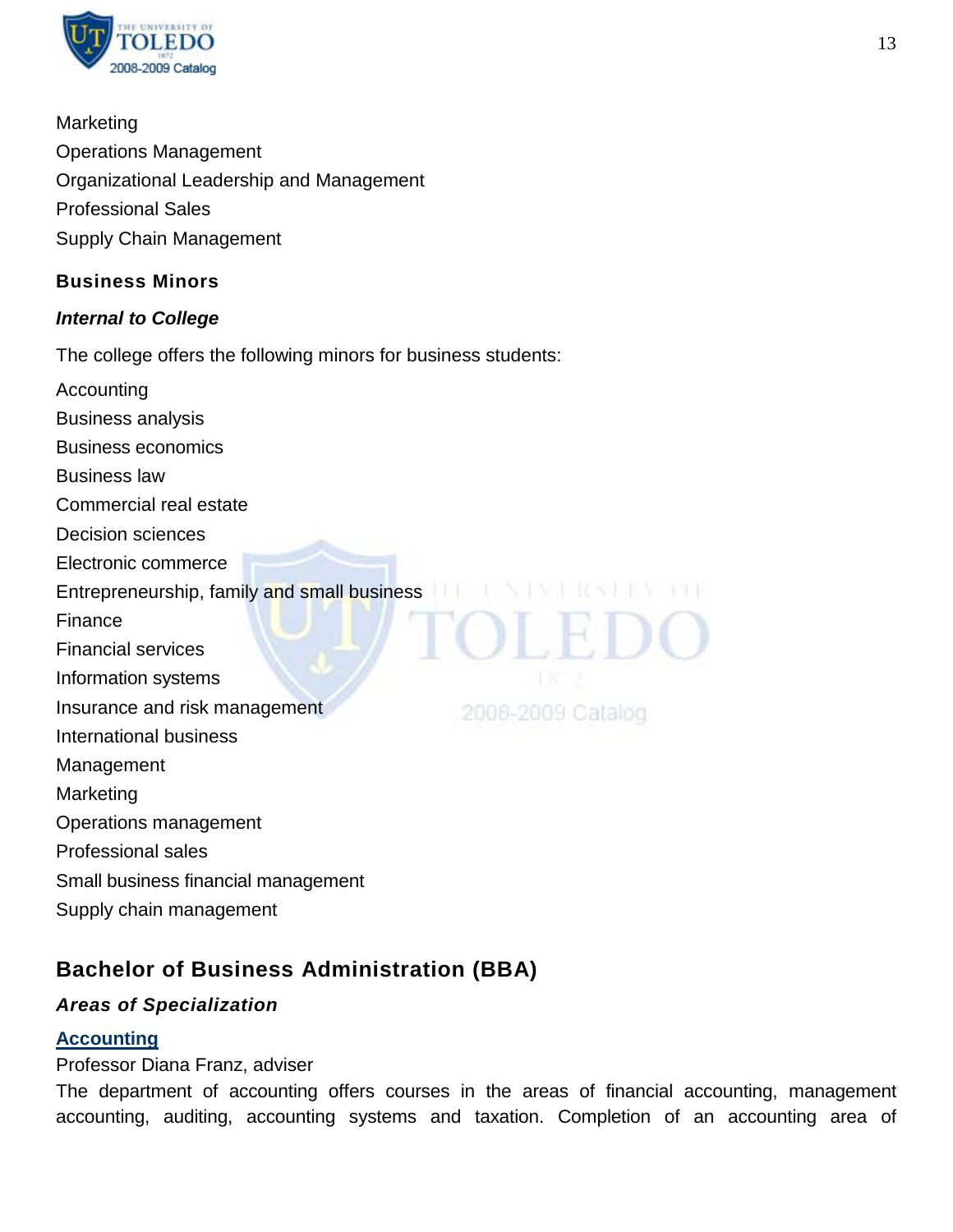Marketing

Operations Management

Organizational Leadership and Management

Professional Sales

Supply Chain Management

### Business Minors

#### *Internal to College*

The college offers the following minors for business students:

Accounting

Business analysis

Business economics

Business law

Commercial real estate

Decision sciences

Electronic commerce

Entrepreneurship, family and small business

Finance

Financial services

Information systems

Insurance and risk management

International business

Management

Marketing

Operations management

Professional sales

Small business financial management

Supply chain management

## Bachelor of Business Administration (BBA)

#### *Areas of Specialization*

**Accounting**

Professor Diana Franz, adviser

The department of accounting offers courses in the areas of financial accounting, management accounting, auditing, accounting systems and taxation. Completion of an accounting area of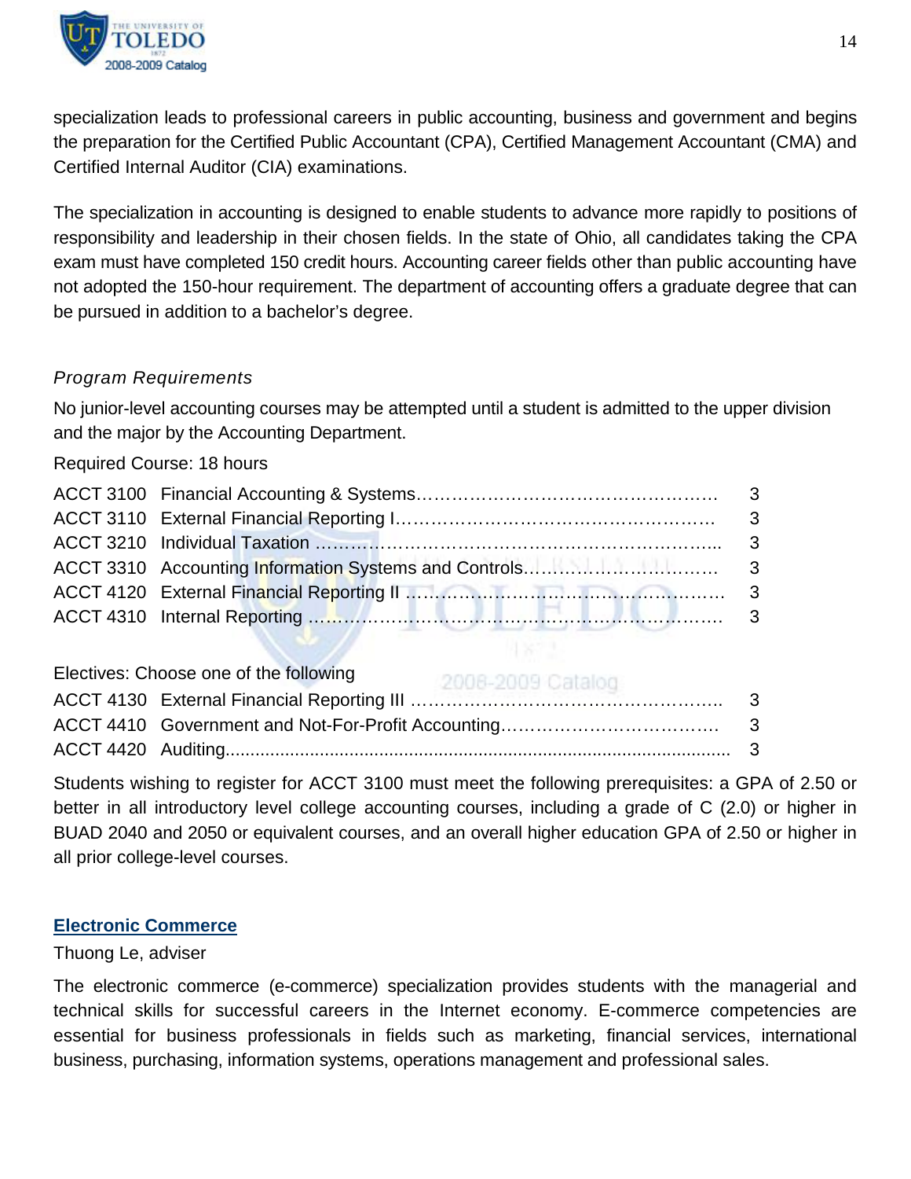specialization leads to professional careers in public accounting, business and government and begins the preparation for the Certified Public Accountant (CPA), Certified Management Accountant (CMA) and Certified Internal Auditor (CIA) examinations.

The specialization in accounting is designed to enable students to advance more rapidly to positions of responsibility and leadership in their chosen fields. In the state of Ohio, all candidates taking the CPA exam must have completed 150 credit hours. Accounting career fields other than public accounting have not adopted the 150-hour requirement. The department of accounting offers a graduate degree that can be pursued in addition to a bachelor's degree.

*Program Requirements*

No junior-level accounting courses may be attempted until a student is admitted to the upper division and the major by the Accounting Department.

Required Course: 18 hours

| Course | Title | Hours |
|---|---|---|
| ACCT 3100 | Financial Accounting & Systems | 3 |
| ACCT 3110 | External Financial Reporting I | 3 |
| ACCT 3210 | Individual Taxation | 3 |
| ACCT 3310 | Accounting Information Systems and Controls | 3 |
| ACCT 4120 | External Financial Reporting II | 3 |
| ACCT 4310 | Internal Reporting | 3 |

Electives: Choose one of the following

| Course | Title | Hours |
|---|---|---|
| ACCT 4130 | External Financial Reporting III | 3 |
| ACCT 4410 | Government and Not-For-Profit Accounting | 3 |
| ACCT 4420 | Auditing | 3 |

Students wishing to register for ACCT 3100 must meet the following prerequisites: a GPA of 2.50 or better in all introductory level college accounting courses, including a grade of C (2.0) or higher in BUAD 2040 and 2050 or equivalent courses, and an overall higher education GPA of 2.50 or higher in all prior college-level courses.

## Electronic Commerce

Thuong Le, adviser

The electronic commerce (e-commerce) specialization provides students with the managerial and technical skills for successful careers in the Internet economy. E-commerce competencies are essential for business professionals in fields such as marketing, financial services, international business, purchasing, information systems, operations management and professional sales.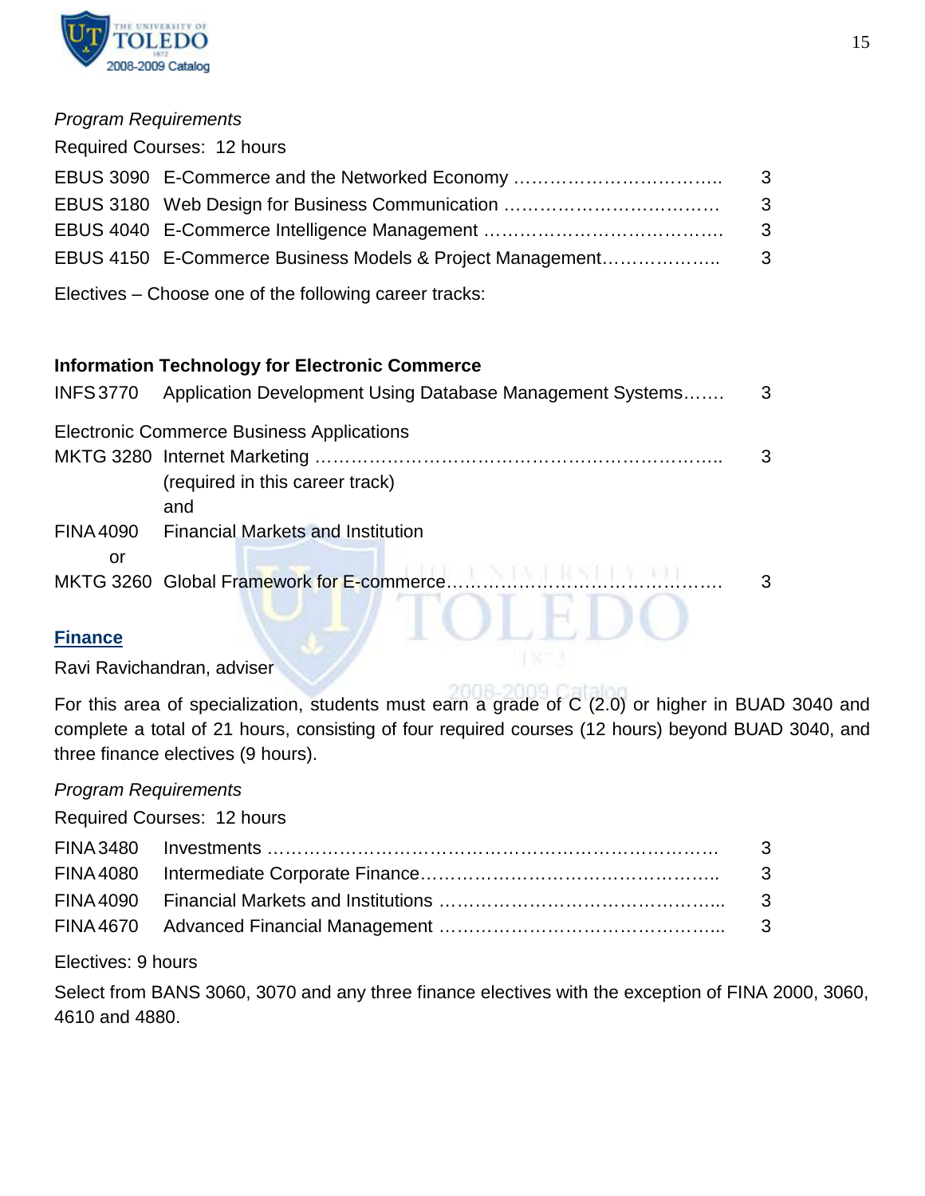*Program Requirements*

Required Courses: 12 hours

| Course | Title | Hours |
|---|---|---|
| EBUS 3090 | E-Commerce and the Networked Economy | 3 |
| EBUS 3180 | Web Design for Business Communication | 3 |
| EBUS 4040 | E-Commerce Intelligence Management | 3 |
| EBUS 4150 | E-Commerce Business Models & Project Management | 3 |

Electives – Choose one of the following career tracks:

**Information Technology for Electronic Commerce**

| Course | Title | Hours |
|---|---|---|
| INFS 3770 | Application Development Using Database Management Systems | 3 |

Electronic Commerce Business Applications

| Course | Title | Hours |
|---|---|---|
| MKTG 3280 | Internet Marketing (required in this career track) | 3 |
| | and | |
| FINA 4090 | Financial Markets and Institution | |
| or | | |
| MKTG 3260 | Global Framework for E-commerce | 3 |

## Finance

Ravi Ravichandran, adviser

For this area of specialization, students must earn a grade of C (2.0) or higher in BUAD 3040 and complete a total of 21 hours, consisting of four required courses (12 hours) beyond BUAD 3040, and three finance electives (9 hours).

*Program Requirements*

Required Courses: 12 hours

| Course | Title | Hours |
|---|---|---|
| FINA 3480 | Investments | 3 |
| FINA 4080 | Intermediate Corporate Finance | 3 |
| FINA 4090 | Financial Markets and Institutions | 3 |
| FINA 4670 | Advanced Financial Management | 3 |

Electives: 9 hours

Select from BANS 3060, 3070 and any three finance electives with the exception of FINA 2000, 3060, 4610 and 4880.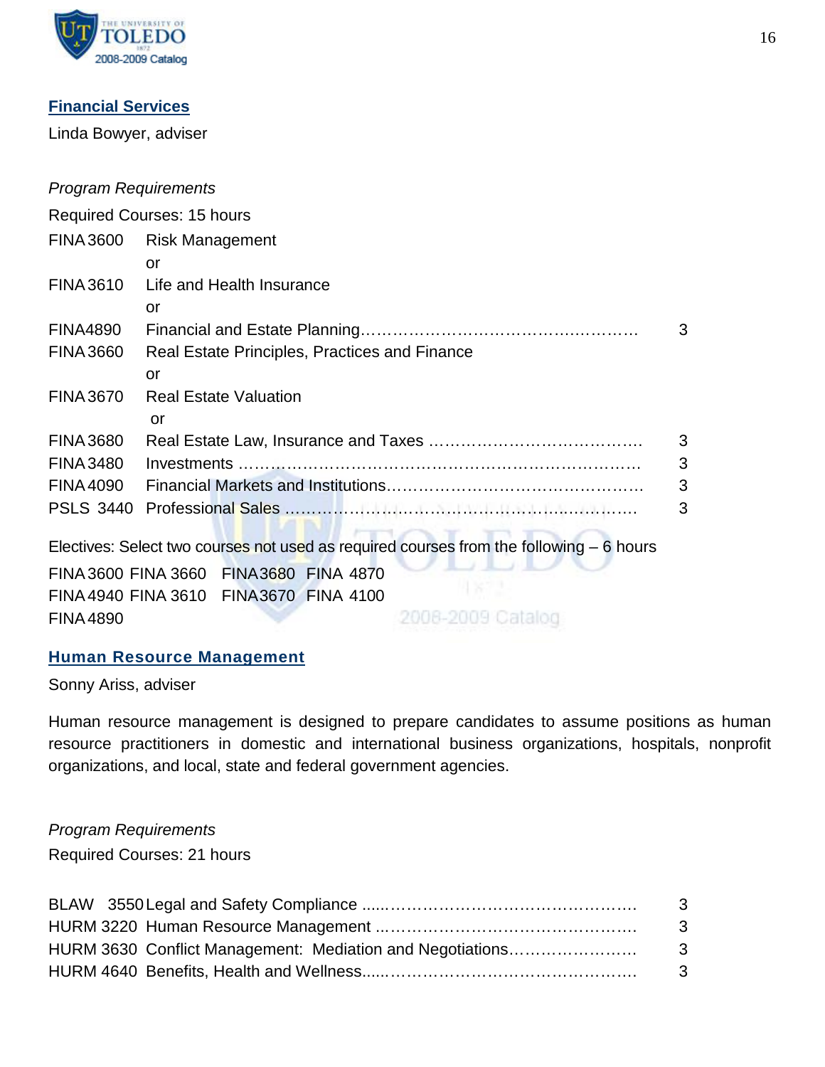## Financial Services

Linda Bowyer, adviser

*Program Requirements*

Required Courses: 15 hours

| | | |
|---|---|---|
| FINA 3600 | Risk Management | |
| | or | |
| FINA 3610 | Life and Health Insurance | |
| | or | |
| FINA 4890 | Financial and Estate Planning | 3 |
| FINA 3660 | Real Estate Principles, Practices and Finance | |
| | or | |
| FINA 3670 | Real Estate Valuation | |
| | or | |
| FINA 3680 | Real Estate Law, Insurance and Taxes | 3 |
| FINA 3480 | Investments | 3 |
| FINA 4090 | Financial Markets and Institutions | 3 |
| PSLS 3440 | Professional Sales | 3 |

Electives: Select two courses not used as required courses from the following – 6 hours

FINA 3600 FINA 3660 FINA 3680 FINA 4870
FINA 4940 FINA 3610 FINA 3670 FINA 4100
FINA 4890

## Human Resource Management

Sonny Ariss, adviser

Human resource management is designed to prepare candidates to assume positions as human resource practitioners in domestic and international business organizations, hospitals, nonprofit organizations, and local, state and federal government agencies.

*Program Requirements*

Required Courses: 21 hours

| | | |
|---|---|---|
| BLAW 3550 | Legal and Safety Compliance | 3 |
| HURM 3220 | Human Resource Management | 3 |
| HURM 3630 | Conflict Management: Mediation and Negotiations | 3 |
| HURM 4640 | Benefits, Health and Wellness | 3 |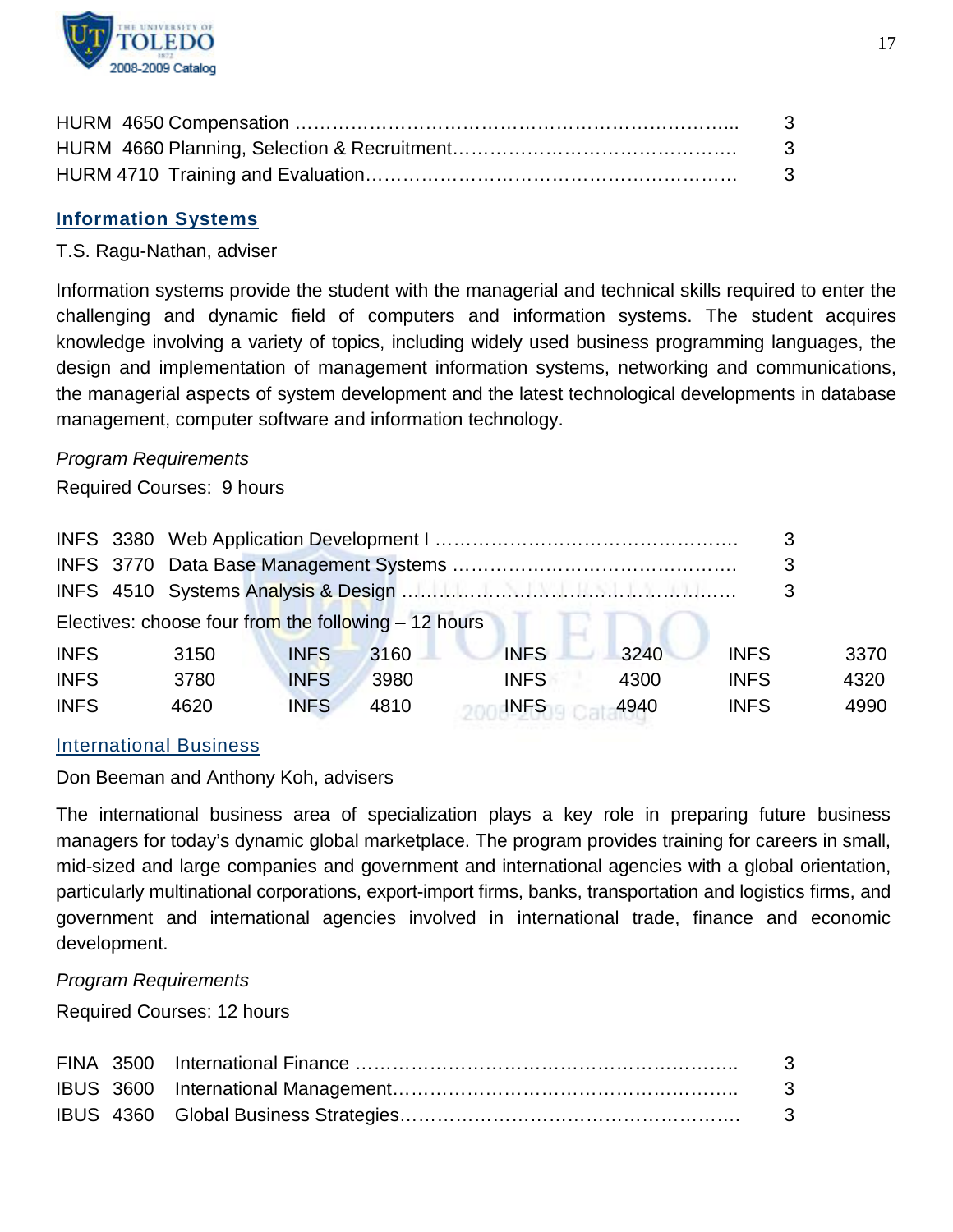HURM 4650 Compensation …………………………………………………………….. 3
HURM 4660 Planning, Selection & Recruitment………………………………………. 3
HURM 4710 Training and Evaluation……………………………………………………. 3

## Information Systems

T.S. Ragu-Nathan, adviser

Information systems provide the student with the managerial and technical skills required to enter the challenging and dynamic field of computers and information systems. The student acquires knowledge involving a variety of topics, including widely used business programming languages, the design and implementation of management information systems, networking and communications, the managerial aspects of system development and the latest technological developments in database management, computer software and information technology.

*Program Requirements*

Required Courses: 9 hours

INFS 3380 Web Application Development I …………………………………………. 3
INFS 3770 Data Base Management Systems ……………………………………. 3
INFS 4510 Systems Analysis & Design ……………………………………………. 3

Electives: choose four from the following – 12 hours

| | | | | | | | |
|---|---|---|---|---|---|---|---|
| INFS | 3150 | INFS | 3160 | INFS | 3240 | INFS | 3370 |
| INFS | 3780 | INFS | 3980 | INFS | 4300 | INFS | 4320 |
| INFS | 4620 | INFS | 4810 | INFS | 4940 | INFS | 4990 |

## International Business

Don Beeman and Anthony Koh, advisers

The international business area of specialization plays a key role in preparing future business managers for today's dynamic global marketplace. The program provides training for careers in small, mid-sized and large companies and government and international agencies with a global orientation, particularly multinational corporations, export-import firms, banks, transportation and logistics firms, and government and international agencies involved in international trade, finance and economic development.

*Program Requirements*

Required Courses: 12 hours

FINA 3500 International Finance ……………………………………………………….. 3
IBUS 3600 International Management……………………………………………….. 3
IBUS 4360 Global Business Strategies………………………………………………. 3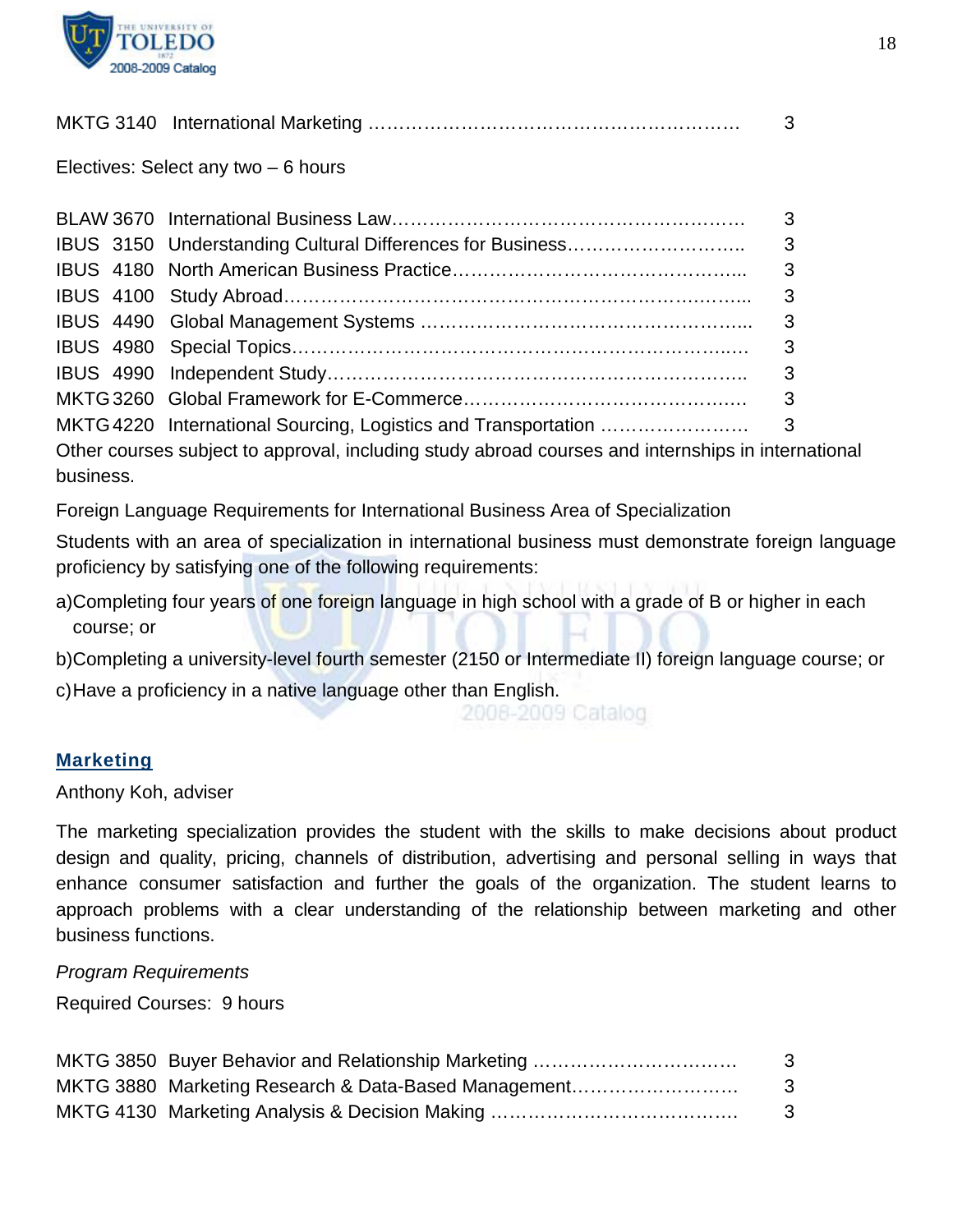| | | |
|---|---|---|
| MKTG 3140 | International Marketing | 3 |

Electives: Select any two – 6 hours

| | | |
|---|---|---|
| BLAW 3670 | International Business Law | 3 |
| IBUS 3150 | Understanding Cultural Differences for Business | 3 |
| IBUS 4180 | North American Business Practice | 3 |
| IBUS 4100 | Study Abroad | 3 |
| IBUS 4490 | Global Management Systems | 3 |
| IBUS 4980 | Special Topics | 3 |
| IBUS 4990 | Independent Study | 3 |
| MKTG 3260 | Global Framework for E-Commerce | 3 |
| MKTG 4220 | International Sourcing, Logistics and Transportation | 3 |

Other courses subject to approval, including study abroad courses and internships in international business.

Foreign Language Requirements for International Business Area of Specialization

Students with an area of specialization in international business must demonstrate foreign language proficiency by satisfying one of the following requirements:

a) Completing four years of one foreign language in high school with a grade of B or higher in each course; or

b) Completing a university-level fourth semester (2150 or Intermediate II) foreign language course; or

c) Have a proficiency in a native language other than English.

## Marketing

Anthony Koh, adviser

The marketing specialization provides the student with the skills to make decisions about product design and quality, pricing, channels of distribution, advertising and personal selling in ways that enhance consumer satisfaction and further the goals of the organization. The student learns to approach problems with a clear understanding of the relationship between marketing and other business functions.

*Program Requirements*

Required Courses: 9 hours

| | | |
|---|---|---|
| MKTG 3850 | Buyer Behavior and Relationship Marketing | 3 |
| MKTG 3880 | Marketing Research & Data-Based Management | 3 |
| MKTG 4130 | Marketing Analysis & Decision Making | 3 |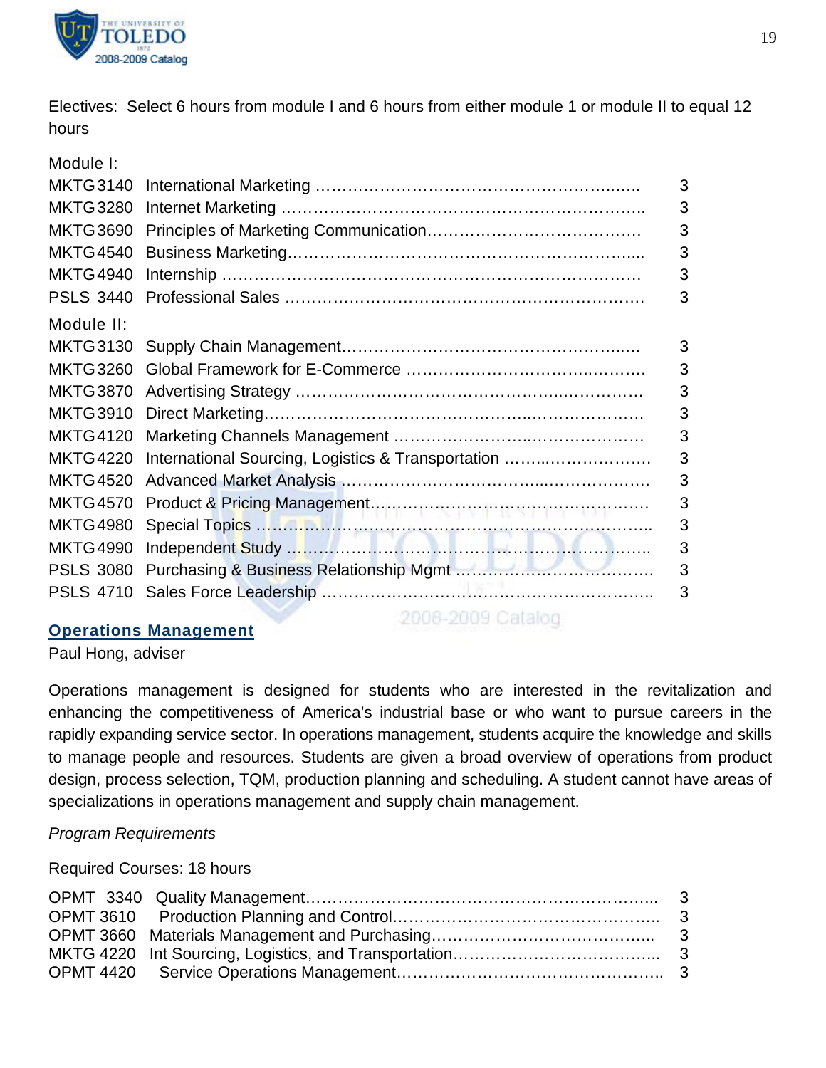Electives: Select 6 hours from module I and 6 hours from either module 1 or module II to equal 12 hours

Module I:

| | | |
|---|---|---|
| MKTG 3140 | International Marketing | 3 |
| MKTG 3280 | Internet Marketing | 3 |
| MKTG 3690 | Principles of Marketing Communication | 3 |
| MKTG 4540 | Business Marketing | 3 |
| MKTG 4940 | Internship | 3 |
| PSLS 3440 | Professional Sales | 3 |

Module II:

| | | |
|---|---|---|
| MKTG 3130 | Supply Chain Management | 3 |
| MKTG 3260 | Global Framework for E-Commerce | 3 |
| MKTG 3870 | Advertising Strategy | 3 |
| MKTG 3910 | Direct Marketing | 3 |
| MKTG 4120 | Marketing Channels Management | 3 |
| MKTG 4220 | International Sourcing, Logistics & Transportation | 3 |
| MKTG 4520 | Advanced Market Analysis | 3 |
| MKTG 4570 | Product & Pricing Management | 3 |
| MKTG 4980 | Special Topics | 3 |
| MKTG 4990 | Independent Study | 3 |
| PSLS 3080 | Purchasing & Business Relationship Mgmt | 3 |
| PSLS 4710 | Sales Force Leadership | 3 |

## Operations Management

Paul Hong, adviser

Operations management is designed for students who are interested in the revitalization and enhancing the competitiveness of America's industrial base or who want to pursue careers in the rapidly expanding service sector. In operations management, students acquire the knowledge and skills to manage people and resources. Students are given a broad overview of operations from product design, process selection, TQM, production planning and scheduling. A student cannot have areas of specializations in operations management and supply chain management.

*Program Requirements*

Required Courses: 18 hours

| | | |
|---|---|---|
| OPMT 3340 | Quality Management | 3 |
| OPMT 3610 | Production Planning and Control | 3 |
| OPMT 3660 | Materials Management and Purchasing | 3 |
| MKTG 4220 | Int Sourcing, Logistics, and Transportation | 3 |
| OPMT 4420 | Service Operations Management | 3 |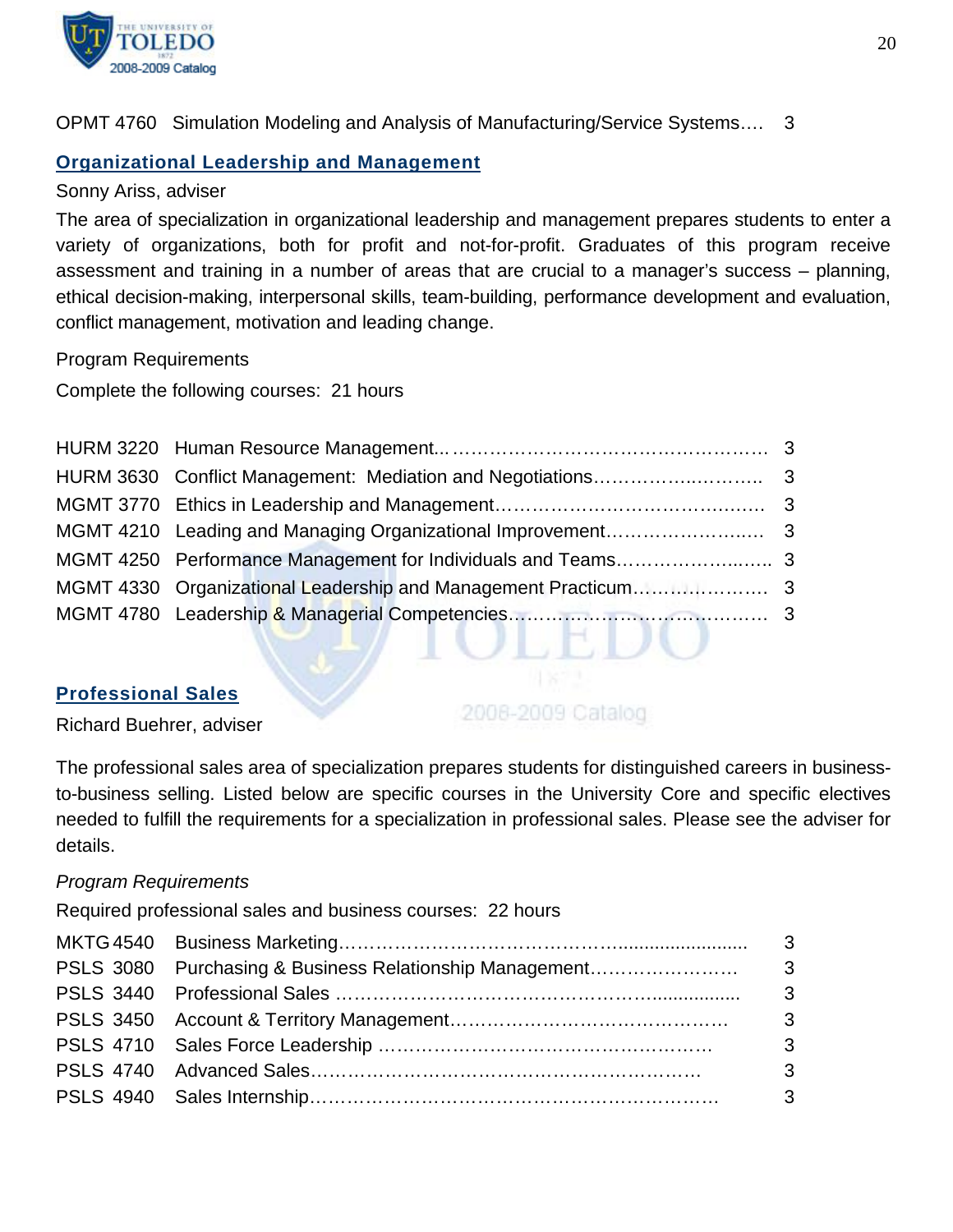OPMT 4760 Simulation Modeling and Analysis of Manufacturing/Service Systems…. 3

## Organizational Leadership and Management

Sonny Ariss, adviser

The area of specialization in organizational leadership and management prepares students to enter a variety of organizations, both for profit and not-for-profit. Graduates of this program receive assessment and training in a number of areas that are crucial to a manager's success – planning, ethical decision-making, interpersonal skills, team-building, performance development and evaluation, conflict management, motivation and leading change.

Program Requirements

Complete the following courses: 21 hours

| Course | Title | Hours |
|---|---|---|
| HURM 3220 | Human Resource Management | 3 |
| HURM 3630 | Conflict Management: Mediation and Negotiations | 3 |
| MGMT 3770 | Ethics in Leadership and Management | 3 |
| MGMT 4210 | Leading and Managing Organizational Improvement | 3 |
| MGMT 4250 | Performance Management for Individuals and Teams | 3 |
| MGMT 4330 | Organizational Leadership and Management Practicum | 3 |
| MGMT 4780 | Leadership & Managerial Competencies | 3 |

## Professional Sales

Richard Buehrer, adviser

The professional sales area of specialization prepares students for distinguished careers in business-to-business selling. Listed below are specific courses in the University Core and specific electives needed to fulfill the requirements for a specialization in professional sales. Please see the adviser for details.

*Program Requirements*

Required professional sales and business courses: 22 hours

| Course | Title | Hours |
|---|---|---|
| MKTG 4540 | Business Marketing | 3 |
| PSLS 3080 | Purchasing & Business Relationship Management | 3 |
| PSLS 3440 | Professional Sales | 3 |
| PSLS 3450 | Account & Territory Management | 3 |
| PSLS 4710 | Sales Force Leadership | 3 |
| PSLS 4740 | Advanced Sales | 3 |
| PSLS 4940 | Sales Internship | 3 |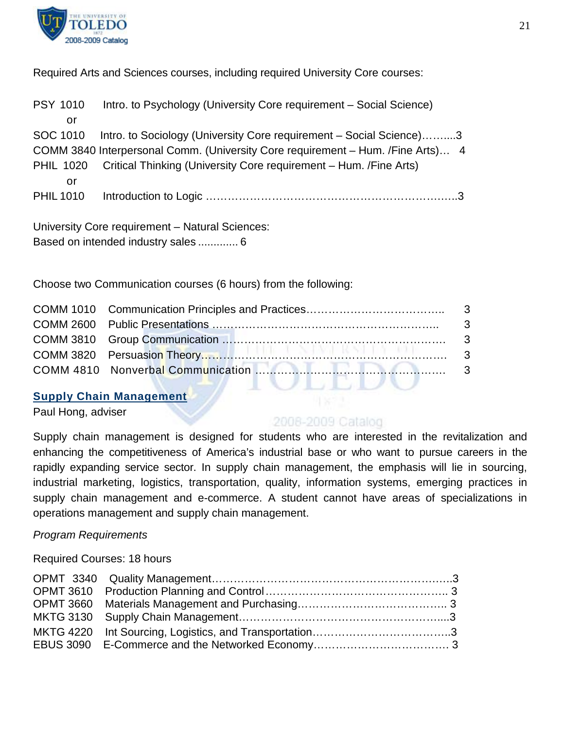Required Arts and Sciences courses, including required University Core courses:

PSY 1010 Intro. to Psychology (University Core requirement – Social Science)
or
SOC 1010 Intro. to Sociology (University Core requirement – Social Science)……...3
COMM 3840 Interpersonal Comm. (University Core requirement – Hum. /Fine Arts)… 4
PHIL 1020 Critical Thinking (University Core requirement – Hum. /Fine Arts)
or
PHIL 1010 Introduction to Logic ……………………………………………………….3

University Core requirement – Natural Sciences:
Based on intended industry sales ............ 6

Choose two Communication courses (6 hours) from the following:

| | | |
|---|---|---|
| COMM 1010 | Communication Principles and Practices………………………………. | 3 |
| COMM 2600 | Public Presentations ……………………………………………………. | 3 |
| COMM 3810 | Group Communication ………………………………………………… | 3 |
| COMM 3820 | Persuasion Theory……………………………………………………… | 3 |
| COMM 4810 | Nonverbal Communication …………………………………………… | 3 |

## Supply Chain Management

Paul Hong, adviser

Supply chain management is designed for students who are interested in the revitalization and enhancing the competitiveness of America's industrial base or who want to pursue careers in the rapidly expanding service sector. In supply chain management, the emphasis will lie in sourcing, industrial marketing, logistics, transportation, quality, information systems, emerging practices in supply chain management and e-commerce. A student cannot have areas of specializations in operations management and supply chain management.

*Program Requirements*

Required Courses: 18 hours

| | | |
|---|---|---|
| OPMT 3340 | Quality Management………………………………………………………. | 3 |
| OPMT 3610 | Production Planning and Control…………………………………………. | 3 |
| OPMT 3660 | Materials Management and Purchasing………………………………….. | 3 |
| MKTG 3130 | Supply Chain Management……………………………………………….... | 3 |
| MKTG 4220 | Int Sourcing, Logistics, and Transportation……………………………….. | 3 |
| EBUS 3090 | E-Commerce and the Networked Economy……………………………… | 3 |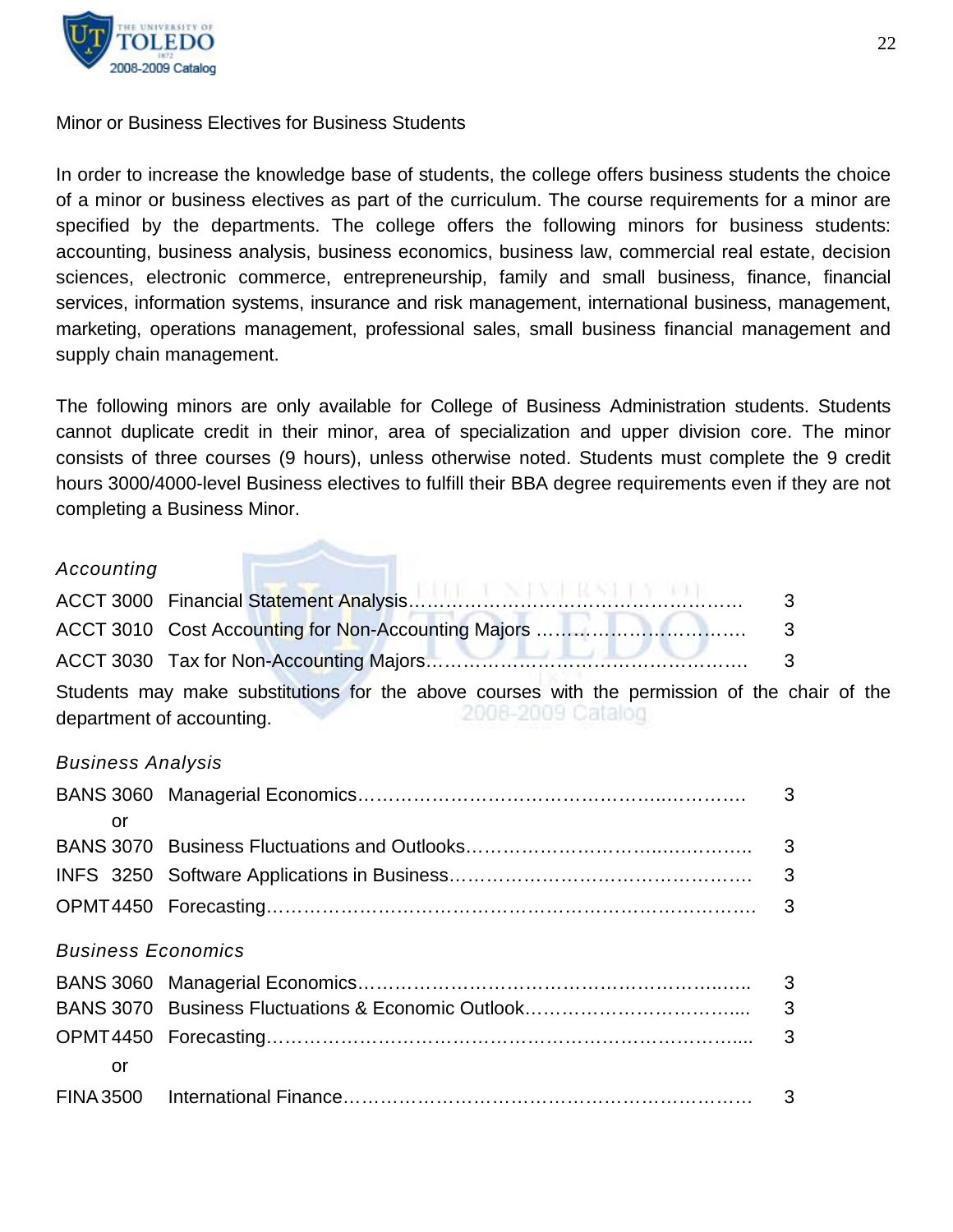Minor or Business Electives for Business Students

In order to increase the knowledge base of students, the college offers business students the choice of a minor or business electives as part of the curriculum. The course requirements for a minor are specified by the departments. The college offers the following minors for business students: accounting, business analysis, business economics, business law, commercial real estate, decision sciences, electronic commerce, entrepreneurship, family and small business, finance, financial services, information systems, insurance and risk management, international business, management, marketing, operations management, professional sales, small business financial management and supply chain management.

The following minors are only available for College of Business Administration students. Students cannot duplicate credit in their minor, area of specialization and upper division core. The minor consists of three courses (9 hours), unless otherwise noted. Students must complete the 9 credit hours 3000/4000-level Business electives to fulfill their BBA degree requirements even if they are not completing a Business Minor.

*Accounting*

| | | |
|---|---|---|
| ACCT 3000 | Financial Statement Analysis | 3 |
| ACCT 3010 | Cost Accounting for Non-Accounting Majors | 3 |
| ACCT 3030 | Tax for Non-Accounting Majors | 3 |

Students may make substitutions for the above courses with the permission of the chair of the department of accounting.

*Business Analysis*

| | | |
|---|---|---|
| BANS 3060 | Managerial Economics | 3 |
| or | | |
| BANS 3070 | Business Fluctuations and Outlooks | 3 |
| INFS 3250 | Software Applications in Business | 3 |
| OPMT 4450 | Forecasting | 3 |

*Business Economics*

| | | |
|---|---|---|
| BANS 3060 | Managerial Economics | 3 |
| BANS 3070 | Business Fluctuations & Economic Outlook | 3 |
| OPMT 4450 | Forecasting | 3 |
| or | | |
| FINA 3500 | International Finance | 3 |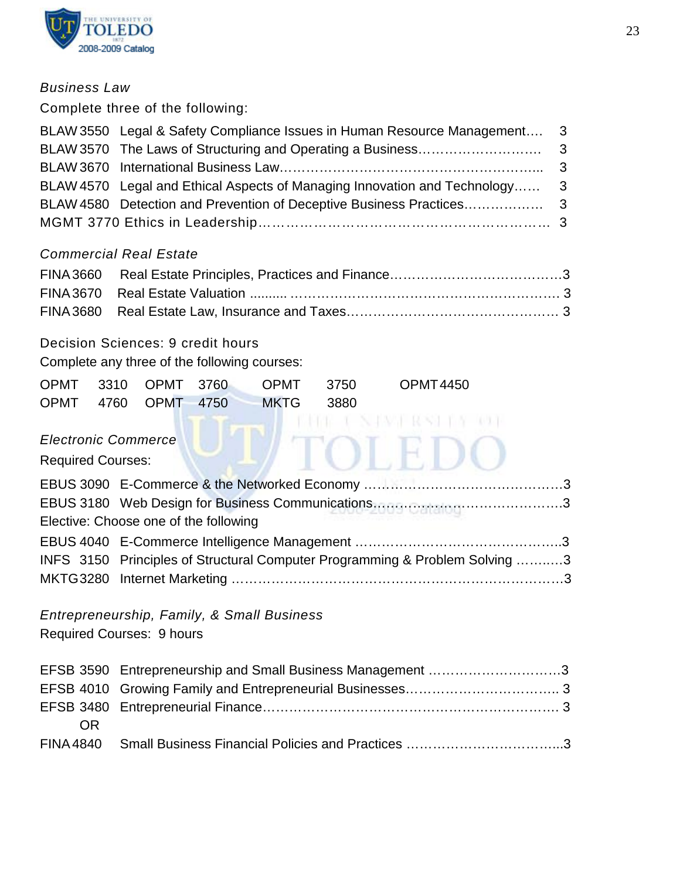*Business Law*

Complete three of the following:

| | | |
|---|---|---|
| BLAW 3550 | Legal & Safety Compliance Issues in Human Resource Management | 3 |
| BLAW 3570 | The Laws of Structuring and Operating a Business | 3 |
| BLAW 3670 | International Business Law | 3 |
| BLAW 4570 | Legal and Ethical Aspects of Managing Innovation and Technology | 3 |
| BLAW 4580 | Detection and Prevention of Deceptive Business Practices | 3 |
| MGMT 3770 | Ethics in Leadership | 3 |

*Commercial Real Estate*

| | | |
|---|---|---|
| FINA 3660 | Real Estate Principles, Practices and Finance | 3 |
| FINA 3670 | Real Estate Valuation | 3 |
| FINA 3680 | Real Estate Law, Insurance and Taxes | 3 |

Decision Sciences: 9 credit hours

Complete any three of the following courses:

| | | | |
|---|---|---|---|
| OPMT 3310 | OPMT 3760 | OPMT 3750 | OPMT 4450 |
| OPMT 4760 | OPMT 4750 | MKTG 3880 | |

*Electronic Commerce*

Required Courses:

| | | |
|---|---|---|
| EBUS 3090 | E-Commerce & the Networked Economy | 3 |
| EBUS 3180 | Web Design for Business Communications | 3 |

Elective: Choose one of the following

| | | |
|---|---|---|
| EBUS 4040 | E-Commerce Intelligence Management | 3 |
| INFS 3150 | Principles of Structural Computer Programming & Problem Solving | 3 |
| MKTG 3280 | Internet Marketing | 3 |

*Entrepreneurship, Family, & Small Business*

Required Courses: 9 hours

| | | |
|---|---|---|
| EFSB 3590 | Entrepreneurship and Small Business Management | 3 |
| EFSB 4010 | Growing Family and Entrepreneurial Businesses | 3 |
| EFSB 3480 | Entrepreneurial Finance | 3 |
| OR | | |
| FINA 4840 | Small Business Financial Policies and Practices | 3 |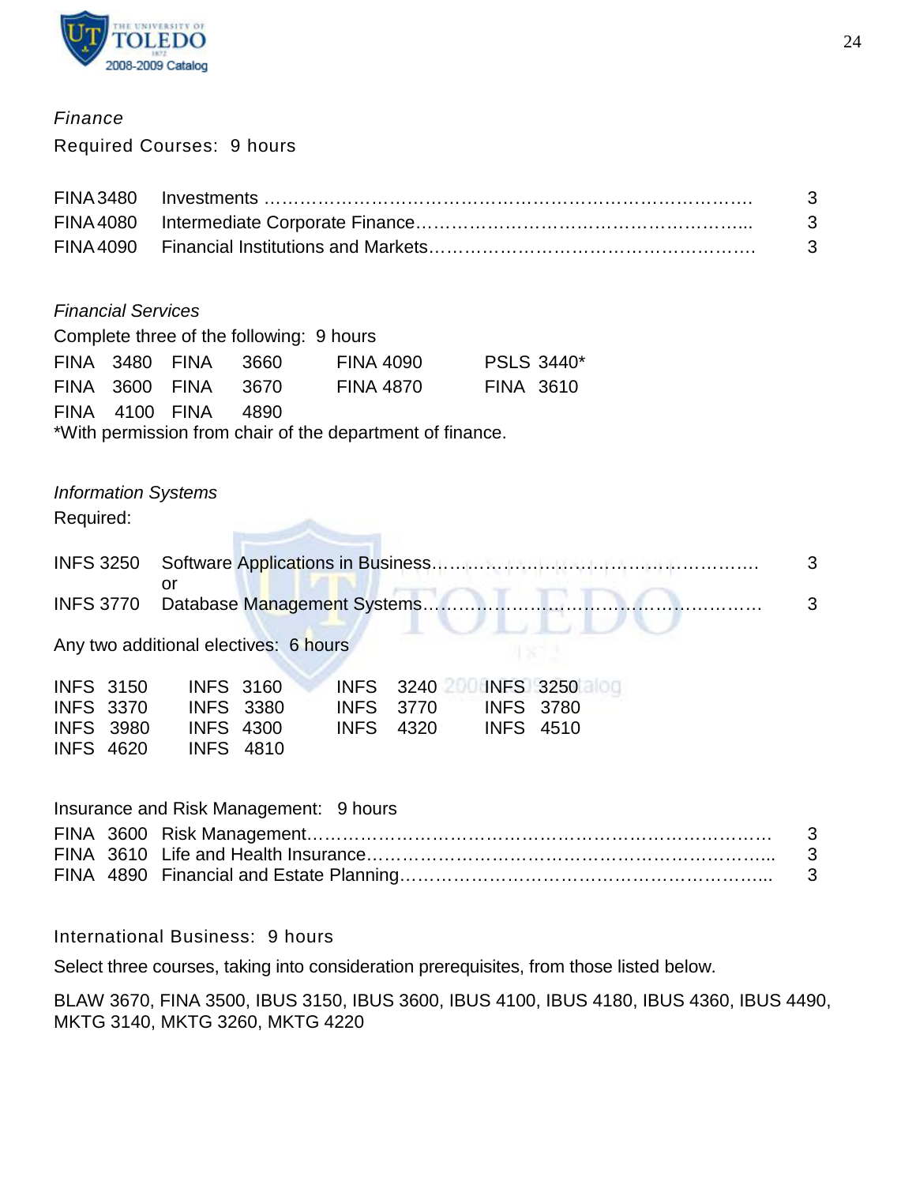*Finance*

Required Courses: 9 hours

| | | |
|---|---|---|
| FINA 3480 | Investments | 3 |
| FINA 4080 | Intermediate Corporate Finance | 3 |
| FINA 4090 | Financial Institutions and Markets | 3 |

*Financial Services*

Complete three of the following: 9 hours

| | | | |
|---|---|---|---|
| FINA 3480 | FINA 3660 | FINA 4090 | PSLS 3440* |
| FINA 3600 | FINA 3670 | FINA 4870 | FINA 3610 |
| FINA 4100 | FINA 4890 | | |

*With permission from chair of the department of finance.

*Information Systems*

Required:

| | | |
|---|---|---|
| INFS 3250 | Software Applications in Business | 3 |
| | or | |
| INFS 3770 | Database Management Systems | 3 |

Any two additional electives: 6 hours

| | | | |
|---|---|---|---|
| INFS 3150 | INFS 3160 | INFS 3240 | INFS 3250 |
| INFS 3370 | INFS 3380 | INFS 3770 | INFS 3780 |
| INFS 3980 | INFS 4300 | INFS 4320 | INFS 4510 |
| INFS 4620 | INFS 4810 | | |

Insurance and Risk Management: 9 hours

| | | |
|---|---|---|
| FINA 3600 | Risk Management | 3 |
| FINA 3610 | Life and Health Insurance | 3 |
| FINA 4890 | Financial and Estate Planning | 3 |

International Business: 9 hours

Select three courses, taking into consideration prerequisites, from those listed below.

BLAW 3670, FINA 3500, IBUS 3150, IBUS 3600, IBUS 4100, IBUS 4180, IBUS 4360, IBUS 4490, MKTG 3140, MKTG 3260, MKTG 4220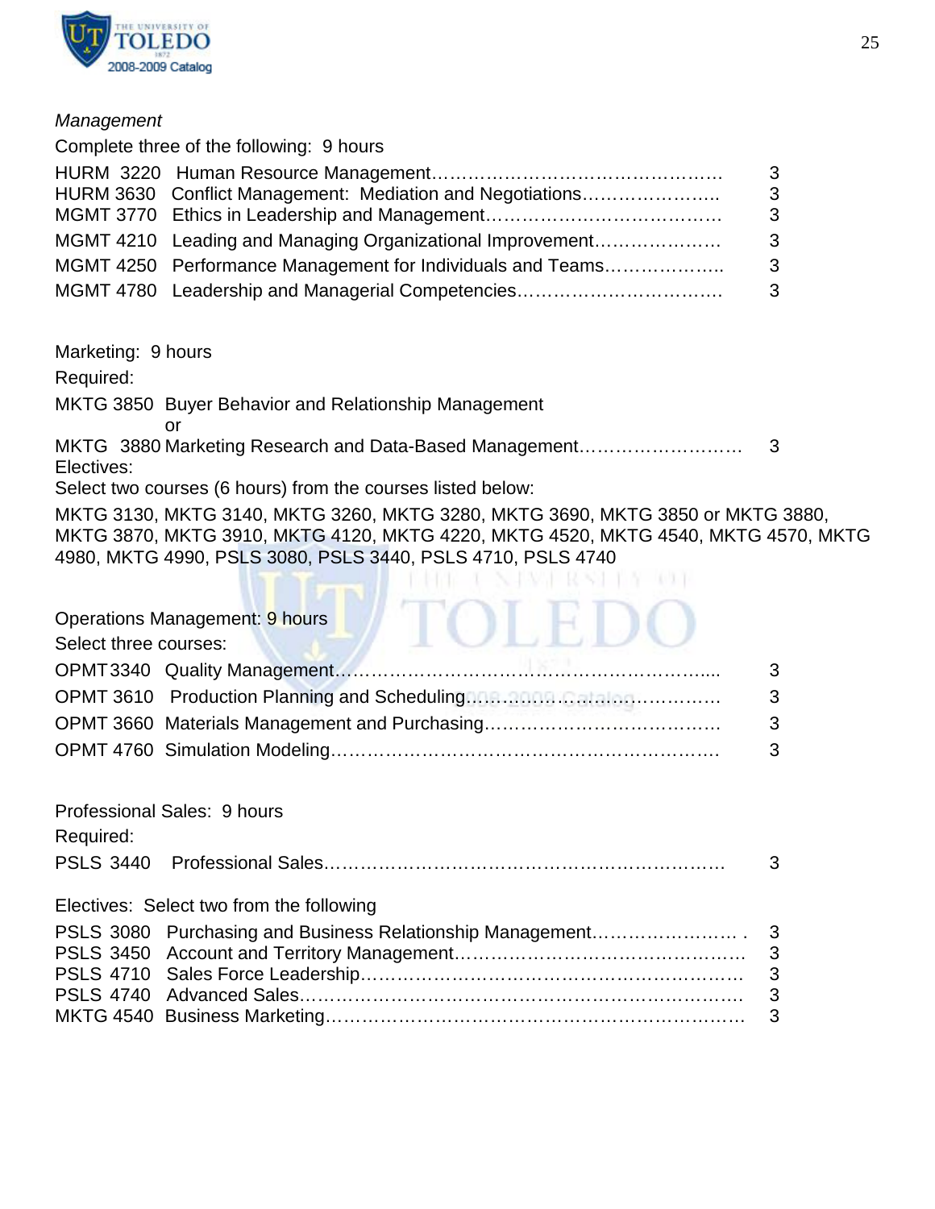*Management*

Complete three of the following: 9 hours

| | | |
|---|---|---|
| HURM 3220 | Human Resource Management………………………………………… | 3 |
| HURM 3630 | Conflict Management: Mediation and Negotiations………………….. | 3 |
| MGMT 3770 | Ethics in Leadership and Management………………………………… | 3 |
| MGMT 4210 | Leading and Managing Organizational Improvement………………… | 3 |
| MGMT 4250 | Performance Management for Individuals and Teams……………….. | 3 |
| MGMT 4780 | Leadership and Managerial Competencies……………………………. | 3 |

Marketing: 9 hours

Required:

MKTG 3850 Buyer Behavior and Relationship Management
or
MKTG 3880 Marketing Research and Data-Based Management……………………… 3

Electives:

Select two courses (6 hours) from the courses listed below:

MKTG 3130, MKTG 3140, MKTG 3260, MKTG 3280, MKTG 3690, MKTG 3850 or MKTG 3880, MKTG 3870, MKTG 3910, MKTG 4120, MKTG 4220, MKTG 4520, MKTG 4540, MKTG 4570, MKTG 4980, MKTG 4990, PSLS 3080, PSLS 3440, PSLS 4710, PSLS 4740

Operations Management: 9 hours

Select three courses:

| | | |
|---|---|---|
| OPMT 3340 | Quality Management…………………………………………………….... | 3 |
| OPMT 3610 | Production Planning and Scheduling…………………………………. | 3 |
| OPMT 3660 | Materials Management and Purchasing………………………………… | 3 |
| OPMT 4760 | Simulation Modeling……………………………………………………. | 3 |

Professional Sales: 9 hours

Required:

| | | |
|---|---|---|
| PSLS 3440 | Professional Sales……………………………………………………… | 3 |

Electives: Select two from the following

| | | |
|---|---|---|
| PSLS 3080 | Purchasing and Business Relationship Management…………………… . | 3 |
| PSLS 3450 | Account and Territory Management……………………………………… | 3 |
| PSLS 4710 | Sales Force Leadership……………………………………………………. | 3 |
| PSLS 4740 | Advanced Sales……………………………………………………………. | 3 |
| MKTG 4540 | Business Marketing……………………………………………………….. | 3 |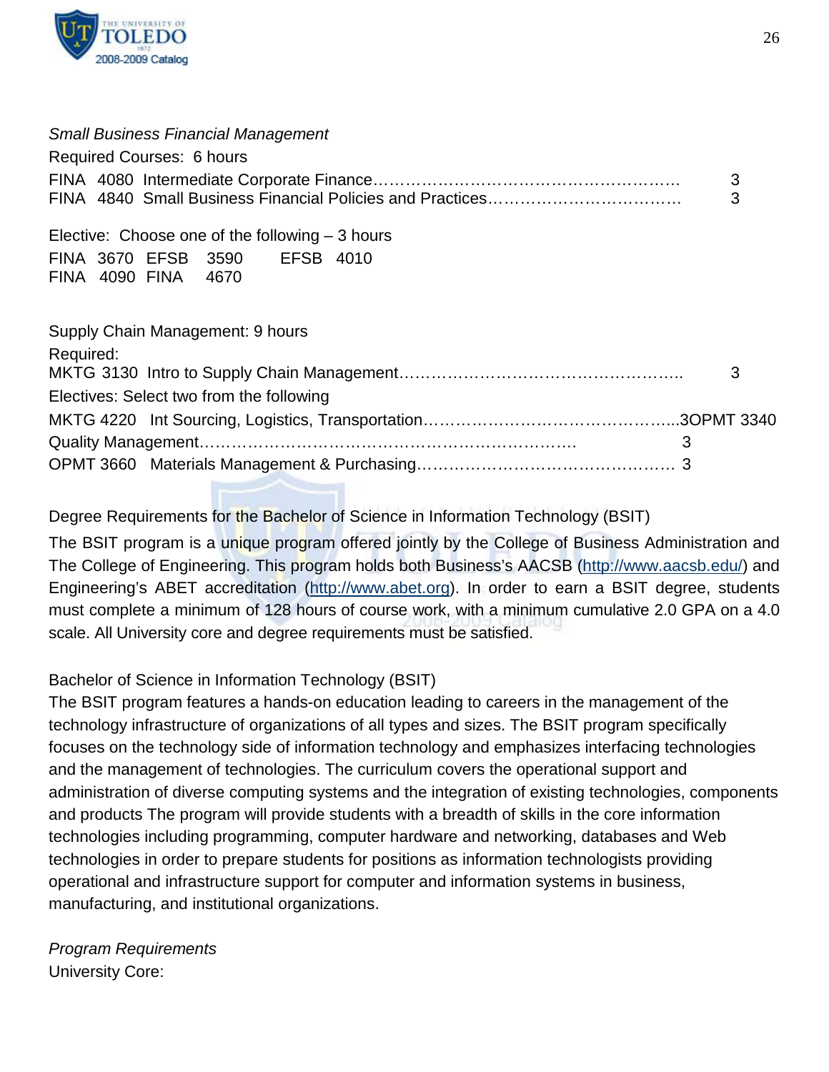*Small Business Financial Management*

Required Courses: 6 hours

FINA 4080 Intermediate Corporate Finance………………………………………………… 3
FINA 4840 Small Business Financial Policies and Practices……………………………… 3

Elective: Choose one of the following – 3 hours

FINA 3670 EFSB 3590 EFSB 4010
FINA 4090 FINA 4670

Supply Chain Management: 9 hours

Required:

MKTG 3130 Intro to Supply Chain Management…………………………………………….. 3

Electives: Select two from the following

MKTG 4220 Int Sourcing, Logistics, Transportation………………………………………..3OPMT 3340
Quality Management……………………………………………………………… 3
OPMT 3660 Materials Management & Purchasing………………………………………… 3

Degree Requirements for the Bachelor of Science in Information Technology (BSIT)

The BSIT program is a unique program offered jointly by the College of Business Administration and The College of Engineering. This program holds both Business's AACSB (http://www.aacsb.edu/) and Engineering's ABET accreditation (http://www.abet.org). In order to earn a BSIT degree, students must complete a minimum of 128 hours of course work, with a minimum cumulative 2.0 GPA on a 4.0 scale. All University core and degree requirements must be satisfied.

Bachelor of Science in Information Technology (BSIT)

The BSIT program features a hands-on education leading to careers in the management of the technology infrastructure of organizations of all types and sizes. The BSIT program specifically focuses on the technology side of information technology and emphasizes interfacing technologies and the management of technologies. The curriculum covers the operational support and administration of diverse computing systems and the integration of existing technologies, components and products The program will provide students with a breadth of skills in the core information technologies including programming, computer hardware and networking, databases and Web technologies in order to prepare students for positions as information technologists providing operational and infrastructure support for computer and information systems in business, manufacturing, and institutional organizations.

*Program Requirements*

University Core: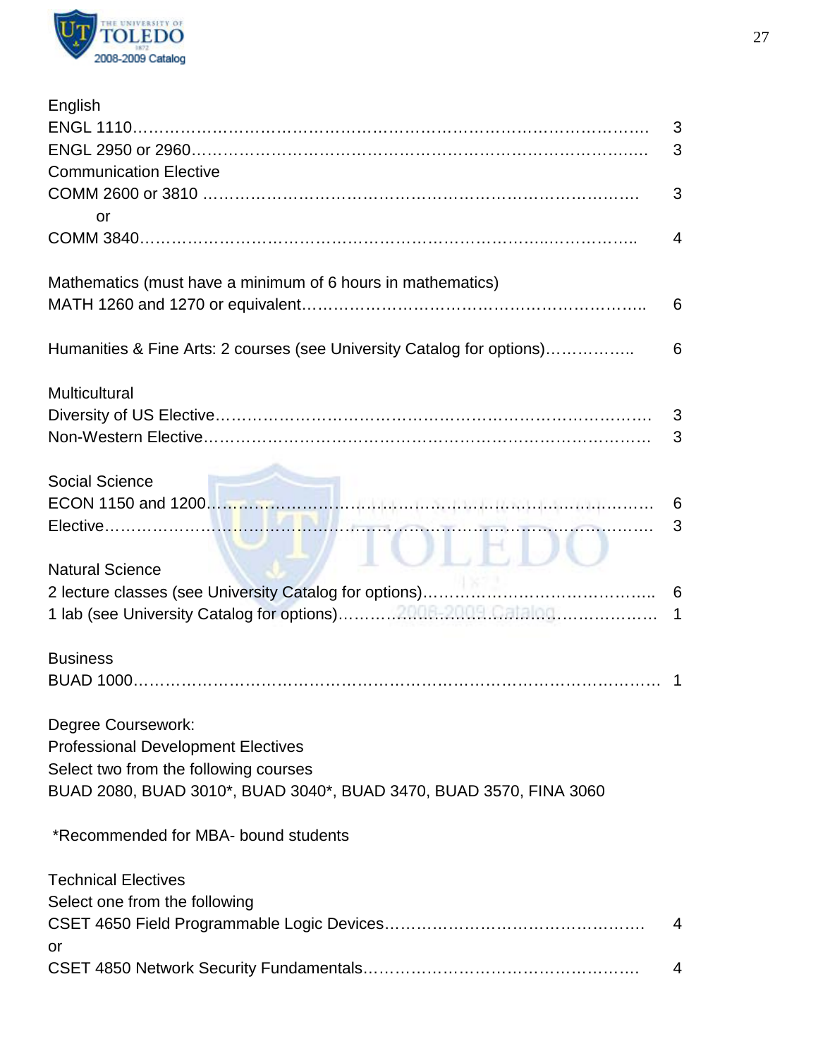English

| | |
|---|---|
| ENGL 1110 | 3 |
| ENGL 2950 or 2960 | 3 |

Communication Elective

| | |
|---|---|
| COMM 2600 or 3810 | 3 |
| or | |
| COMM 3840 | 4 |

Mathematics (must have a minimum of 6 hours in mathematics)

| | |
|---|---|
| MATH 1260 and 1270 or equivalent | 6 |

| | |
|---|---|
| Humanities & Fine Arts: 2 courses (see University Catalog for options) | 6 |

Multicultural

| | |
|---|---|
| Diversity of US Elective | 3 |
| Non-Western Elective | 3 |

Social Science

| | |
|---|---|
| ECON 1150 and 1200 | 6 |
| Elective | 3 |

Natural Science

| | |
|---|---|
| 2 lecture classes (see University Catalog for options) | 6 |
| 1 lab (see University Catalog for options) | 1 |

Business

| | |
|---|---|
| BUAD 1000 | 1 |

Degree Coursework:

Professional Development Electives

Select two from the following courses

BUAD 2080, BUAD 3010*, BUAD 3040*, BUAD 3470, BUAD 3570, FINA 3060

*Recommended for MBA- bound students

Technical Electives

Select one from the following

| | |
|---|---|
| CSET 4650 Field Programmable Logic Devices | 4 |
| or | |
| CSET 4850 Network Security Fundamentals | 4 |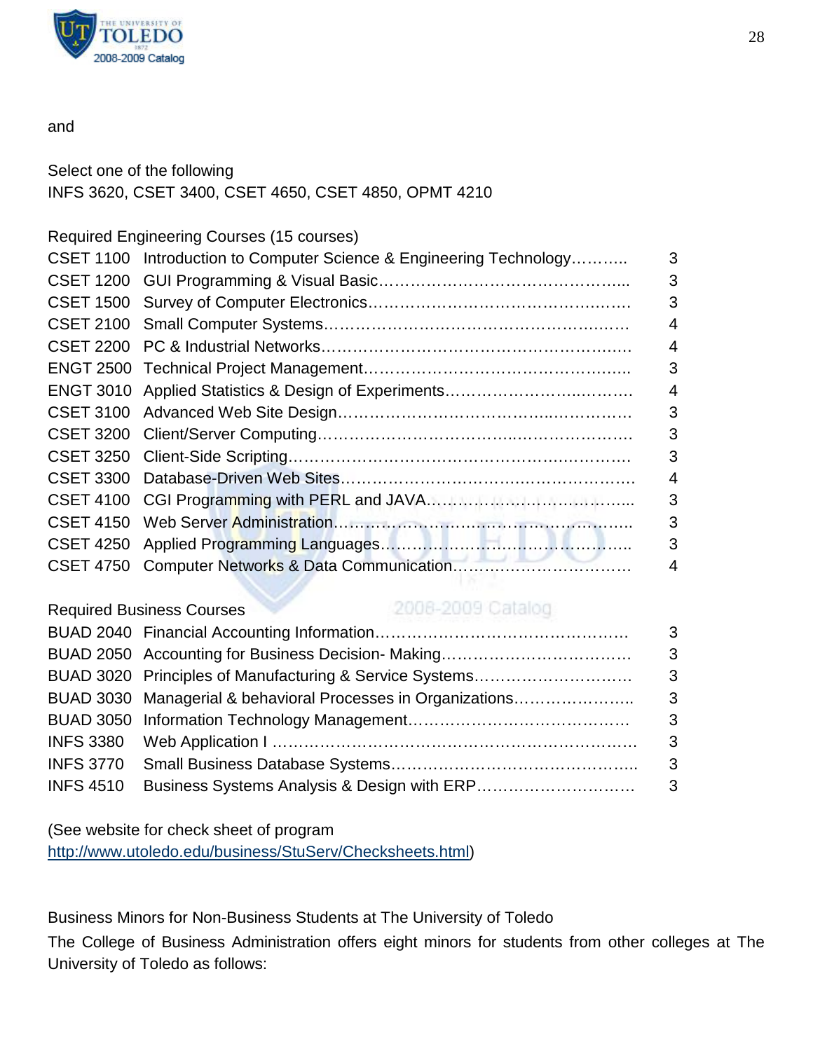and

Select one of the following
INFS 3620, CSET 3400, CSET 4650, CSET 4850, OPMT 4210

Required Engineering Courses (15 courses)

| | | |
|---|---|---|
| CSET 1100 | Introduction to Computer Science & Engineering Technology……….. | 3 |
| CSET 1200 | GUI Programming & Visual Basic……………………………………….. | 3 |
| CSET 1500 | Survey of Computer Electronics…………………………………………. | 3 |
| CSET 2100 | Small Computer Systems………………………………………………… | 4 |
| CSET 2200 | PC & Industrial Networks……………………………………………….. | 4 |
| ENGT 2500 | Technical Project Management…………………………………………. | 3 |
| ENGT 3010 | Applied Statistics & Design of Experiments……………………………. | 4 |
| CSET 3100 | Advanced Web Site Design……………………………………………… | 3 |
| CSET 3200 | Client/Server Computing………………………………………………… | 3 |
| CSET 3250 | Client-Side Scripting……………………………………………………… | 3 |
| CSET 3300 | Database-Driven Web Sites……………………………………………… | 4 |
| CSET 4100 | CGI Programming with PERL and JAVA………………………………... | 3 |
| CSET 4150 | Web Server Administration………………………………………………. | 3 |
| CSET 4250 | Applied Programming Languages……………………………………….. | 3 |
| CSET 4750 | Computer Networks & Data Communication……………………………. | 4 |

Required Business Courses

| | | |
|---|---|---|
| BUAD 2040 | Financial Accounting Information………………………………………… | 3 |
| BUAD 2050 | Accounting for Business Decision- Making……………………………… | 3 |
| BUAD 3020 | Principles of Manufacturing & Service Systems………………………… | 3 |
| BUAD 3030 | Managerial & behavioral Processes in Organizations………………….. | 3 |
| BUAD 3050 | Information Technology Management…………………………………… | 3 |
| INFS 3380 | Web Application I ………………………………………………………… | 3 |
| INFS 3770 | Small Business Database Systems……………………………………... | 3 |
| INFS 4510 | Business Systems Analysis & Design with ERP………………………… | 3 |

(See website for check sheet of program http://www.utoledo.edu/business/StuServ/Checksheets.html)

Business Minors for Non-Business Students at The University of Toledo

The College of Business Administration offers eight minors for students from other colleges at The University of Toledo as follows: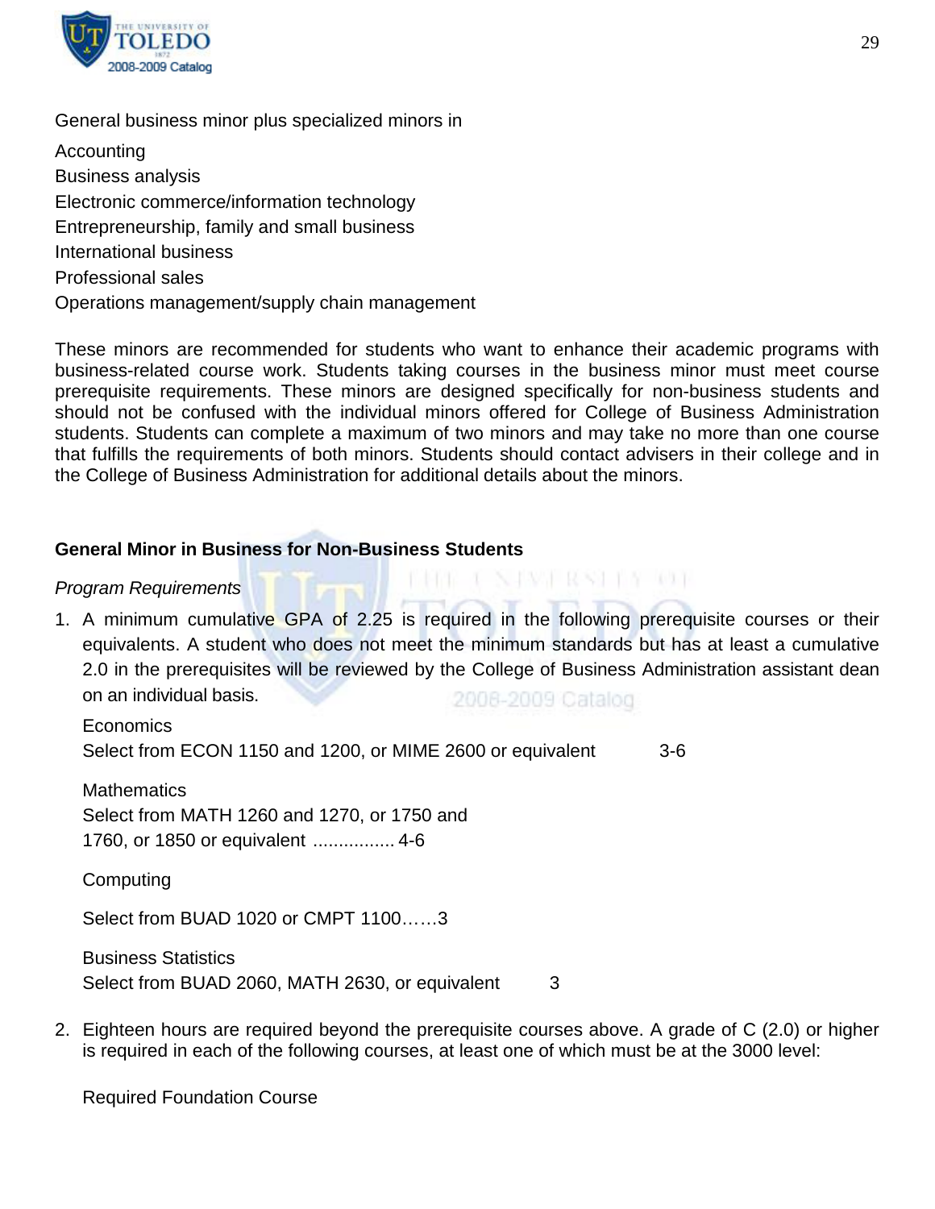General business minor plus specialized minors in

Accounting
Business analysis
Electronic commerce/information technology
Entrepreneurship, family and small business
International business
Professional sales
Operations management/supply chain management

These minors are recommended for students who want to enhance their academic programs with business-related course work. Students taking courses in the business minor must meet course prerequisite requirements. These minors are designed specifically for non-business students and should not be confused with the individual minors offered for College of Business Administration students. Students can complete a maximum of two minors and may take no more than one course that fulfills the requirements of both minors. Students should contact advisers in their college and in the College of Business Administration for additional details about the minors.

**General Minor in Business for Non-Business Students**

*Program Requirements*

1. A minimum cumulative GPA of 2.25 is required in the following prerequisite courses or their equivalents. A student who does not meet the minimum standards but has at least a cumulative 2.0 in the prerequisites will be reviewed by the College of Business Administration assistant dean on an individual basis.

   Economics
   Select from ECON 1150 and 1200, or MIME 2600 or equivalent 3-6

   Mathematics
   Select from MATH 1260 and 1270, or 1750 and 1760, or 1850 or equivalent ................ 4-6

   Computing

   Select from BUAD 1020 or CMPT 1100……3

   Business Statistics
   Select from BUAD 2060, MATH 2630, or equivalent 3

2. Eighteen hours are required beyond the prerequisite courses above. A grade of C (2.0) or higher is required in each of the following courses, at least one of which must be at the 3000 level:

   Required Foundation Course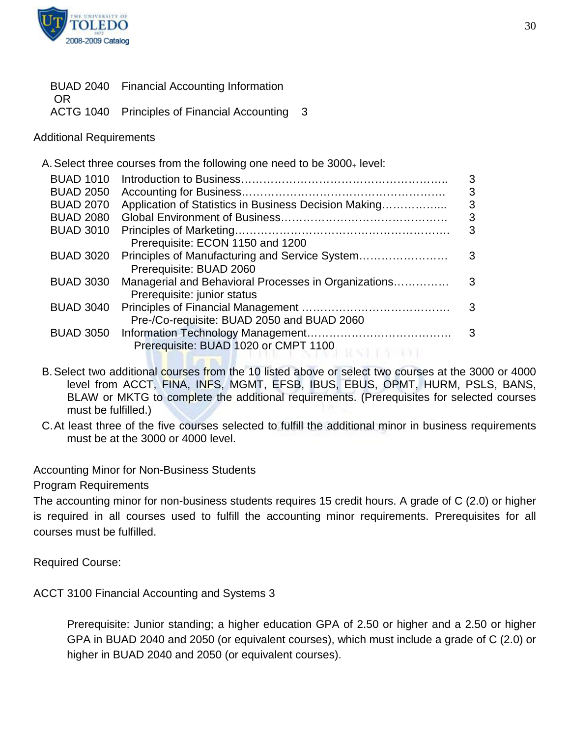BUAD 2040 Financial Accounting Information
OR
ACTG 1040 Principles of Financial Accounting 3

Additional Requirements

A. Select three courses from the following one need to be $3000_+$ level:

| Course | Title | Credits |
|---|---|---|
| BUAD 1010 | Introduction to Business | 3 |
| BUAD 2050 | Accounting for Business | 3 |
| BUAD 2070 | Application of Statistics in Business Decision Making | 3 |
| BUAD 2080 | Global Environment of Business | 3 |
| BUAD 3010 | Principles of Marketing<br>Prerequisite: ECON 1150 and 1200 | 3 |
| BUAD 3020 | Principles of Manufacturing and Service System<br>Prerequisite: BUAD 2060 | 3 |
| BUAD 3030 | Managerial and Behavioral Processes in Organizations<br>Prerequisite: junior status | 3 |
| BUAD 3040 | Principles of Financial Management<br>Pre-/Co-requisite: BUAD 2050 and BUAD 2060 | 3 |
| BUAD 3050 | Information Technology Management<br>Prerequisite: BUAD 1020 or CMPT 1100 | 3 |

B. Select two additional courses from the 10 listed above or select two courses at the 3000 or 4000 level from ACCT, FINA, INFS, MGMT, EFSB, IBUS, EBUS, OPMT, HURM, PSLS, BANS, BLAW or MKTG to complete the additional requirements. (Prerequisites for selected courses must be fulfilled.)

C. At least three of the five courses selected to fulfill the additional minor in business requirements must be at the 3000 or 4000 level.

Accounting Minor for Non-Business Students

Program Requirements

The accounting minor for non-business students requires 15 credit hours. A grade of C (2.0) or higher is required in all courses used to fulfill the accounting minor requirements. Prerequisites for all courses must be fulfilled.

Required Course:

ACCT 3100 Financial Accounting and Systems 3

Prerequisite: Junior standing; a higher education GPA of 2.50 or higher and a 2.50 or higher GPA in BUAD 2040 and 2050 (or equivalent courses), which must include a grade of C (2.0) or higher in BUAD 2040 and 2050 (or equivalent courses).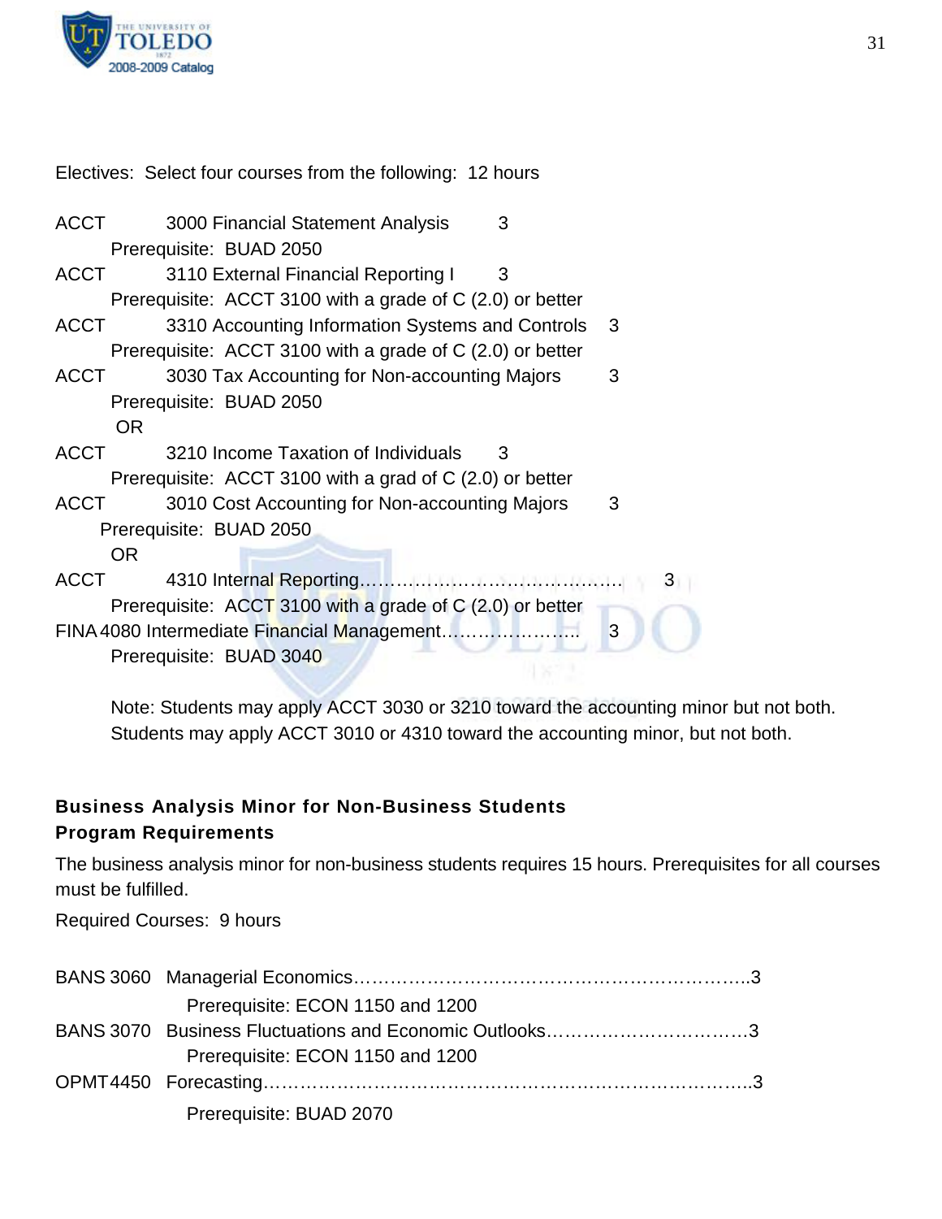Electives: Select four courses from the following: 12 hours

ACCT 3000 Financial Statement Analysis 3
Prerequisite: BUAD 2050

ACCT 3110 External Financial Reporting I 3
Prerequisite: ACCT 3100 with a grade of C (2.0) or better

ACCT 3310 Accounting Information Systems and Controls 3
Prerequisite: ACCT 3100 with a grade of C (2.0) or better

ACCT 3030 Tax Accounting for Non-accounting Majors 3
Prerequisite: BUAD 2050

OR

ACCT 3210 Income Taxation of Individuals 3
Prerequisite: ACCT 3100 with a grad of C (2.0) or better

ACCT 3010 Cost Accounting for Non-accounting Majors 3
Prerequisite: BUAD 2050

OR

ACCT 4310 Internal Reporting…………………………………….. 3
Prerequisite: ACCT 3100 with a grade of C (2.0) or better

FINA 4080 Intermediate Financial Management………………….. 3
Prerequisite: BUAD 3040

Note: Students may apply ACCT 3030 or 3210 toward the accounting minor but not both. Students may apply ACCT 3010 or 4310 toward the accounting minor, but not both.

## Business Analysis Minor for Non-Business Students

### Program Requirements

The business analysis minor for non-business students requires 15 hours. Prerequisites for all courses must be fulfilled.

Required Courses: 9 hours

BANS 3060 Managerial Economics……………………………………………………..3
Prerequisite: ECON 1150 and 1200

BANS 3070 Business Fluctuations and Economic Outlooks……………………………3
Prerequisite: ECON 1150 and 1200

OPMT 4450 Forecasting……………………………………………………………………..3
Prerequisite: BUAD 2070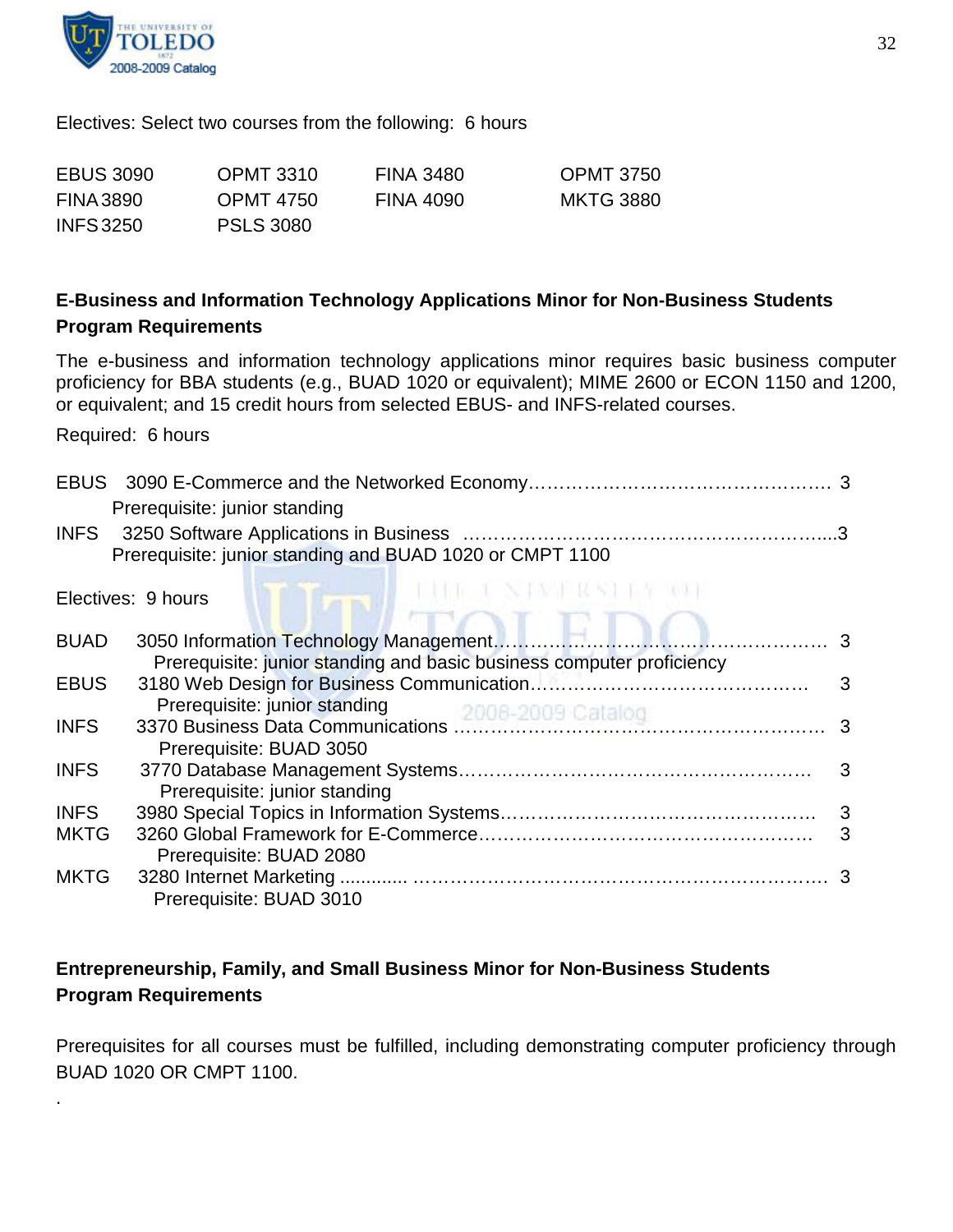Electives: Select two courses from the following: 6 hours

| | | | |
|---|---|---|---|
| EBUS 3090 | OPMT 3310 | FINA 3480 | OPMT 3750 |
| FINA 3890 | OPMT 4750 | FINA 4090 | MKTG 3880 |
| INFS 3250 | PSLS 3080 | | |

**E-Business and Information Technology Applications Minor for Non-Business Students**
**Program Requirements**

The e-business and information technology applications minor requires basic business computer proficiency for BBA students (e.g., BUAD 1020 or equivalent); MIME 2600 or ECON 1150 and 1200, or equivalent; and 15 credit hours from selected EBUS- and INFS-related courses.

Required: 6 hours

EBUS 3090 E-Commerce and the Networked Economy…………………………………………. 3
Prerequisite: junior standing

INFS 3250 Software Applications in Business ……………………………………………......3
Prerequisite: junior standing and BUAD 1020 or CMPT 1100

Electives: 9 hours

BUAD 3050 Information Technology Management…………………………………………… 3
Prerequisite: junior standing and basic business computer proficiency

EBUS 3180 Web Design for Business Communication……………………………………… 3
Prerequisite: junior standing

INFS 3370 Business Data Communications ………………………………………………… 3
Prerequisite: BUAD 3050

INFS 3770 Database Management Systems……………………………………………… 3
Prerequisite: junior standing

INFS 3980 Special Topics in Information Systems…………………………………………… 3

MKTG 3260 Global Framework for E-Commerce……………………………………………. 3
Prerequisite: BUAD 2080

MKTG 3280 Internet Marketing ............ ………………………………………………………… 3
Prerequisite: BUAD 3010

**Entrepreneurship, Family, and Small Business Minor for Non-Business Students**
**Program Requirements**

Prerequisites for all courses must be fulfilled, including demonstrating computer proficiency through BUAD 1020 OR CMPT 1100.

.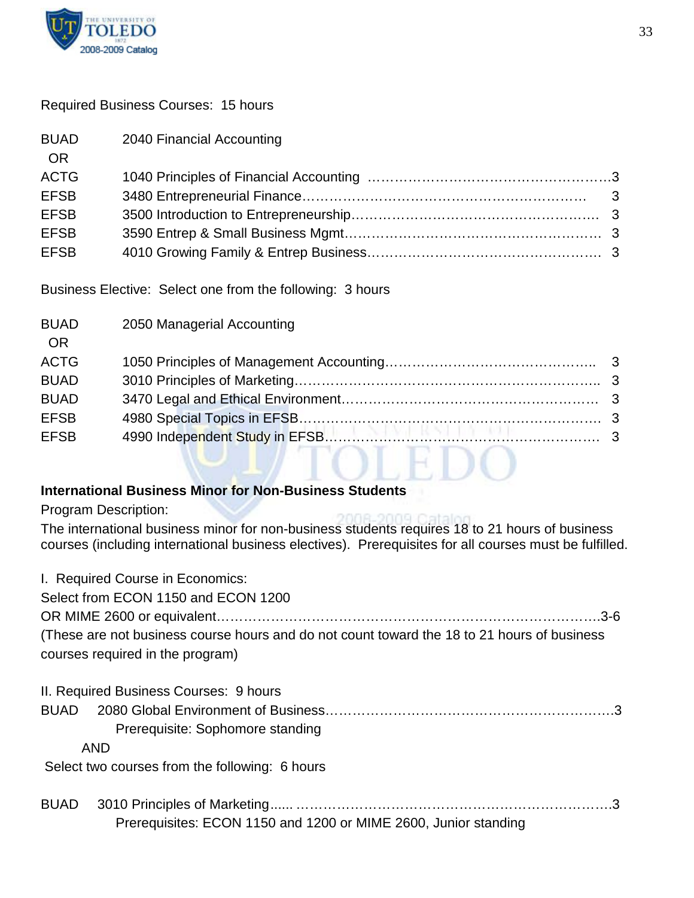Required Business Courses: 15 hours

| | | |
|---|---|---|
| BUAD | 2040 Financial Accounting | |
| OR | | |
| ACTG | 1040 Principles of Financial Accounting | 3 |
| EFSB | 3480 Entrepreneurial Finance | 3 |
| EFSB | 3500 Introduction to Entrepreneurship | 3 |
| EFSB | 3590 Entrep & Small Business Mgmt | 3 |
| EFSB | 4010 Growing Family & Entrep Business | 3 |

Business Elective: Select one from the following: 3 hours

| | | |
|---|---|---|
| BUAD | 2050 Managerial Accounting | |
| OR | | |
| ACTG | 1050 Principles of Management Accounting | 3 |
| BUAD | 3010 Principles of Marketing | 3 |
| BUAD | 3470 Legal and Ethical Environment | 3 |
| EFSB | 4980 Special Topics in EFSB | 3 |
| EFSB | 4990 Independent Study in EFSB | 3 |

**International Business Minor for Non-Business Students**

Program Description:

The international business minor for non-business students requires 18 to 21 hours of business courses (including international business electives). Prerequisites for all courses must be fulfilled.

I. Required Course in Economics:
Select from ECON 1150 and ECON 1200
OR MIME 2600 or equivalent……………………………………………………………………….3-6
(These are not business course hours and do not count toward the 18 to 21 hours of business courses required in the program)

II. Required Business Courses: 9 hours

BUAD 2080 Global Environment of Business……………………………………………………….3
Prerequisite: Sophomore standing

AND

Select two courses from the following: 6 hours

BUAD 3010 Principles of Marketing...... ……………………………………………………………….3
Prerequisites: ECON 1150 and 1200 or MIME 2600, Junior standing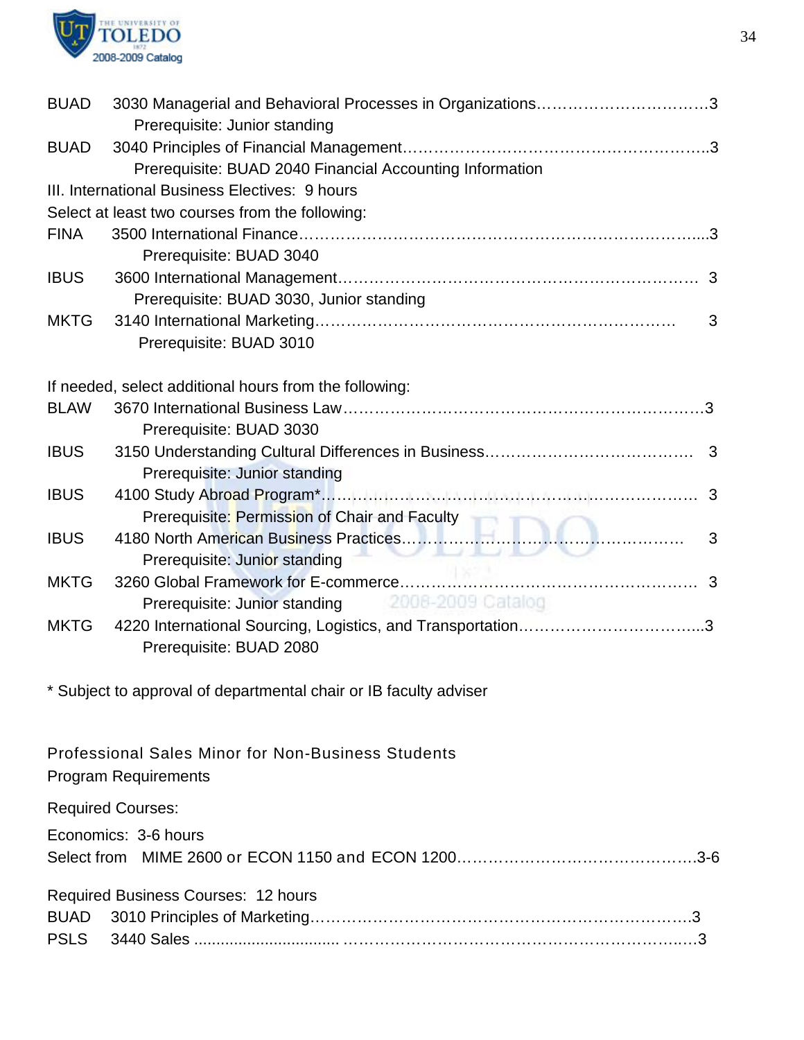BUAD 3030 Managerial and Behavioral Processes in Organizations……………………………3
Prerequisite: Junior standing

BUAD 3040 Principles of Financial Management………………………………………………..3
Prerequisite: BUAD 2040 Financial Accounting Information

III. International Business Electives: 9 hours

Select at least two courses from the following:

FINA 3500 International Finance…………………………………………………………………....3
Prerequisite: BUAD 3040

IBUS 3600 International Management…………………………………………………………… 3
Prerequisite: BUAD 3030, Junior standing

MKTG 3140 International Marketing………………………………………………………… 3
Prerequisite: BUAD 3010

If needed, select additional hours from the following:

BLAW 3670 International Business Law……………………………………………………………3
Prerequisite: BUAD 3030

IBUS 3150 Understanding Cultural Differences in Business………………………………… 3
Prerequisite: Junior standing

IBUS 4100 Study Abroad Program*…………………………………………………………… 3
Prerequisite: Permission of Chair and Faculty

IBUS 4180 North American Business Practices……………………………………………… 3
Prerequisite: Junior standing

MKTG 3260 Global Framework for E-commerce………………………………………………… 3
Prerequisite: Junior standing

MKTG 4220 International Sourcing, Logistics, and Transportation……………………………...3
Prerequisite: BUAD 2080

* Subject to approval of departmental chair or IB faculty adviser

## Professional Sales Minor for Non-Business Students

Program Requirements

Required Courses:

Economics: 3-6 hours

Select from MIME 2600 or ECON 1150 and ECON 1200……………………………………….3-6

Required Business Courses: 12 hours

BUAD 3010 Principles of Marketing………………………………………………………………3

PSLS 3440 Sales ................................ ……………………………………………………….…3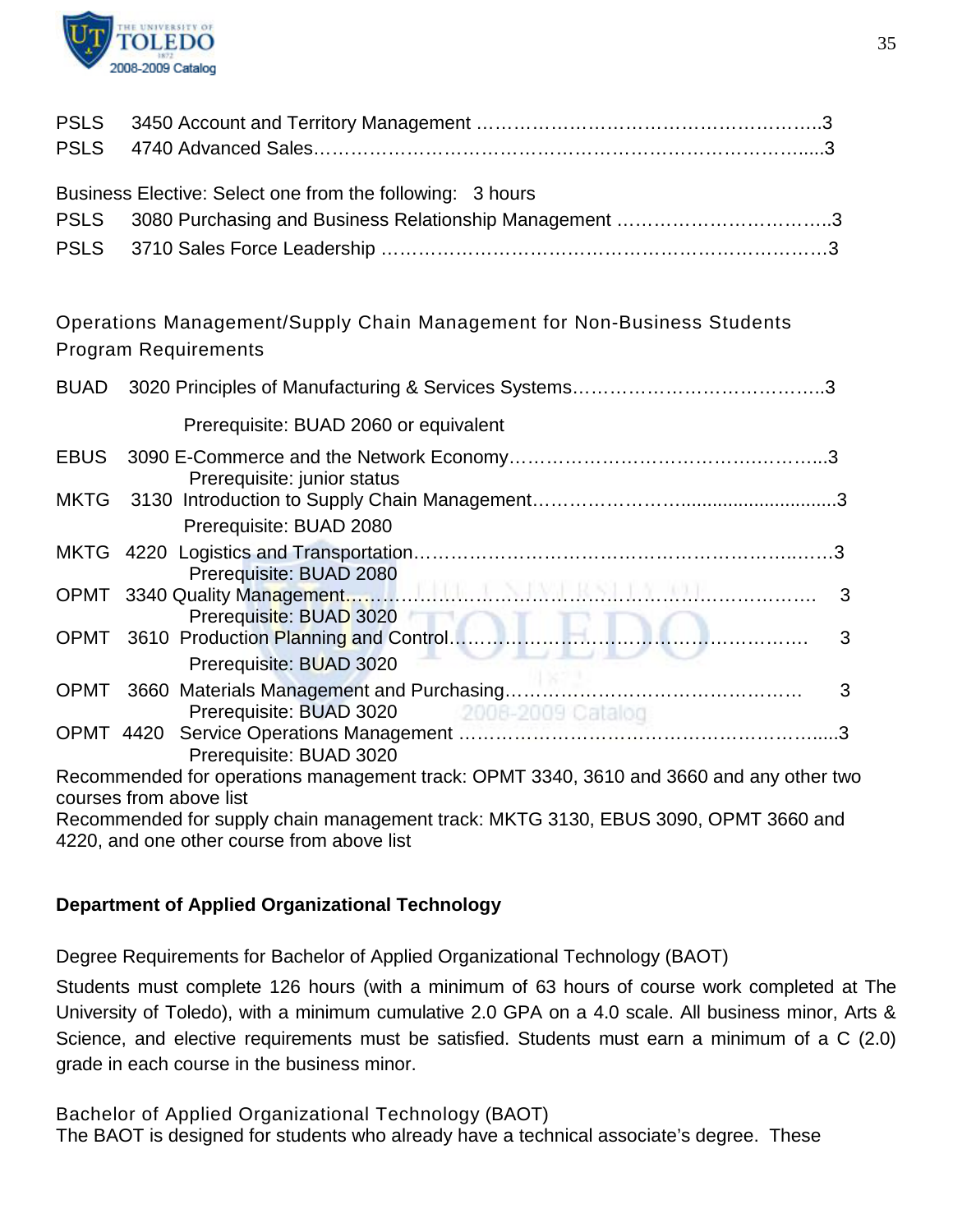PSLS 3450 Account and Territory Management ……………………………………………….3
PSLS 4740 Advanced Sales………………………………………………………………….....3

Business Elective: Select one from the following: 3 hours

PSLS 3080 Purchasing and Business Relationship Management ……………………………..3
PSLS 3710 Sales Force Leadership ………………………………………………………………3

Operations Management/Supply Chain Management for Non-Business Students Program Requirements

BUAD 3020 Principles of Manufacturing & Services Systems……………………………………..3
Prerequisite: BUAD 2060 or equivalent

EBUS 3090 E-Commerce and the Network Economy……………………………………………...3
Prerequisite: junior status

MKTG 3130 Introduction to Supply Chain Management……………………..............................3
Prerequisite: BUAD 2080

MKTG 4220 Logistics and Transportation…………………………………………………….…….3
Prerequisite: BUAD 2080

OPMT 3340 Quality Management……………………………………………………………………… 3
Prerequisite: BUAD 3020

OPMT 3610 Production Planning and Control……………………………………………………. 3
Prerequisite: BUAD 3020

OPMT 3660 Materials Management and Purchasing……………………………………………. 3
Prerequisite: BUAD 3020

OPMT 4420 Service Operations Management ……………………………………………….......3
Prerequisite: BUAD 3020

Recommended for operations management track: OPMT 3340, 3610 and 3660 and any other two courses from above list

Recommended for supply chain management track: MKTG 3130, EBUS 3090, OPMT 3660 and 4220, and one other course from above list

**Department of Applied Organizational Technology**

Degree Requirements for Bachelor of Applied Organizational Technology (BAOT)

Students must complete 126 hours (with a minimum of 63 hours of course work completed at The University of Toledo), with a minimum cumulative 2.0 GPA on a 4.0 scale. All business minor, Arts & Science, and elective requirements must be satisfied. Students must earn a minimum of a C (2.0) grade in each course in the business minor.

Bachelor of Applied Organizational Technology (BAOT)

The BAOT is designed for students who already have a technical associate's degree. These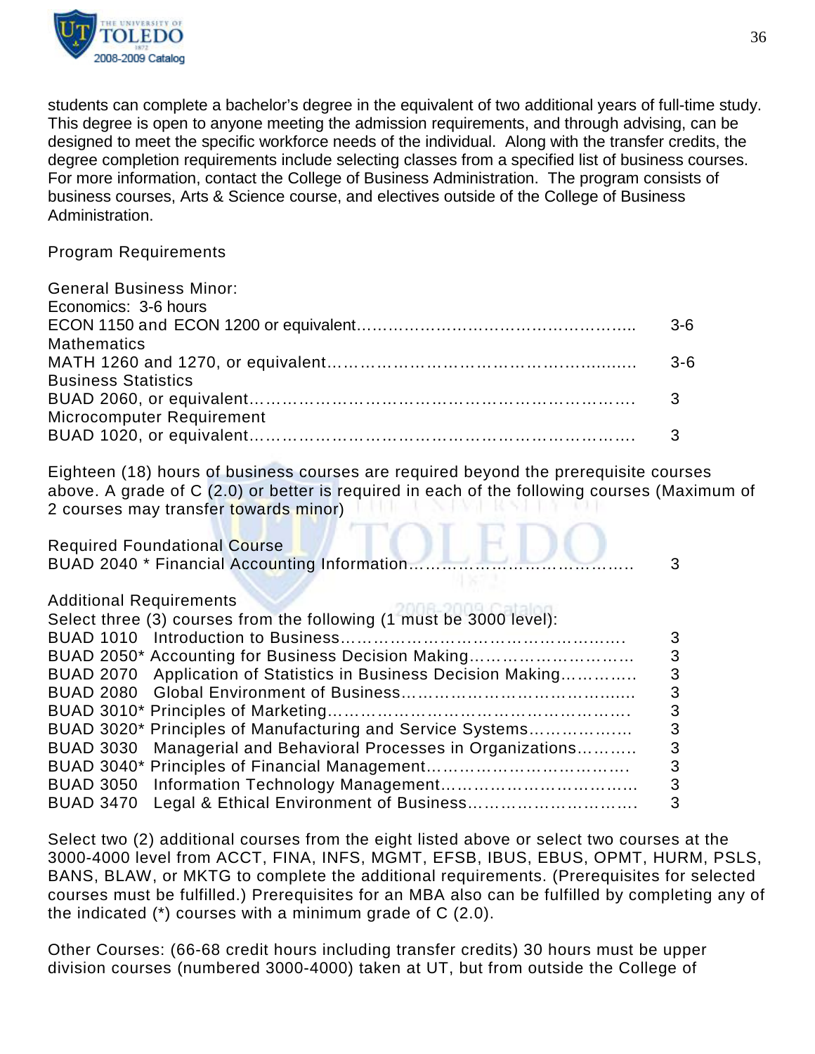students can complete a bachelor's degree in the equivalent of two additional years of full-time study. This degree is open to anyone meeting the admission requirements, and through advising, can be designed to meet the specific workforce needs of the individual. Along with the transfer credits, the degree completion requirements include selecting classes from a specified list of business courses. For more information, contact the College of Business Administration. The program consists of business courses, Arts & Science course, and electives outside of the College of Business Administration.

Program Requirements

General Business Minor:

| Course | Hours |
|---|---|
| **Economics: 3-6 hours** | |
| ECON 1150 and ECON 1200 or equivalent | 3-6 |
| **Mathematics** | |
| MATH 1260 and 1270, or equivalent | 3-6 |
| **Business Statistics** | |
| BUAD 2060, or equivalent | 3 |
| **Microcomputer Requirement** | |
| BUAD 1020, or equivalent | 3 |

Eighteen (18) hours of business courses are required beyond the prerequisite courses above. A grade of C (2.0) or better is required in each of the following courses (Maximum of 2 courses may transfer towards minor)

Required Foundational Course

| Course | Hours |
|---|---|
| BUAD 2040 * Financial Accounting Information | 3 |

Additional Requirements

Select three (3) courses from the following (1 must be 3000 level):

| Course | Hours |
|---|---|
| BUAD 1010 Introduction to Business | 3 |
| BUAD 2050* Accounting for Business Decision Making | 3 |
| BUAD 2070 Application of Statistics in Business Decision Making | 3 |
| BUAD 2080 Global Environment of Business | 3 |
| BUAD 3010* Principles of Marketing | 3 |
| BUAD 3020* Principles of Manufacturing and Service Systems | 3 |
| BUAD 3030 Managerial and Behavioral Processes in Organizations | 3 |
| BUAD 3040* Principles of Financial Management | 3 |
| BUAD 3050 Information Technology Management | 3 |
| BUAD 3470 Legal & Ethical Environment of Business | 3 |

Select two (2) additional courses from the eight listed above or select two courses at the 3000-4000 level from ACCT, FINA, INFS, MGMT, EFSB, IBUS, EBUS, OPMT, HURM, PSLS, BANS, BLAW, or MKTG to complete the additional requirements. (Prerequisites for selected courses must be fulfilled.) Prerequisites for an MBA also can be fulfilled by completing any of the indicated (*) courses with a minimum grade of C (2.0).

Other Courses: (66-68 credit hours including transfer credits) 30 hours must be upper division courses (numbered 3000-4000) taken at UT, but from outside the College of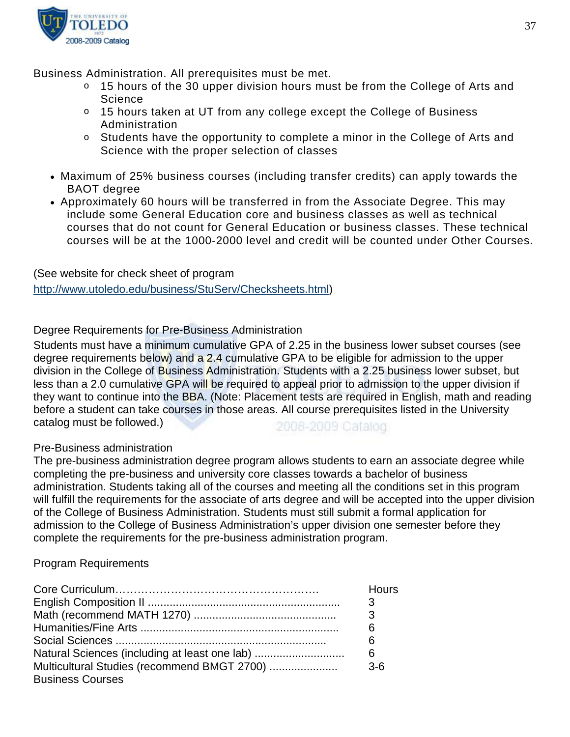Business Administration. All prerequisites must be met.

- 15 hours of the 30 upper division hours must be from the College of Arts and Science
- 15 hours taken at UT from any college except the College of Business Administration
- Students have the opportunity to complete a minor in the College of Arts and Science with the proper selection of classes

- Maximum of 25% business courses (including transfer credits) can apply towards the BAOT degree
- Approximately 60 hours will be transferred in from the Associate Degree. This may include some General Education core and business classes as well as technical courses that do not count for General Education or business classes. These technical courses will be at the 1000-2000 level and credit will be counted under Other Courses.

(See website for check sheet of program http://www.utoledo.edu/business/StuServ/Checksheets.html)

Degree Requirements for Pre-Business Administration

Students must have a minimum cumulative GPA of 2.25 in the business lower subset courses (see degree requirements below) and a 2.4 cumulative GPA to be eligible for admission to the upper division in the College of Business Administration. Students with a 2.25 business lower subset, but less than a 2.0 cumulative GPA will be required to appeal prior to admission to the upper division if they want to continue into the BBA. (Note: Placement tests are required in English, math and reading before a student can take courses in those areas. All course prerequisites listed in the University catalog must be followed.)

Pre-Business administration

The pre-business administration degree program allows students to earn an associate degree while completing the pre-business and university core classes towards a bachelor of business administration. Students taking all of the courses and meeting all the conditions set in this program will fulfill the requirements for the associate of arts degree and will be accepted into the upper division of the College of Business Administration. Students must still submit a formal application for admission to the College of Business Administration's upper division one semester before they complete the requirements for the pre-business administration program.

Program Requirements

| Core Curriculum | Hours |
|---|---|
| English Composition II | 3 |
| Math (recommend MATH 1270) | 3 |
| Humanities/Fine Arts | 6 |
| Social Sciences | 6 |
| Natural Sciences (including at least one lab) | 6 |
| Multicultural Studies (recommend BMGT 2700) | 3-6 |
| Business Courses | |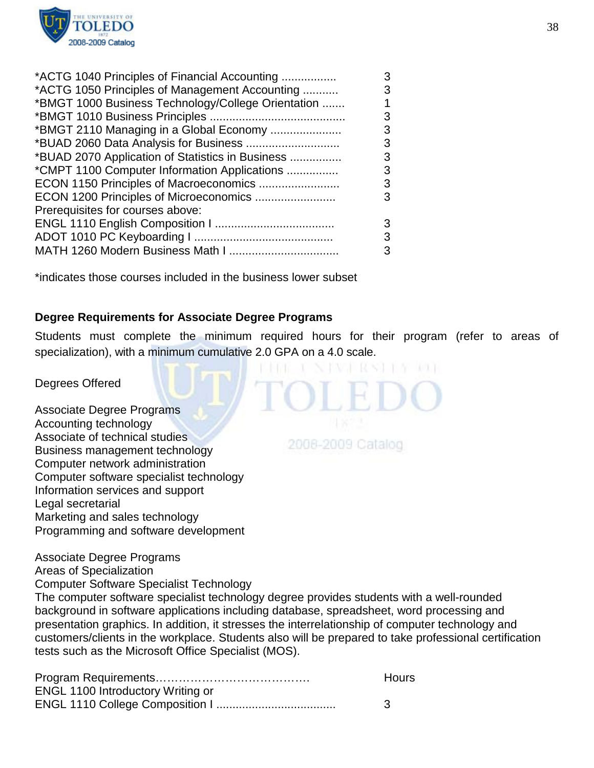| Course | Hours |
| --- | --- |
| *ACTG 1040 Principles of Financial Accounting | 3 |
| *ACTG 1050 Principles of Management Accounting | 3 |
| *BMGT 1000 Business Technology/College Orientation | 1 |
| *BMGT 1010 Business Principles | 3 |
| *BMGT 2110 Managing in a Global Economy | 3 |
| *BUAD 2060 Data Analysis for Business | 3 |
| *BUAD 2070 Application of Statistics in Business | 3 |
| *CMPT 1100 Computer Information Applications | 3 |
| ECON 1150 Principles of Macroeconomics | 3 |
| ECON 1200 Principles of Microeconomics | 3 |
| Prerequisites for courses above: | |
| ENGL 1110 English Composition I | 3 |
| ADOT 1010 PC Keyboarding I | 3 |
| MATH 1260 Modern Business Math I | 3 |

*indicates those courses included in the business lower subset

**Degree Requirements for Associate Degree Programs**

Students must complete the minimum required hours for their program (refer to areas of specialization), with a minimum cumulative 2.0 GPA on a 4.0 scale.

Degrees Offered

Associate Degree Programs
Accounting technology
Associate of technical studies
Business management technology
Computer network administration
Computer software specialist technology
Information services and support
Legal secretarial
Marketing and sales technology
Programming and software development

Associate Degree Programs
Areas of Specialization
Computer Software Specialist Technology
The computer software specialist technology degree provides students with a well-rounded background in software applications including database, spreadsheet, word processing and presentation graphics. In addition, it stresses the interrelationship of computer technology and customers/clients in the workplace. Students also will be prepared to take professional certification tests such as the Microsoft Office Specialist (MOS).

| Program Requirements | Hours |
| --- | --- |
| ENGL 1100 Introductory Writing or ENGL 1110 College Composition I | 3 |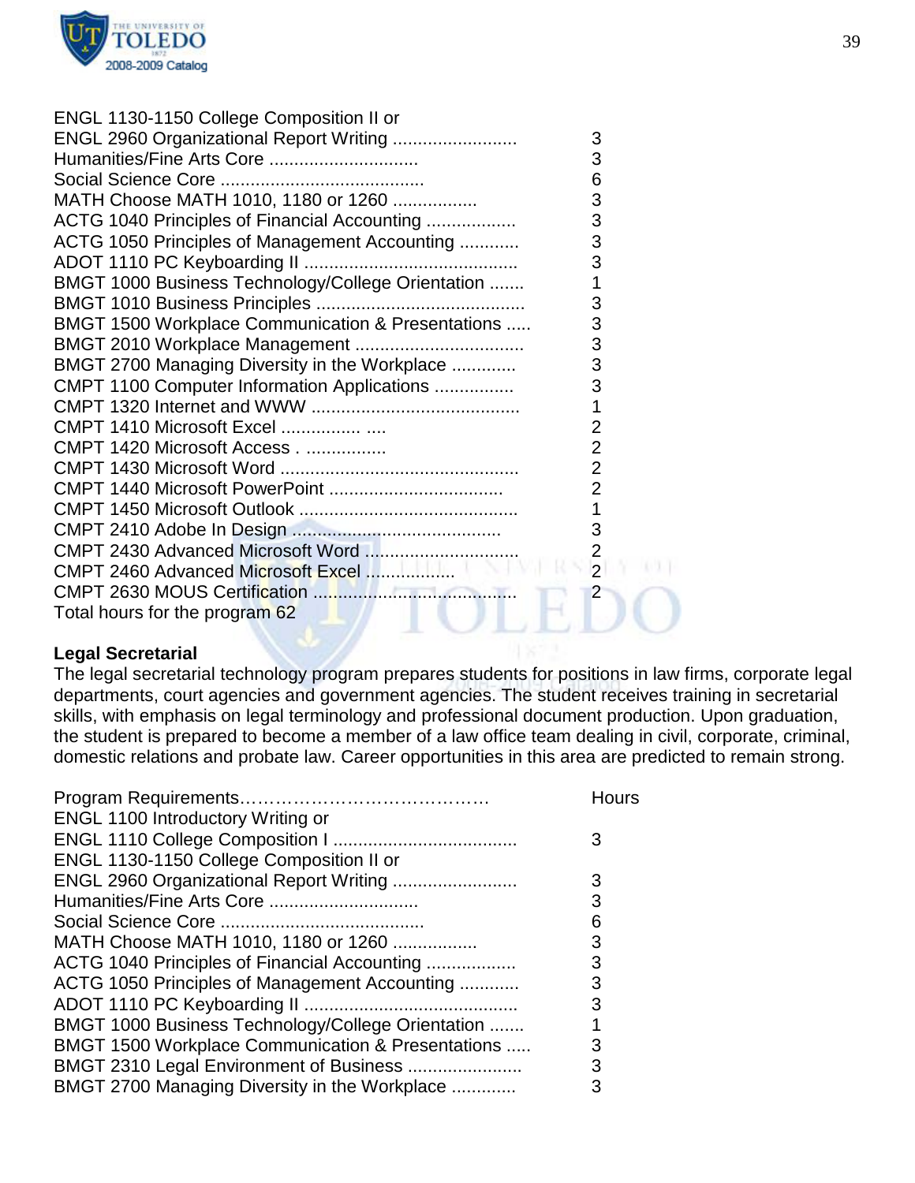| | |
|---|---|
| ENGL 1130-1150 College Composition II or | |
| ENGL 2960 Organizational Report Writing | 3 |
| Humanities/Fine Arts Core | 3 |
| Social Science Core | 6 |
| MATH Choose MATH 1010, 1180 or 1260 | 3 |
| ACTG 1040 Principles of Financial Accounting | 3 |
| ACTG 1050 Principles of Management Accounting | 3 |
| ADOT 1110 PC Keyboarding II | 3 |
| BMGT 1000 Business Technology/College Orientation | 1 |
| BMGT 1010 Business Principles | 3 |
| BMGT 1500 Workplace Communication & Presentations | 3 |
| BMGT 2010 Workplace Management | 3 |
| BMGT 2700 Managing Diversity in the Workplace | 3 |
| CMPT 1100 Computer Information Applications | 3 |
| CMPT 1320 Internet and WWW | 1 |
| CMPT 1410 Microsoft Excel | 2 |
| CMPT 1420 Microsoft Access | 2 |
| CMPT 1430 Microsoft Word | 2 |
| CMPT 1440 Microsoft PowerPoint | 2 |
| CMPT 1450 Microsoft Outlook | 1 |
| CMPT 2410 Adobe In Design | 3 |
| CMPT 2430 Advanced Microsoft Word | 2 |
| CMPT 2460 Advanced Microsoft Excel | 2 |
| CMPT 2630 MOUS Certification | 2 |
| Total hours for the program 62 | |

**Legal Secretarial**

The legal secretarial technology program prepares students for positions in law firms, corporate legal departments, court agencies and government agencies. The student receives training in secretarial skills, with emphasis on legal terminology and professional document production. Upon graduation, the student is prepared to become a member of a law office team dealing in civil, corporate, criminal, domestic relations and probate law. Career opportunities in this area are predicted to remain strong.

| Program Requirements | Hours |
|---|---|
| ENGL 1100 Introductory Writing or | |
| ENGL 1110 College Composition I | 3 |
| ENGL 1130-1150 College Composition II or | |
| ENGL 2960 Organizational Report Writing | 3 |
| Humanities/Fine Arts Core | 3 |
| Social Science Core | 6 |
| MATH Choose MATH 1010, 1180 or 1260 | 3 |
| ACTG 1040 Principles of Financial Accounting | 3 |
| ACTG 1050 Principles of Management Accounting | 3 |
| ADOT 1110 PC Keyboarding II | 3 |
| BMGT 1000 Business Technology/College Orientation | 1 |
| BMGT 1500 Workplace Communication & Presentations | 3 |
| BMGT 2310 Legal Environment of Business | 3 |
| BMGT 2700 Managing Diversity in the Workplace | 3 |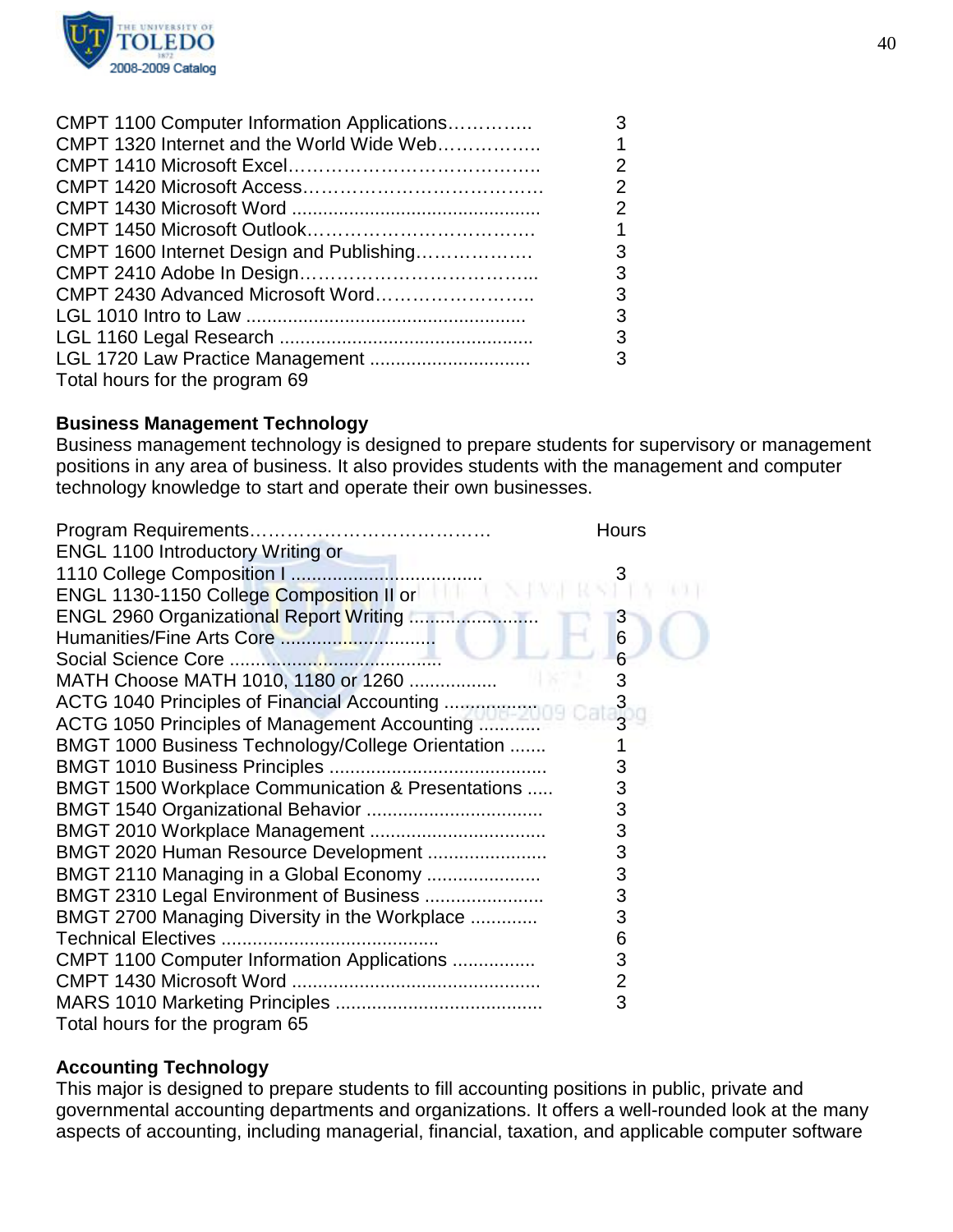| Course | Hours |
|---|---|
| CMPT 1100 Computer Information Applications………….. | 3 |
| CMPT 1320 Internet and the World Wide Web…………….. | 1 |
| CMPT 1410 Microsoft Excel………………………………….. | 2 |
| CMPT 1420 Microsoft Access………………………………… | 2 |
| CMPT 1430 Microsoft Word ............................................... | 2 |
| CMPT 1450 Microsoft Outlook……………………………… | 1 |
| CMPT 1600 Internet Design and Publishing………………. | 3 |
| CMPT 2410 Adobe In Design……………………………….. | 3 |
| CMPT 2430 Advanced Microsoft Word…………………….. | 3 |
| LGL 1010 Intro to Law ...................................................... | 3 |
| LGL 1160 Legal Research ................................................ | 3 |
| LGL 1720 Law Practice Management ............................... | 3 |

Total hours for the program 69

**Business Management Technology**

Business management technology is designed to prepare students for supervisory or management positions in any area of business. It also provides students with the management and computer technology knowledge to start and operate their own businesses.

| Program Requirements………………………………… | Hours |
|---|---|
| ENGL 1100 Introductory Writing or 1110 College Composition I ................................... | 3 |
| ENGL 1130-1150 College Composition II or ENGL 2960 Organizational Report Writing ........................ | 3 |
| Humanities/Fine Arts Core ............................ | 6 |
| Social Science Core ........................................ | 6 |
| MATH Choose MATH 1010, 1180 or 1260 ................ | 3 |
| ACTG 1040 Principles of Financial Accounting ................. | 3 |
| ACTG 1050 Principles of Management Accounting ........... | 3 |
| BMGT 1000 Business Technology/College Orientation ....... | 1 |
| BMGT 1010 Business Principles .......................................... | 3 |
| BMGT 1500 Workplace Communication & Presentations ..... | 3 |
| BMGT 1540 Organizational Behavior .................................. | 3 |
| BMGT 2010 Workplace Management .................................. | 3 |
| BMGT 2020 Human Resource Development ....................... | 3 |
| BMGT 2110 Managing in a Global Economy ...................... | 3 |
| BMGT 2310 Legal Environment of Business ....................... | 3 |
| BMGT 2700 Managing Diversity in the Workplace ............. | 3 |
| Technical Electives .......................................... | 6 |
| CMPT 1100 Computer Information Applications ................ | 3 |
| CMPT 1430 Microsoft Word ............................................... | 2 |
| MARS 1010 Marketing Principles ....................................... | 3 |

Total hours for the program 65

**Accounting Technology**

This major is designed to prepare students to fill accounting positions in public, private and governmental accounting departments and organizations. It offers a well-rounded look at the many aspects of accounting, including managerial, financial, taxation, and applicable computer software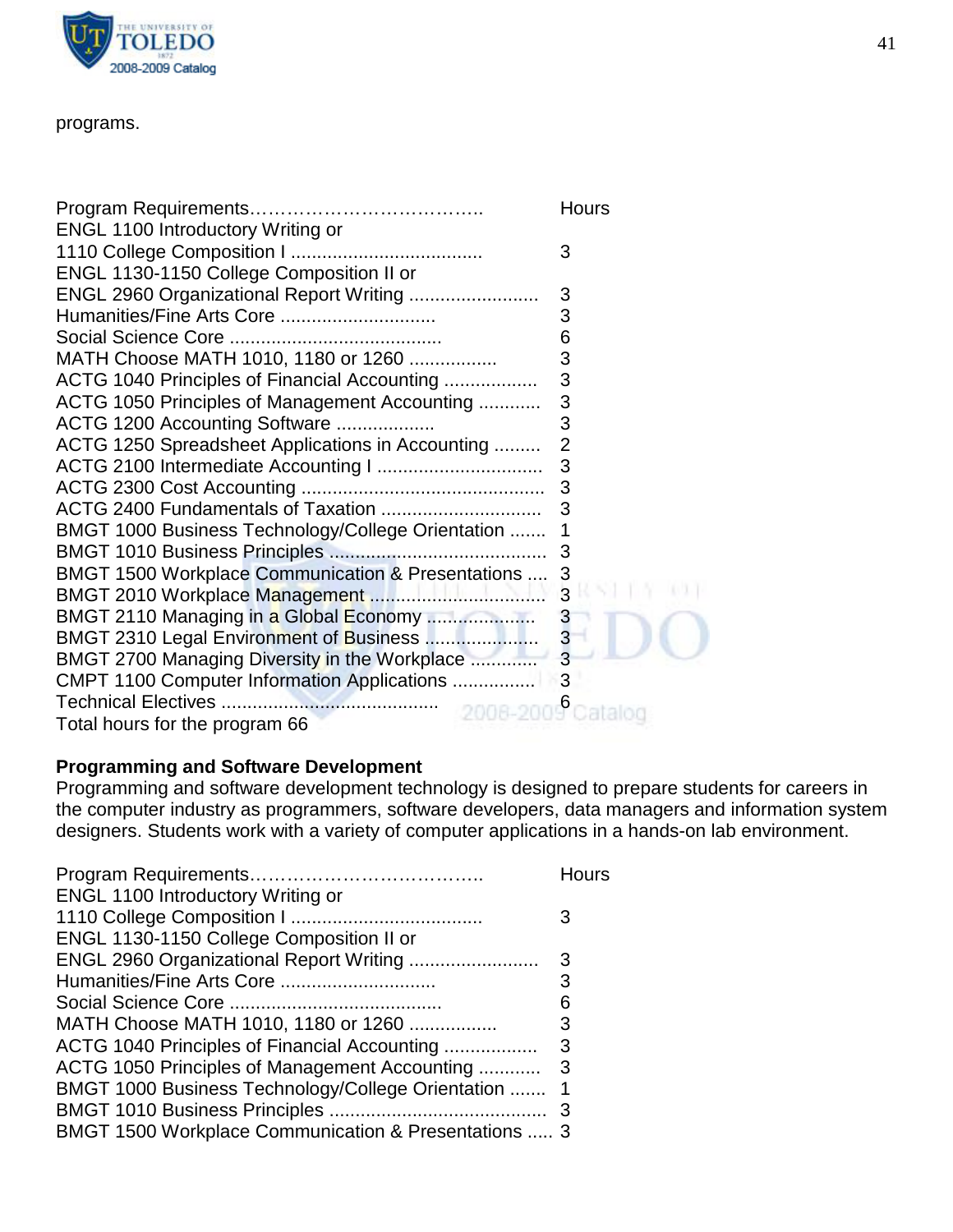programs.

| Program Requirements……………………………….. | Hours |
|---|---|
| ENGL 1100 Introductory Writing or 1110 College Composition I | 3 |
| ENGL 1130-1150 College Composition II or ENGL 2960 Organizational Report Writing | 3 |
| Humanities/Fine Arts Core | 3 |
| Social Science Core | 6 |
| MATH Choose MATH 1010, 1180 or 1260 | 3 |
| ACTG 1040 Principles of Financial Accounting | 3 |
| ACTG 1050 Principles of Management Accounting | 3 |
| ACTG 1200 Accounting Software | 3 |
| ACTG 1250 Spreadsheet Applications in Accounting | 2 |
| ACTG 2100 Intermediate Accounting I | 3 |
| ACTG 2300 Cost Accounting | 3 |
| ACTG 2400 Fundamentals of Taxation | 3 |
| BMGT 1000 Business Technology/College Orientation | 1 |
| BMGT 1010 Business Principles | 3 |
| BMGT 1500 Workplace Communication & Presentations | 3 |
| BMGT 2010 Workplace Management | 3 |
| BMGT 2110 Managing in a Global Economy | 3 |
| BMGT 2310 Legal Environment of Business | 3 |
| BMGT 2700 Managing Diversity in the Workplace | 3 |
| CMPT 1100 Computer Information Applications | 3 |
| Technical Electives | 6 |

Total hours for the program 66

**Programming and Software Development**

Programming and software development technology is designed to prepare students for careers in the computer industry as programmers, software developers, data managers and information system designers. Students work with a variety of computer applications in a hands-on lab environment.

| Program Requirements……………………………….. | Hours |
|---|---|
| ENGL 1100 Introductory Writing or 1110 College Composition I | 3 |
| ENGL 1130-1150 College Composition II or ENGL 2960 Organizational Report Writing | 3 |
| Humanities/Fine Arts Core | 3 |
| Social Science Core | 6 |
| MATH Choose MATH 1010, 1180 or 1260 | 3 |
| ACTG 1040 Principles of Financial Accounting | 3 |
| ACTG 1050 Principles of Management Accounting | 3 |
| BMGT 1000 Business Technology/College Orientation | 1 |
| BMGT 1010 Business Principles | 3 |
| BMGT 1500 Workplace Communication & Presentations | 3 |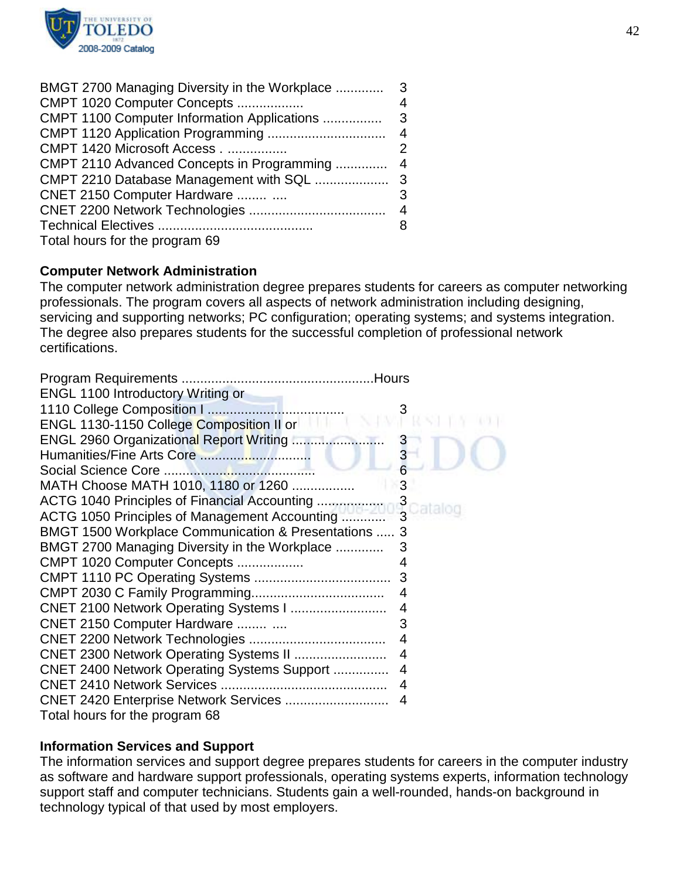| | |
|---|---|
| BMGT 2700 Managing Diversity in the Workplace | 3 |
| CMPT 1020 Computer Concepts | 4 |
| CMPT 1100 Computer Information Applications | 3 |
| CMPT 1120 Application Programming | 4 |
| CMPT 1420 Microsoft Access | 2 |
| CMPT 2110 Advanced Concepts in Programming | 4 |
| CMPT 2210 Database Management with SQL | 3 |
| CNET 2150 Computer Hardware | 3 |
| CNET 2200 Network Technologies | 4 |
| Technical Electives | 8 |

Total hours for the program 69

**Computer Network Administration**

The computer network administration degree prepares students for careers as computer networking professionals. The program covers all aspects of network administration including designing, servicing and supporting networks; PC configuration; operating systems; and systems integration. The degree also prepares students for the successful completion of professional network certifications.

| Program Requirements | Hours |
|---|---|
| ENGL 1100 Introductory Writing or 1110 College Composition I | 3 |
| ENGL 1130-1150 College Composition II or ENGL 2960 Organizational Report Writing | 3 |
| Humanities/Fine Arts Core | 3 |
| Social Science Core | 6 |
| MATH Choose MATH 1010, 1180 or 1260 | 3 |
| ACTG 1040 Principles of Financial Accounting | 3 |
| ACTG 1050 Principles of Management Accounting | 3 |
| BMGT 1500 Workplace Communication & Presentations | 3 |
| BMGT 2700 Managing Diversity in the Workplace | 3 |
| CMPT 1020 Computer Concepts | 4 |
| CMPT 1110 PC Operating Systems | 3 |
| CMPT 2030 C Family Programming | 4 |
| CNET 2100 Network Operating Systems I | 4 |
| CNET 2150 Computer Hardware | 3 |
| CNET 2200 Network Technologies | 4 |
| CNET 2300 Network Operating Systems II | 4 |
| CNET 2400 Network Operating Systems Support | 4 |
| CNET 2410 Network Services | 4 |
| CNET 2420 Enterprise Network Services | 4 |

Total hours for the program 68

**Information Services and Support**

The information services and support degree prepares students for careers in the computer industry as software and hardware support professionals, operating systems experts, information technology support staff and computer technicians. Students gain a well-rounded, hands-on background in technology typical of that used by most employers.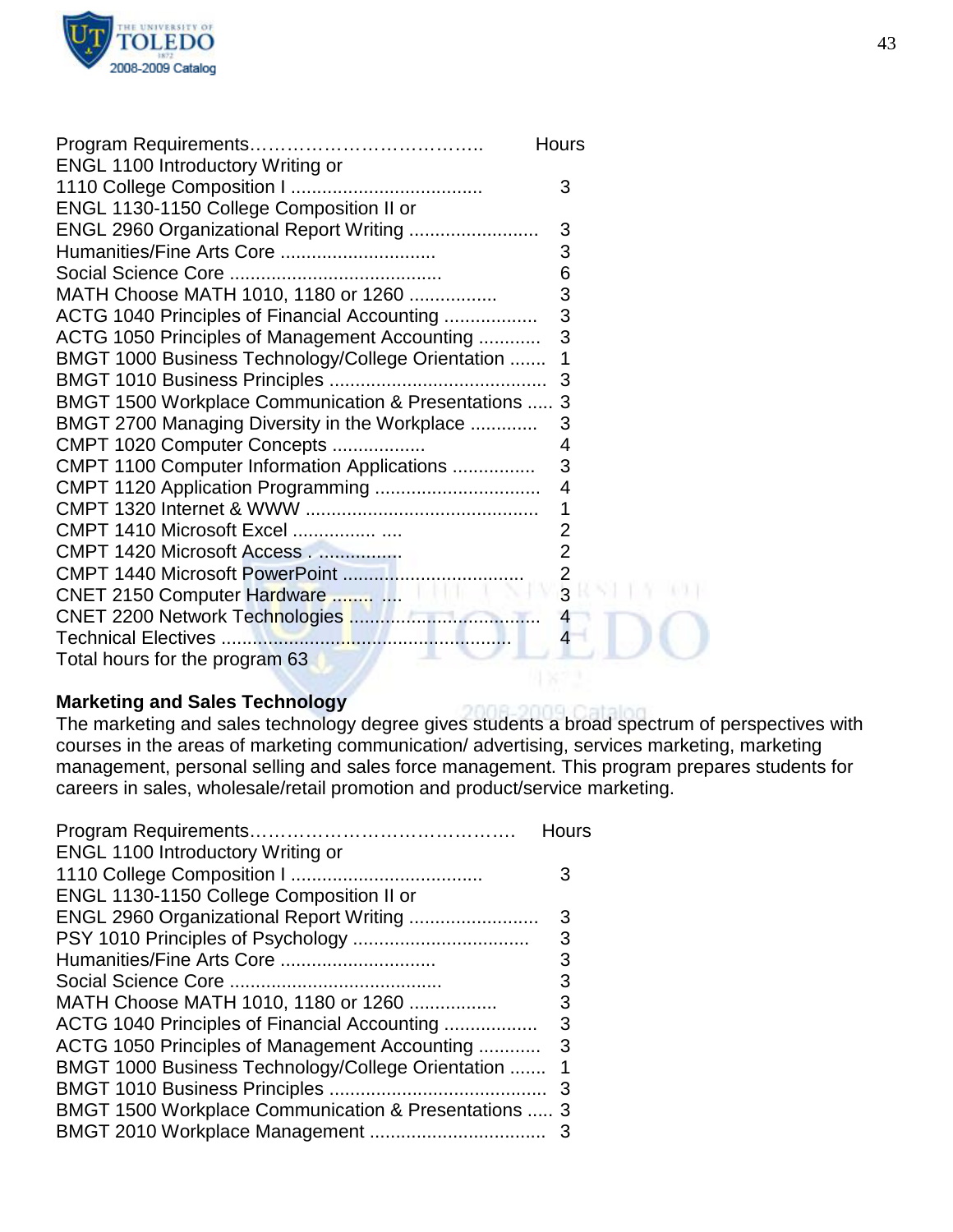| Program Requirements | Hours |
|---|---|
| ENGL 1100 Introductory Writing or 1110 College Composition I | 3 |
| ENGL 1130-1150 College Composition II or ENGL 2960 Organizational Report Writing | 3 |
| Humanities/Fine Arts Core | 3 |
| Social Science Core | 6 |
| MATH Choose MATH 1010, 1180 or 1260 | 3 |
| ACTG 1040 Principles of Financial Accounting | 3 |
| ACTG 1050 Principles of Management Accounting | 3 |
| BMGT 1000 Business Technology/College Orientation | 1 |
| BMGT 1010 Business Principles | 3 |
| BMGT 1500 Workplace Communication & Presentations | 3 |
| BMGT 2700 Managing Diversity in the Workplace | 3 |
| CMPT 1020 Computer Concepts | 4 |
| CMPT 1100 Computer Information Applications | 3 |
| CMPT 1120 Application Programming | 4 |
| CMPT 1320 Internet & WWW | 1 |
| CMPT 1410 Microsoft Excel | 2 |
| CMPT 1420 Microsoft Access | 2 |
| CMPT 1440 Microsoft PowerPoint | 2 |
| CNET 2150 Computer Hardware | 3 |
| CNET 2200 Network Technologies | 4 |
| Technical Electives | 4 |

Total hours for the program 63

**Marketing and Sales Technology**

The marketing and sales technology degree gives students a broad spectrum of perspectives with courses in the areas of marketing communication/ advertising, services marketing, marketing management, personal selling and sales force management. This program prepares students for careers in sales, wholesale/retail promotion and product/service marketing.

| Program Requirements | Hours |
|---|---|
| ENGL 1100 Introductory Writing or 1110 College Composition I | 3 |
| ENGL 1130-1150 College Composition II or ENGL 2960 Organizational Report Writing | 3 |
| PSY 1010 Principles of Psychology | 3 |
| Humanities/Fine Arts Core | 3 |
| Social Science Core | 3 |
| MATH Choose MATH 1010, 1180 or 1260 | 3 |
| ACTG 1040 Principles of Financial Accounting | 3 |
| ACTG 1050 Principles of Management Accounting | 3 |
| BMGT 1000 Business Technology/College Orientation | 1 |
| BMGT 1010 Business Principles | 3 |
| BMGT 1500 Workplace Communication & Presentations | 3 |
| BMGT 2010 Workplace Management | 3 |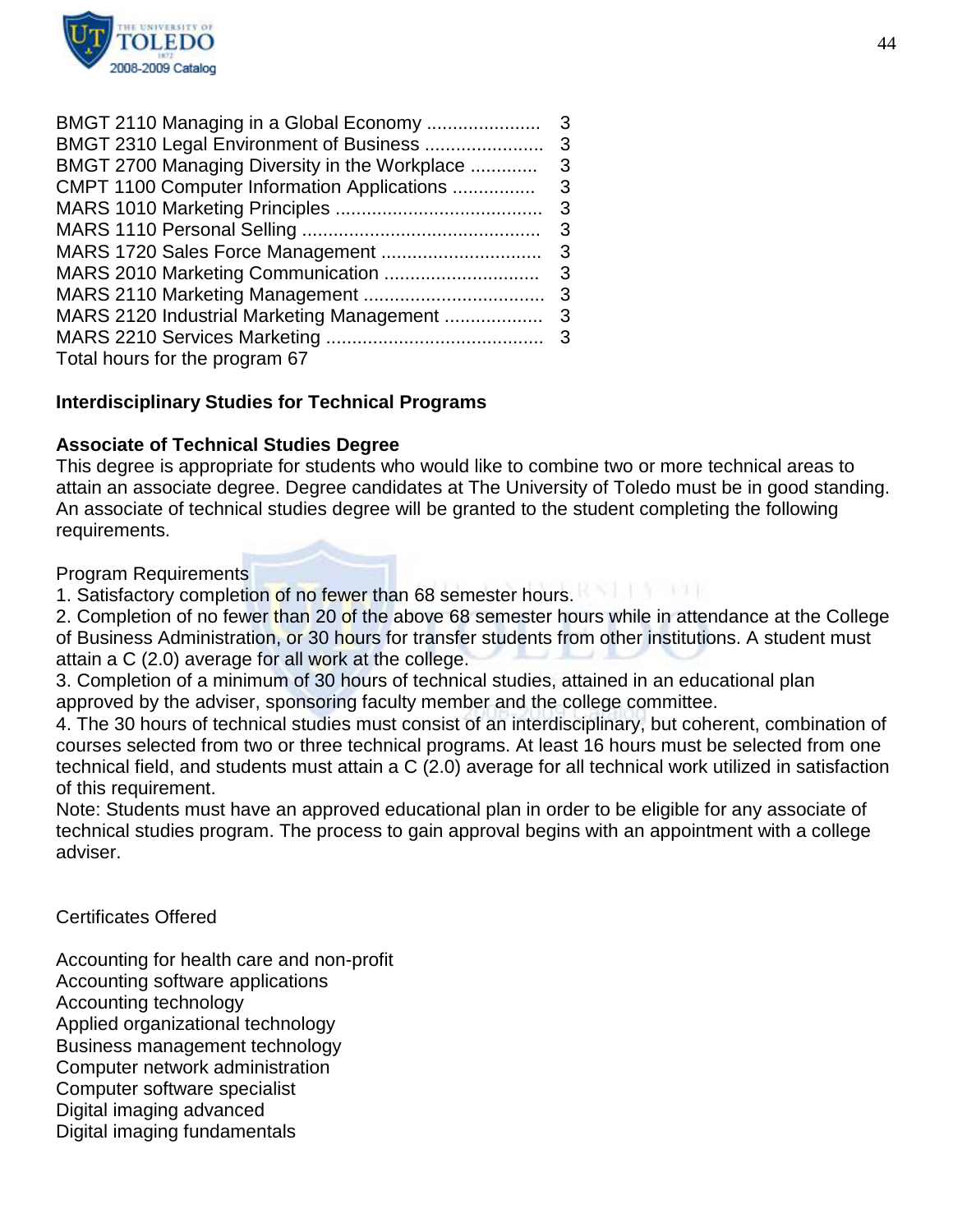BMGT 2110 Managing in a Global Economy ...................... 3
BMGT 2310 Legal Environment of Business ....................... 3
BMGT 2700 Managing Diversity in the Workplace ............. 3
CMPT 1100 Computer Information Applications ................ 3
MARS 1010 Marketing Principles ........................................ 3
MARS 1110 Personal Selling .............................................. 3
MARS 1720 Sales Force Management ............................... 3
MARS 2010 Marketing Communication .............................. 3
MARS 2110 Marketing Management ................................... 3
MARS 2120 Industrial Marketing Management ................... 3
MARS 2210 Services Marketing .......................................... 3
Total hours for the program 67

**Interdisciplinary Studies for Technical Programs**

**Associate of Technical Studies Degree**
This degree is appropriate for students who would like to combine two or more technical areas to attain an associate degree. Degree candidates at The University of Toledo must be in good standing. An associate of technical studies degree will be granted to the student completing the following requirements.

Program Requirements
1. Satisfactory completion of no fewer than 68 semester hours.
2. Completion of no fewer than 20 of the above 68 semester hours while in attendance at the College of Business Administration, or 30 hours for transfer students from other institutions. A student must attain a C (2.0) average for all work at the college.
3. Completion of a minimum of 30 hours of technical studies, attained in an educational plan approved by the adviser, sponsoring faculty member and the college committee.
4. The 30 hours of technical studies must consist of an interdisciplinary, but coherent, combination of courses selected from two or three technical programs. At least 16 hours must be selected from one technical field, and students must attain a C (2.0) average for all technical work utilized in satisfaction of this requirement.
Note: Students must have an approved educational plan in order to be eligible for any associate of technical studies program. The process to gain approval begins with an appointment with a college adviser.

Certificates Offered

Accounting for health care and non-profit
Accounting software applications
Accounting technology
Applied organizational technology
Business management technology
Computer network administration
Computer software specialist
Digital imaging advanced
Digital imaging fundamentals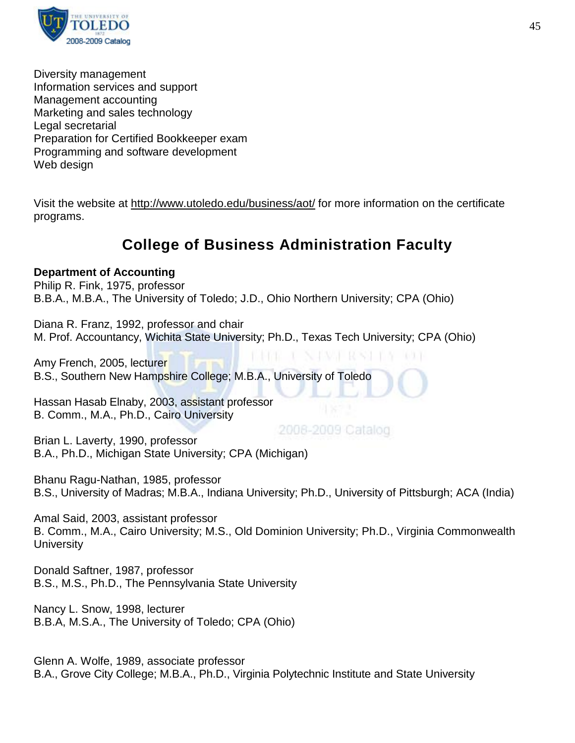Diversity management
Information services and support
Management accounting
Marketing and sales technology
Legal secretarial
Preparation for Certified Bookkeeper exam
Programming and software development
Web design

Visit the website at http://www.utoledo.edu/business/aot/ for more information on the certificate programs.

## College of Business Administration Faculty

**Department of Accounting**

Philip R. Fink, 1975, professor
B.B.A., M.B.A., The University of Toledo; J.D., Ohio Northern University; CPA (Ohio)

Diana R. Franz, 1992, professor and chair
M. Prof. Accountancy, Wichita State University; Ph.D., Texas Tech University; CPA (Ohio)

Amy French, 2005, lecturer
B.S., Southern New Hampshire College; M.B.A., University of Toledo

Hassan Hasab Elnaby, 2003, assistant professor
B. Comm., M.A., Ph.D., Cairo University

Brian L. Laverty, 1990, professor
B.A., Ph.D., Michigan State University; CPA (Michigan)

Bhanu Ragu-Nathan, 1985, professor
B.S., University of Madras; M.B.A., Indiana University; Ph.D., University of Pittsburgh; ACA (India)

Amal Said, 2003, assistant professor
B. Comm., M.A., Cairo University; M.S., Old Dominion University; Ph.D., Virginia Commonwealth University

Donald Saftner, 1987, professor
B.S., M.S., Ph.D., The Pennsylvania State University

Nancy L. Snow, 1998, lecturer
B.B.A, M.S.A., The University of Toledo; CPA (Ohio)

Glenn A. Wolfe, 1989, associate professor
B.A., Grove City College; M.B.A., Ph.D., Virginia Polytechnic Institute and State University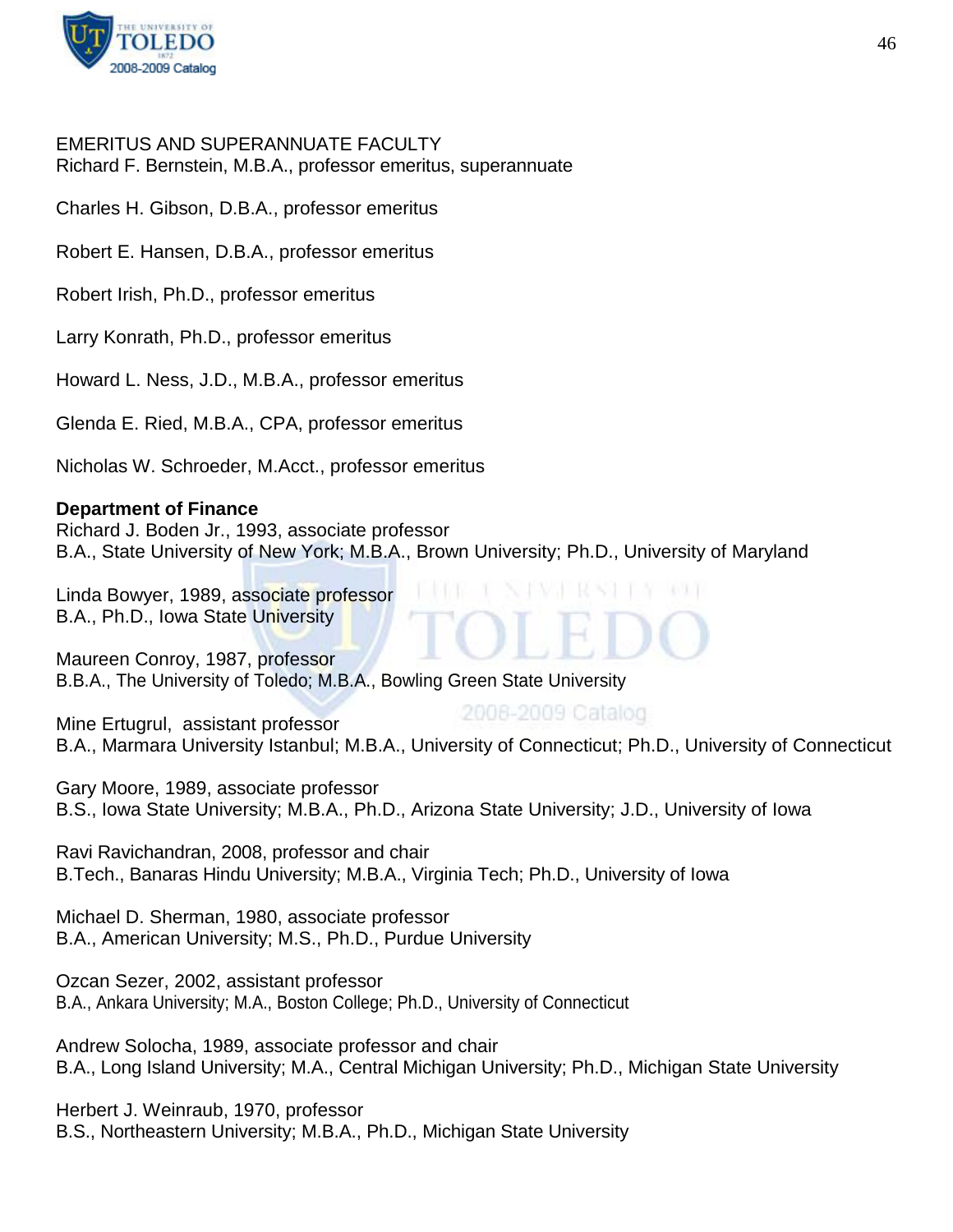EMERITUS AND SUPERANNUATE FACULTY
Richard F. Bernstein, M.B.A., professor emeritus, superannuate

Charles H. Gibson, D.B.A., professor emeritus

Robert E. Hansen, D.B.A., professor emeritus

Robert Irish, Ph.D., professor emeritus

Larry Konrath, Ph.D., professor emeritus

Howard L. Ness, J.D., M.B.A., professor emeritus

Glenda E. Ried, M.B.A., CPA, professor emeritus

Nicholas W. Schroeder, M.Acct., professor emeritus

**Department of Finance**
Richard J. Boden Jr., 1993, associate professor
B.A., State University of New York; M.B.A., Brown University; Ph.D., University of Maryland

Linda Bowyer, 1989, associate professor
B.A., Ph.D., Iowa State University

Maureen Conroy, 1987, professor
B.B.A., The University of Toledo; M.B.A., Bowling Green State University

Mine Ertugrul, assistant professor
B.A., Marmara University Istanbul; M.B.A., University of Connecticut; Ph.D., University of Connecticut

Gary Moore, 1989, associate professor
B.S., Iowa State University; M.B.A., Ph.D., Arizona State University; J.D., University of Iowa

Ravi Ravichandran, 2008, professor and chair
B.Tech., Banaras Hindu University; M.B.A., Virginia Tech; Ph.D., University of Iowa

Michael D. Sherman, 1980, associate professor
B.A., American University; M.S., Ph.D., Purdue University

Ozcan Sezer, 2002, assistant professor
B.A., Ankara University; M.A., Boston College; Ph.D., University of Connecticut

Andrew Solocha, 1989, associate professor and chair
B.A., Long Island University; M.A., Central Michigan University; Ph.D., Michigan State University

Herbert J. Weinraub, 1970, professor
B.S., Northeastern University; M.B.A., Ph.D., Michigan State University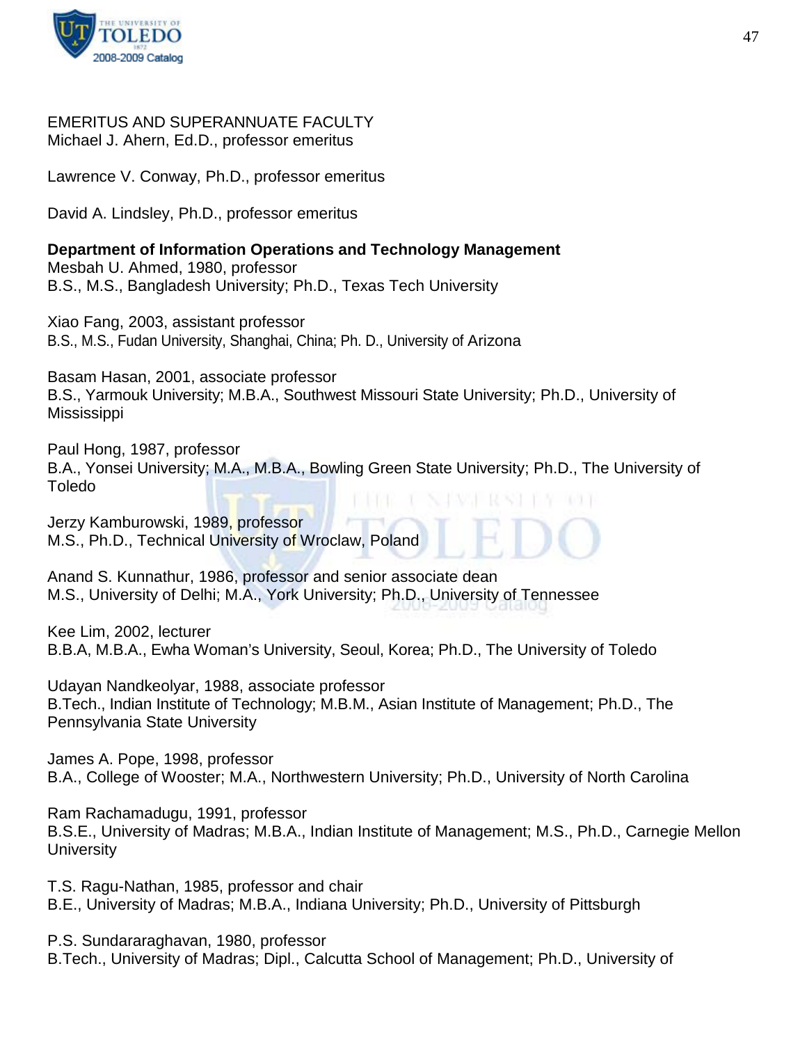EMERITUS AND SUPERANNUATE FACULTY
Michael J. Ahern, Ed.D., professor emeritus

Lawrence V. Conway, Ph.D., professor emeritus

David A. Lindsley, Ph.D., professor emeritus

**Department of Information Operations and Technology Management**
Mesbah U. Ahmed, 1980, professor
B.S., M.S., Bangladesh University; Ph.D., Texas Tech University

Xiao Fang, 2003, assistant professor
B.S., M.S., Fudan University, Shanghai, China; Ph. D., University of Arizona

Basam Hasan, 2001, associate professor
B.S., Yarmouk University; M.B.A., Southwest Missouri State University; Ph.D., University of Mississippi

Paul Hong, 1987, professor
B.A., Yonsei University; M.A., M.B.A., Bowling Green State University; Ph.D., The University of Toledo

Jerzy Kamburowski, 1989, professor
M.S., Ph.D., Technical University of Wroclaw, Poland

Anand S. Kunnathur, 1986, professor and senior associate dean
M.S., University of Delhi; M.A., York University; Ph.D., University of Tennessee

Kee Lim, 2002, lecturer
B.B.A, M.B.A., Ewha Woman's University, Seoul, Korea; Ph.D., The University of Toledo

Udayan Nandkeolyar, 1988, associate professor
B.Tech., Indian Institute of Technology; M.B.M., Asian Institute of Management; Ph.D., The Pennsylvania State University

James A. Pope, 1998, professor
B.A., College of Wooster; M.A., Northwestern University; Ph.D., University of North Carolina

Ram Rachamadugu, 1991, professor
B.S.E., University of Madras; M.B.A., Indian Institute of Management; M.S., Ph.D., Carnegie Mellon University

T.S. Ragu-Nathan, 1985, professor and chair
B.E., University of Madras; M.B.A., Indiana University; Ph.D., University of Pittsburgh

P.S. Sundararaghavan, 1980, professor
B.Tech., University of Madras; Dipl., Calcutta School of Management; Ph.D., University of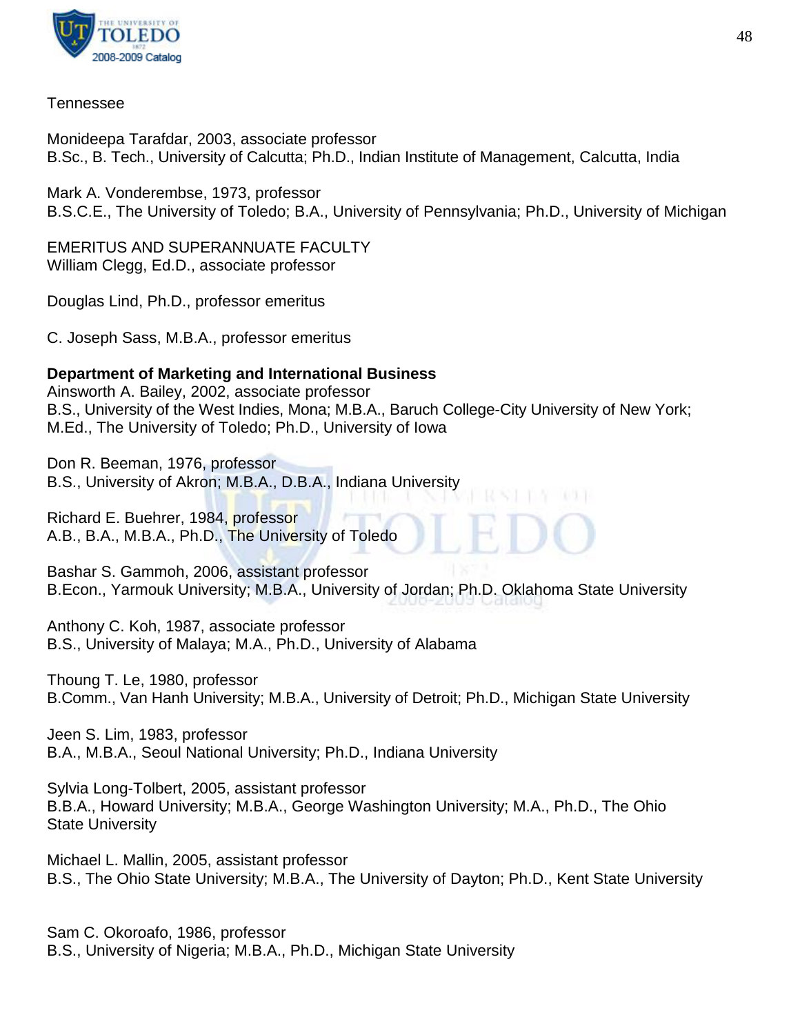Tennessee

Monideepa Tarafdar, 2003, associate professor
B.Sc., B. Tech., University of Calcutta; Ph.D., Indian Institute of Management, Calcutta, India

Mark A. Vonderembse, 1973, professor
B.S.C.E., The University of Toledo; B.A., University of Pennsylvania; Ph.D., University of Michigan

EMERITUS AND SUPERANNUATE FACULTY
William Clegg, Ed.D., associate professor

Douglas Lind, Ph.D., professor emeritus

C. Joseph Sass, M.B.A., professor emeritus

**Department of Marketing and International Business**
Ainsworth A. Bailey, 2002, associate professor
B.S., University of the West Indies, Mona; M.B.A., Baruch College-City University of New York; M.Ed., The University of Toledo; Ph.D., University of Iowa

Don R. Beeman, 1976, professor
B.S., University of Akron; M.B.A., D.B.A., Indiana University

Richard E. Buehrer, 1984, professor
A.B., B.A., M.B.A., Ph.D., The University of Toledo

Bashar S. Gammoh, 2006, assistant professor
B.Econ., Yarmouk University; M.B.A., University of Jordan; Ph.D. Oklahoma State University

Anthony C. Koh, 1987, associate professor
B.S., University of Malaya; M.A., Ph.D., University of Alabama

Thoung T. Le, 1980, professor
B.Comm., Van Hanh University; M.B.A., University of Detroit; Ph.D., Michigan State University

Jeen S. Lim, 1983, professor
B.A., M.B.A., Seoul National University; Ph.D., Indiana University

Sylvia Long-Tolbert, 2005, assistant professor
B.B.A., Howard University; M.B.A., George Washington University; M.A., Ph.D., The Ohio State University

Michael L. Mallin, 2005, assistant professor
B.S., The Ohio State University; M.B.A., The University of Dayton; Ph.D., Kent State University

Sam C. Okoroafo, 1986, professor
B.S., University of Nigeria; M.B.A., Ph.D., Michigan State University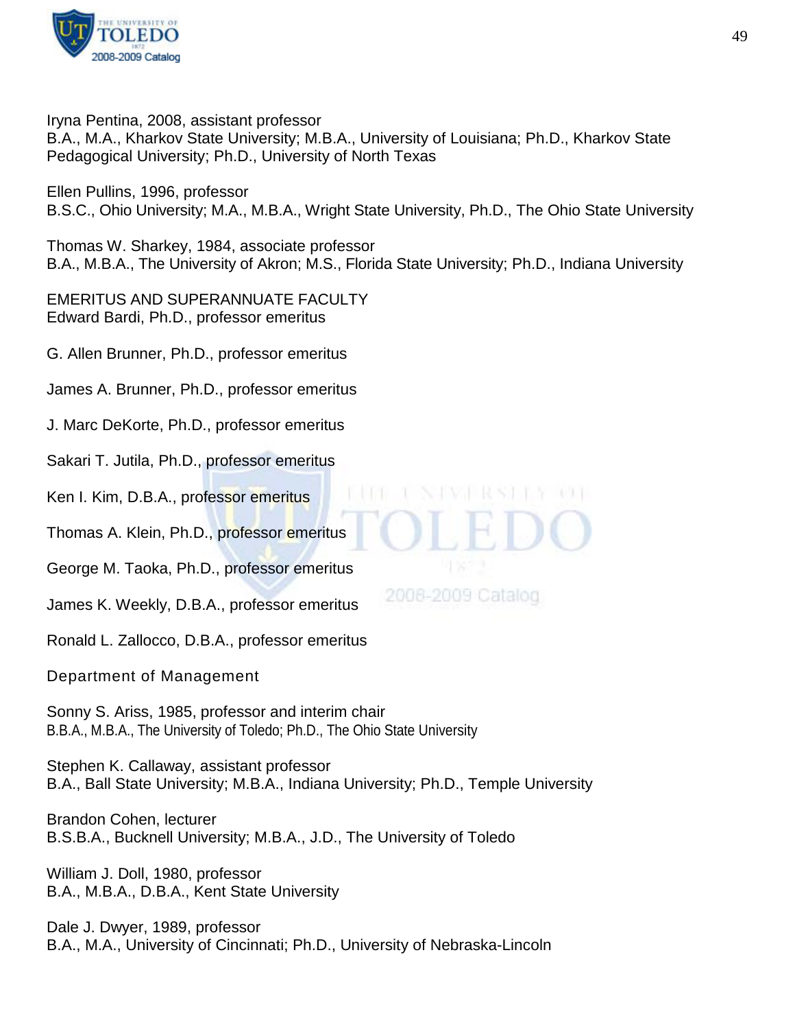Iryna Pentina, 2008, assistant professor
B.A., M.A., Kharkov State University; M.B.A., University of Louisiana; Ph.D., Kharkov State Pedagogical University; Ph.D., University of North Texas

Ellen Pullins, 1996, professor
B.S.C., Ohio University; M.A., M.B.A., Wright State University, Ph.D., The Ohio State University

Thomas W. Sharkey, 1984, associate professor
B.A., M.B.A., The University of Akron; M.S., Florida State University; Ph.D., Indiana University

EMERITUS AND SUPERANNUATE FACULTY
Edward Bardi, Ph.D., professor emeritus

G. Allen Brunner, Ph.D., professor emeritus

James A. Brunner, Ph.D., professor emeritus

J. Marc DeKorte, Ph.D., professor emeritus

Sakari T. Jutila, Ph.D., professor emeritus

Ken I. Kim, D.B.A., professor emeritus

Thomas A. Klein, Ph.D., professor emeritus

George M. Taoka, Ph.D., professor emeritus

James K. Weekly, D.B.A., professor emeritus

Ronald L. Zallocco, D.B.A., professor emeritus

Department of Management

Sonny S. Ariss, 1985, professor and interim chair
B.B.A., M.B.A., The University of Toledo; Ph.D., The Ohio State University

Stephen K. Callaway, assistant professor
B.A., Ball State University; M.B.A., Indiana University; Ph.D., Temple University

Brandon Cohen, lecturer
B.S.B.A., Bucknell University; M.B.A., J.D., The University of Toledo

William J. Doll, 1980, professor
B.A., M.B.A., D.B.A., Kent State University

Dale J. Dwyer, 1989, professor
B.A., M.A., University of Cincinnati; Ph.D., University of Nebraska-Lincoln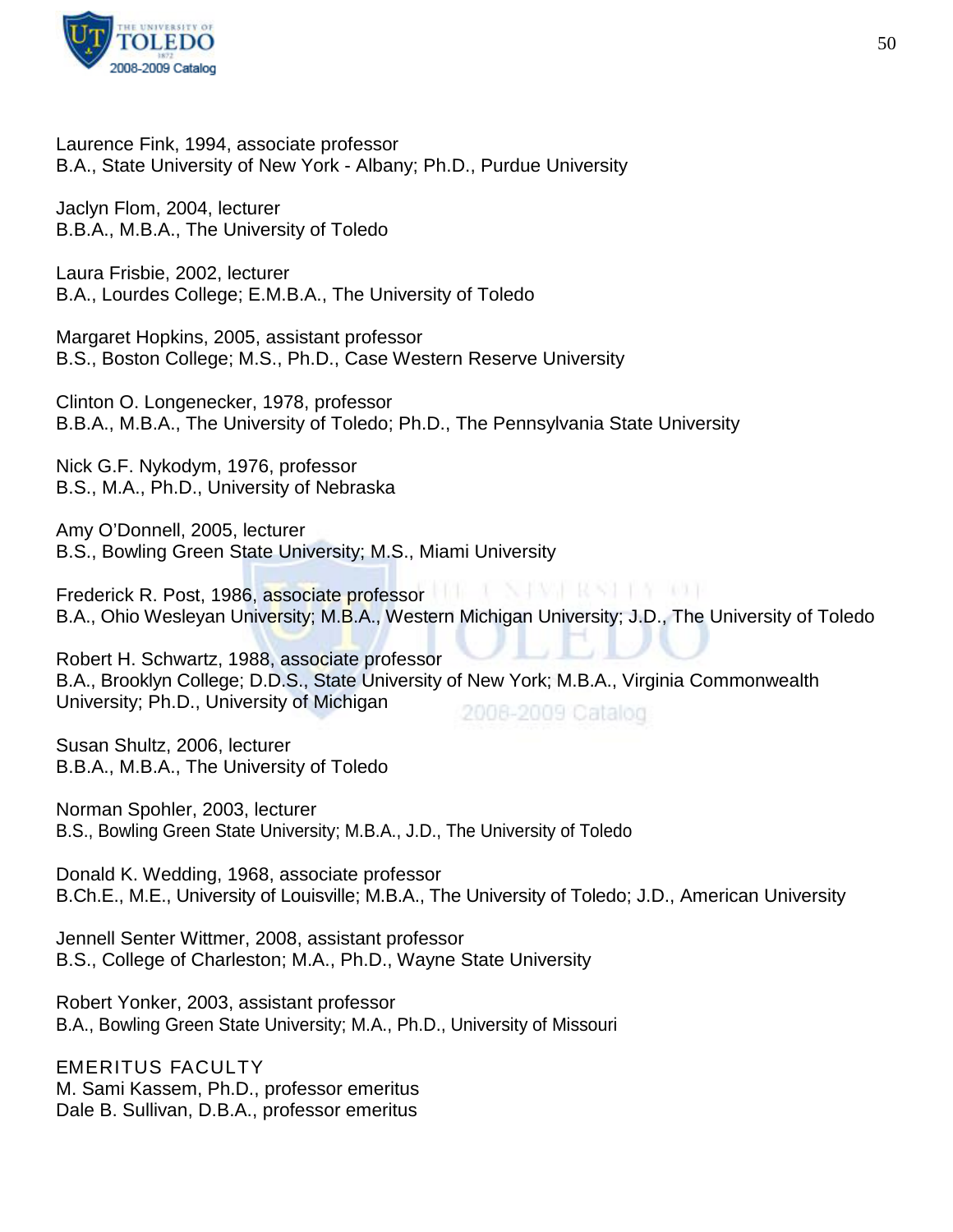Laurence Fink, 1994, associate professor
B.A., State University of New York - Albany; Ph.D., Purdue University

Jaclyn Flom, 2004, lecturer
B.B.A., M.B.A., The University of Toledo

Laura Frisbie, 2002, lecturer
B.A., Lourdes College; E.M.B.A., The University of Toledo

Margaret Hopkins, 2005, assistant professor
B.S., Boston College; M.S., Ph.D., Case Western Reserve University

Clinton O. Longenecker, 1978, professor
B.B.A., M.B.A., The University of Toledo; Ph.D., The Pennsylvania State University

Nick G.F. Nykodym, 1976, professor
B.S., M.A., Ph.D., University of Nebraska

Amy O'Donnell, 2005, lecturer
B.S., Bowling Green State University; M.S., Miami University

Frederick R. Post, 1986, associate professor
B.A., Ohio Wesleyan University; M.B.A., Western Michigan University; J.D., The University of Toledo

Robert H. Schwartz, 1988, associate professor
B.A., Brooklyn College; D.D.S., State University of New York; M.B.A., Virginia Commonwealth University; Ph.D., University of Michigan

Susan Shultz, 2006, lecturer
B.B.A., M.B.A., The University of Toledo

Norman Spohler, 2003, lecturer
B.S., Bowling Green State University; M.B.A., J.D., The University of Toledo

Donald K. Wedding, 1968, associate professor
B.Ch.E., M.E., University of Louisville; M.B.A., The University of Toledo; J.D., American University

Jennell Senter Wittmer, 2008, assistant professor
B.S., College of Charleston; M.A., Ph.D., Wayne State University

Robert Yonker, 2003, assistant professor
B.A., Bowling Green State University; M.A., Ph.D., University of Missouri

EMERITUS FACULTY
M. Sami Kassem, Ph.D., professor emeritus
Dale B. Sullivan, D.B.A., professor emeritus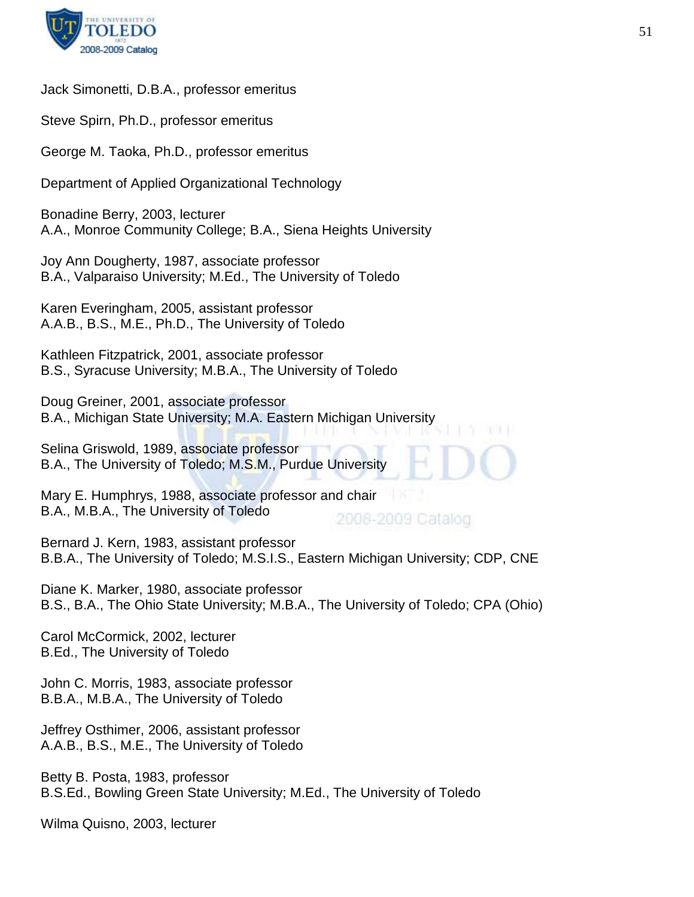Jack Simonetti, D.B.A., professor emeritus

Steve Spirn, Ph.D., professor emeritus

George M. Taoka, Ph.D., professor emeritus

Department of Applied Organizational Technology

Bonadine Berry, 2003, lecturer
A.A., Monroe Community College; B.A., Siena Heights University

Joy Ann Dougherty, 1987, associate professor
B.A., Valparaiso University; M.Ed., The University of Toledo

Karen Everingham, 2005, assistant professor
A.A.B., B.S., M.E., Ph.D., The University of Toledo

Kathleen Fitzpatrick, 2001, associate professor
B.S., Syracuse University; M.B.A., The University of Toledo

Doug Greiner, 2001, associate professor
B.A., Michigan State University; M.A. Eastern Michigan University

Selina Griswold, 1989, associate professor
B.A., The University of Toledo; M.S.M., Purdue University

Mary E. Humphrys, 1988, associate professor and chair
B.A., M.B.A., The University of Toledo

Bernard J. Kern, 1983, assistant professor
B.B.A., The University of Toledo; M.S.I.S., Eastern Michigan University; CDP, CNE

Diane K. Marker, 1980, associate professor
B.S., B.A., The Ohio State University; M.B.A., The University of Toledo; CPA (Ohio)

Carol McCormick, 2002, lecturer
B.Ed., The University of Toledo

John C. Morris, 1983, associate professor
B.B.A., M.B.A., The University of Toledo

Jeffrey Osthimer, 2006, assistant professor
A.A.B., B.S., M.E., The University of Toledo

Betty B. Posta, 1983, professor
B.S.Ed., Bowling Green State University; M.Ed., The University of Toledo

Wilma Quisno, 2003, lecturer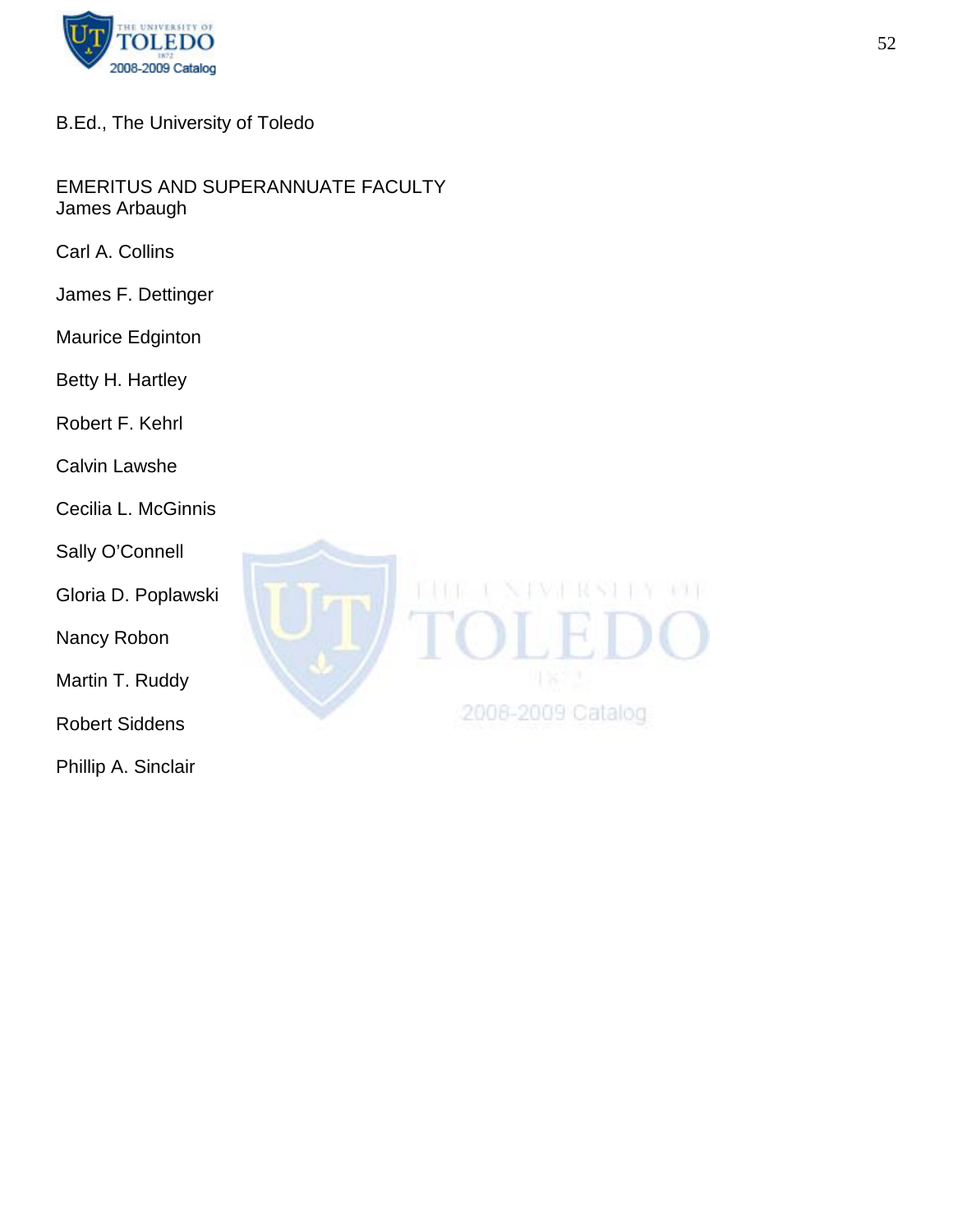B.Ed., The University of Toledo

## EMERITUS AND SUPERANNUATE FACULTY

James Arbaugh

Carl A. Collins

James F. Dettinger

Maurice Edginton

Betty H. Hartley

Robert F. Kehrl

Calvin Lawshe

Cecilia L. McGinnis

Sally O'Connell

Gloria D. Poplawski

Nancy Robon

Martin T. Ruddy

Robert Siddens

Phillip A. Sinclair